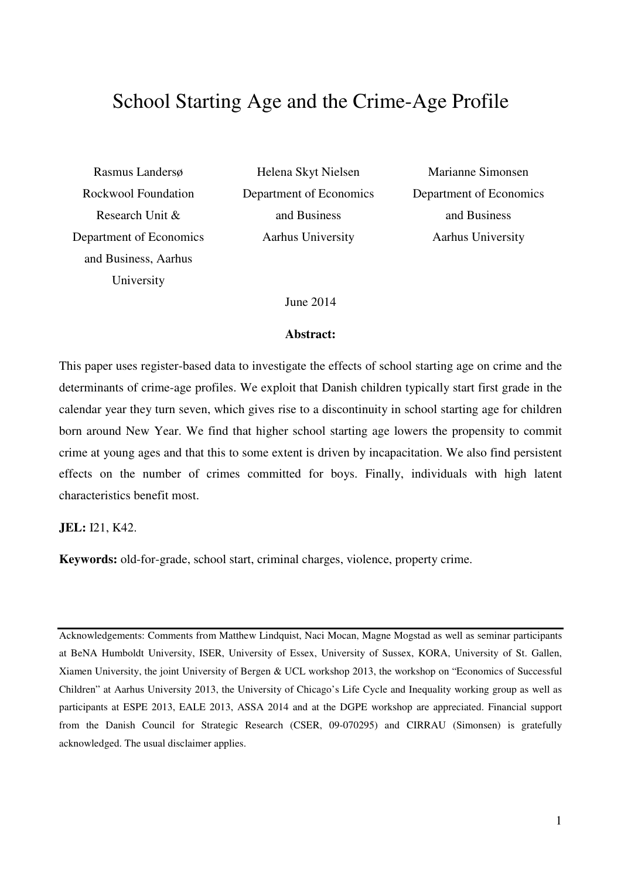# School Starting Age and the Crime-Age Profile

Rasmus Landersø
Rockwool Foundation Research Unit & Department of Economics and Business, Aarhus University

Helena Skyt Nielsen
Department of Economics and Business
Aarhus University

Marianne Simonsen
Department of Economics and Business
Aarhus University

June 2014

**Abstract:**

This paper uses register-based data to investigate the effects of school starting age on crime and the determinants of crime-age profiles. We exploit that Danish children typically start first grade in the calendar year they turn seven, which gives rise to a discontinuity in school starting age for children born around New Year. We find that higher school starting age lowers the propensity to commit crime at young ages and that this to some extent is driven by incapacitation. We also find persistent effects on the number of crimes committed for boys. Finally, individuals with high latent characteristics benefit most.

**JEL:** I21, K42.

**Keywords:** old-for-grade, school start, criminal charges, violence, property crime.

---

Acknowledgements: Comments from Matthew Lindquist, Naci Mocan, Magne Mogstad as well as seminar participants at BeNA Humboldt University, ISER, University of Essex, University of Sussex, KORA, University of St. Gallen, Xiamen University, the joint University of Bergen & UCL workshop 2013, the workshop on "Economics of Successful Children" at Aarhus University 2013, the University of Chicago's Life Cycle and Inequality working group as well as participants at ESPE 2013, EALE 2013, ASSA 2014 and at the DGPE workshop are appreciated. Financial support from the Danish Council for Strategic Research (CSER, 09-070295) and CIRRAU (Simonsen) is gratefully acknowledged. The usual disclaimer applies.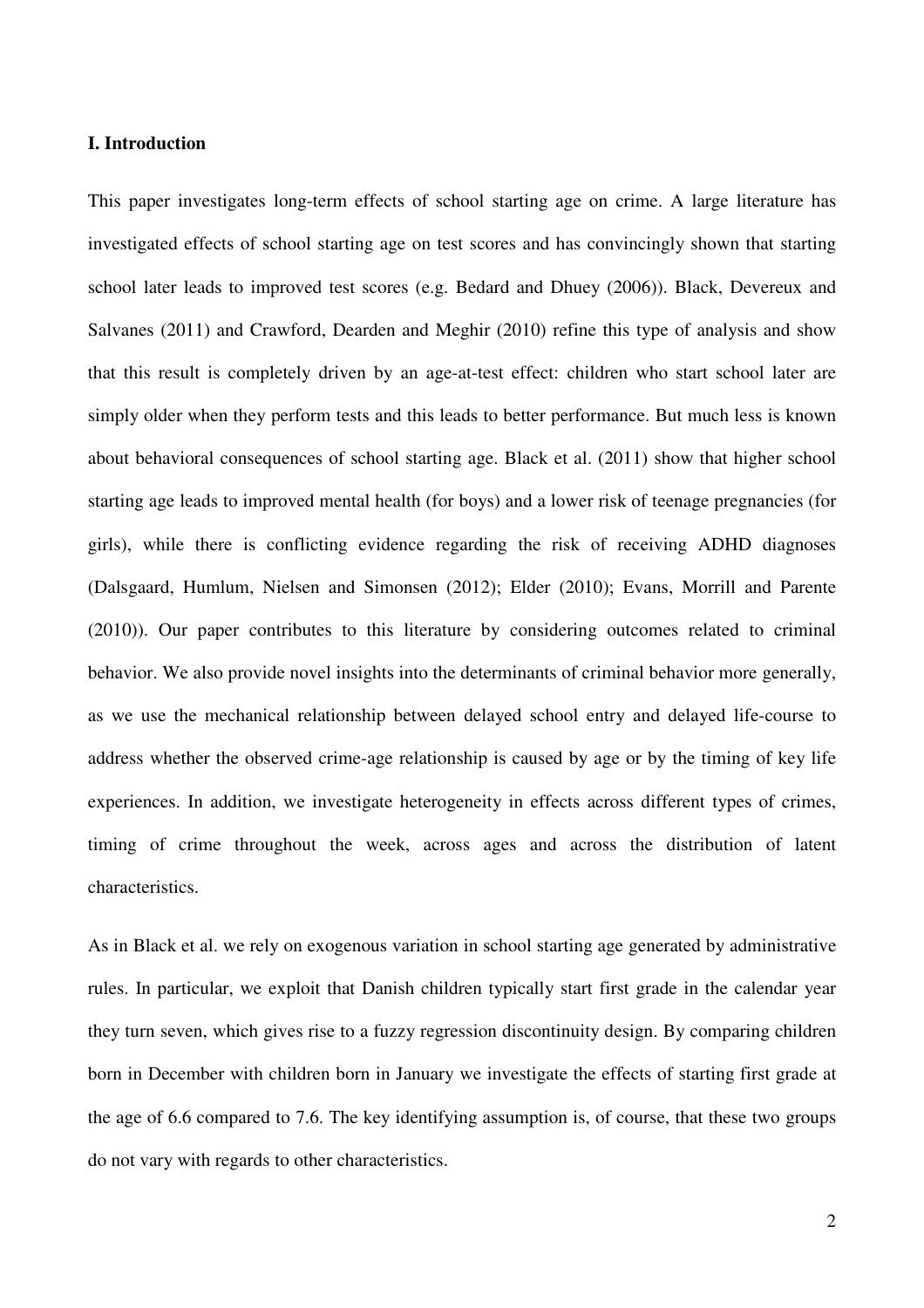## I. Introduction

This paper investigates long-term effects of school starting age on crime. A large literature has investigated effects of school starting age on test scores and has convincingly shown that starting school later leads to improved test scores (e.g. Bedard and Dhuey (2006)). Black, Devereux and Salvanes (2011) and Crawford, Dearden and Meghir (2010) refine this type of analysis and show that this result is completely driven by an age-at-test effect: children who start school later are simply older when they perform tests and this leads to better performance. But much less is known about behavioral consequences of school starting age. Black et al. (2011) show that higher school starting age leads to improved mental health (for boys) and a lower risk of teenage pregnancies (for girls), while there is conflicting evidence regarding the risk of receiving ADHD diagnoses (Dalsgaard, Humlum, Nielsen and Simonsen (2012); Elder (2010); Evans, Morrill and Parente (2010)). Our paper contributes to this literature by considering outcomes related to criminal behavior. We also provide novel insights into the determinants of criminal behavior more generally, as we use the mechanical relationship between delayed school entry and delayed life-course to address whether the observed crime-age relationship is caused by age or by the timing of key life experiences. In addition, we investigate heterogeneity in effects across different types of crimes, timing of crime throughout the week, across ages and across the distribution of latent characteristics.

As in Black et al. we rely on exogenous variation in school starting age generated by administrative rules. In particular, we exploit that Danish children typically start first grade in the calendar year they turn seven, which gives rise to a fuzzy regression discontinuity design. By comparing children born in December with children born in January we investigate the effects of starting first grade at the age of 6.6 compared to 7.6. The key identifying assumption is, of course, that these two groups do not vary with regards to other characteristics.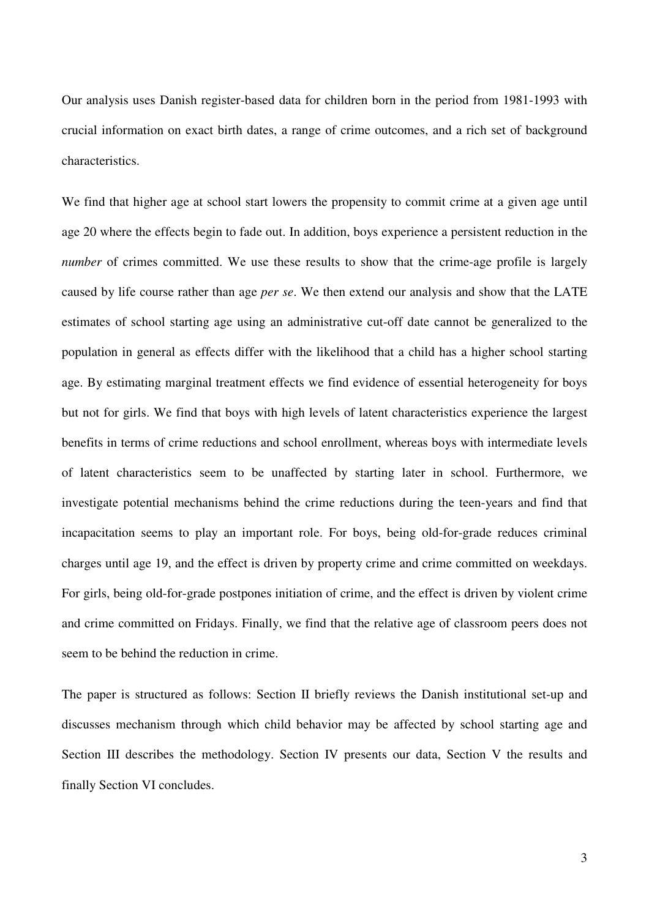Our analysis uses Danish register-based data for children born in the period from 1981-1993 with crucial information on exact birth dates, a range of crime outcomes, and a rich set of background characteristics.

We find that higher age at school start lowers the propensity to commit crime at a given age until age 20 where the effects begin to fade out. In addition, boys experience a persistent reduction in the *number* of crimes committed. We use these results to show that the crime-age profile is largely caused by life course rather than age *per se*. We then extend our analysis and show that the LATE estimates of school starting age using an administrative cut-off date cannot be generalized to the population in general as effects differ with the likelihood that a child has a higher school starting age. By estimating marginal treatment effects we find evidence of essential heterogeneity for boys but not for girls. We find that boys with high levels of latent characteristics experience the largest benefits in terms of crime reductions and school enrollment, whereas boys with intermediate levels of latent characteristics seem to be unaffected by starting later in school. Furthermore, we investigate potential mechanisms behind the crime reductions during the teen-years and find that incapacitation seems to play an important role. For boys, being old-for-grade reduces criminal charges until age 19, and the effect is driven by property crime and crime committed on weekdays. For girls, being old-for-grade postpones initiation of crime, and the effect is driven by violent crime and crime committed on Fridays. Finally, we find that the relative age of classroom peers does not seem to be behind the reduction in crime.

The paper is structured as follows: Section II briefly reviews the Danish institutional set-up and discusses mechanism through which child behavior may be affected by school starting age and Section III describes the methodology. Section IV presents our data, Section V the results and finally Section VI concludes.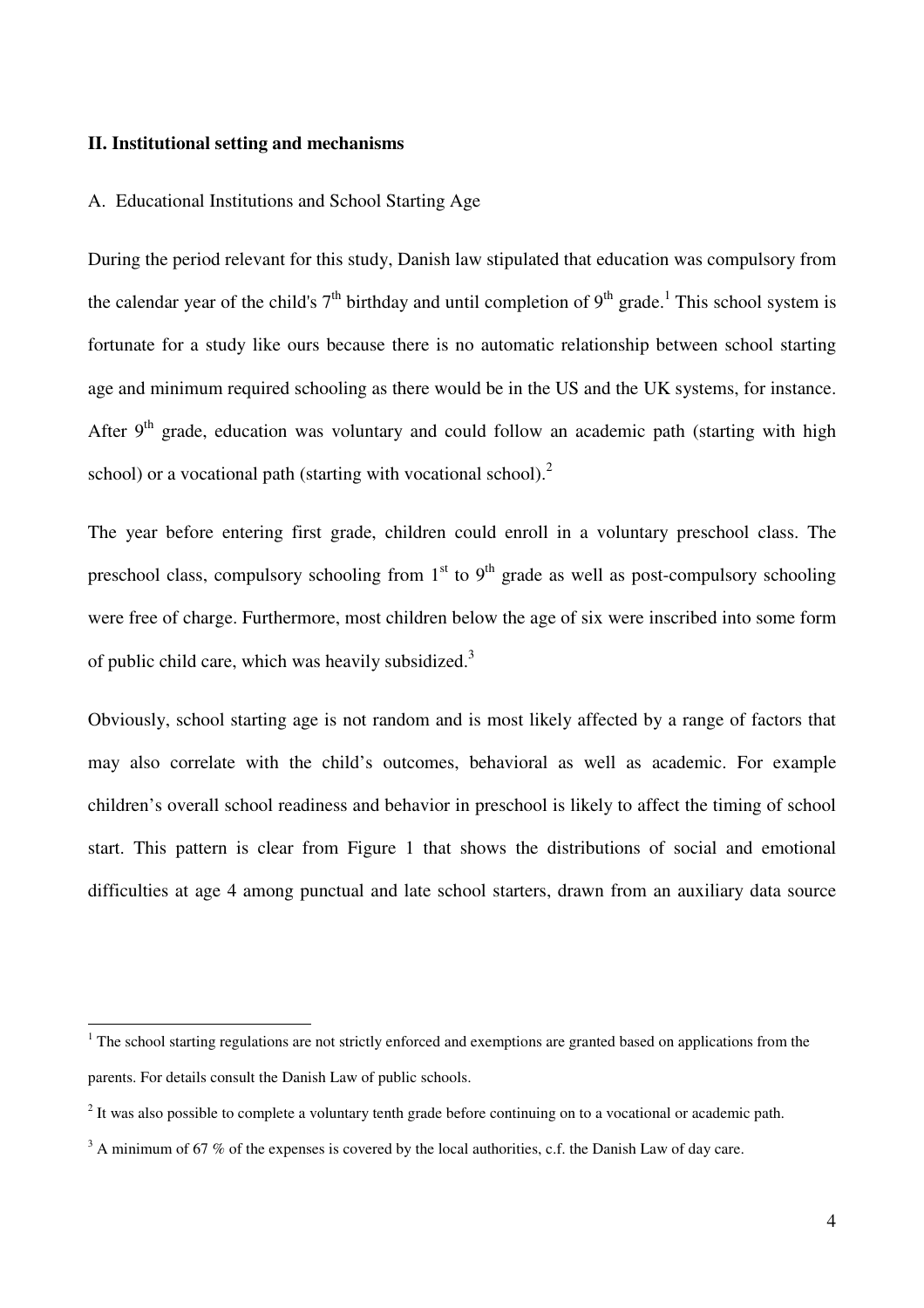**II. Institutional setting and mechanisms**

A. Educational Institutions and School Starting Age

During the period relevant for this study, Danish law stipulated that education was compulsory from the calendar year of the child's 7th birthday and until completion of 9th grade.[1] This school system is fortunate for a study like ours because there is no automatic relationship between school starting age and minimum required schooling as there would be in the US and the UK systems, for instance. After 9th grade, education was voluntary and could follow an academic path (starting with high school) or a vocational path (starting with vocational school).[2]

The year before entering first grade, children could enroll in a voluntary preschool class. The preschool class, compulsory schooling from 1st to 9th grade as well as post-compulsory schooling were free of charge. Furthermore, most children below the age of six were inscribed into some form of public child care, which was heavily subsidized.[3]

Obviously, school starting age is not random and is most likely affected by a range of factors that may also correlate with the child's outcomes, behavioral as well as academic. For example children's overall school readiness and behavior in preschool is likely to affect the timing of school start. This pattern is clear from Figure 1 that shows the distributions of social and emotional difficulties at age 4 among punctual and late school starters, drawn from an auxiliary data source

---

[1] The school starting regulations are not strictly enforced and exemptions are granted based on applications from the parents. For details consult the Danish Law of public schools.

[2] It was also possible to complete a voluntary tenth grade before continuing on to a vocational or academic path.

[3] A minimum of 67 % of the expenses is covered by the local authorities, c.f. the Danish Law of day care.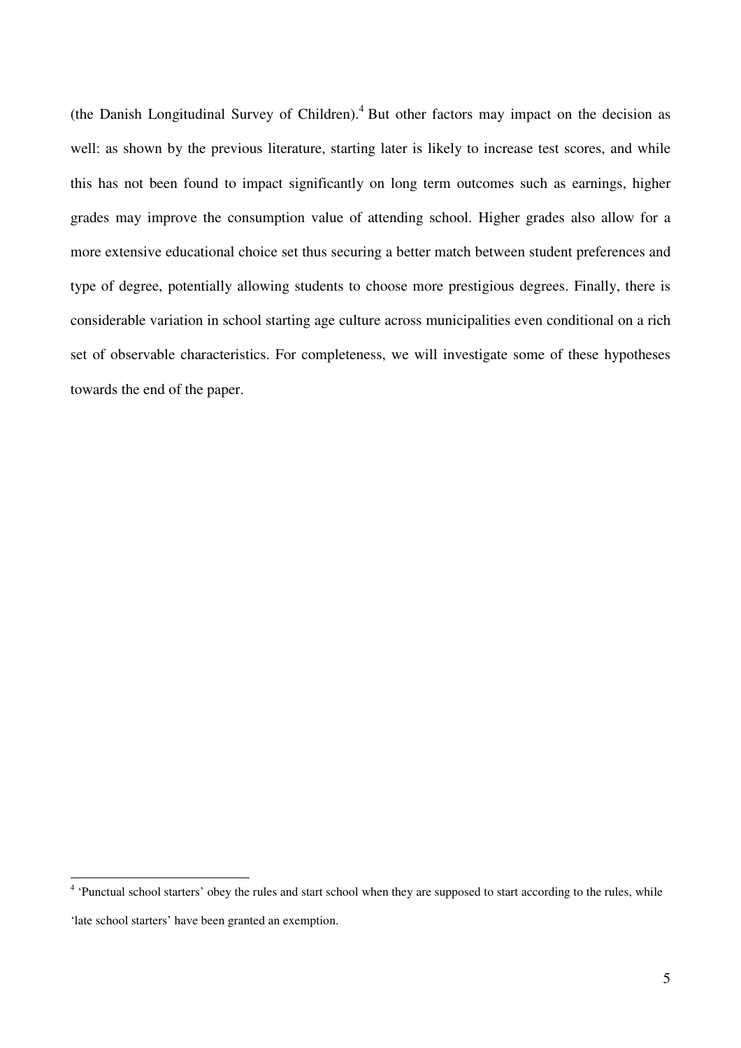(the Danish Longitudinal Survey of Children).[4] But other factors may impact on the decision as well: as shown by the previous literature, starting later is likely to increase test scores, and while this has not been found to impact significantly on long term outcomes such as earnings, higher grades may improve the consumption value of attending school. Higher grades also allow for a more extensive educational choice set thus securing a better match between student preferences and type of degree, potentially allowing students to choose more prestigious degrees. Finally, there is considerable variation in school starting age culture across municipalities even conditional on a rich set of observable characteristics. For completeness, we will investigate some of these hypotheses towards the end of the paper.

[4] 'Punctual school starters' obey the rules and start school when they are supposed to start according to the rules, while 'late school starters' have been granted an exemption.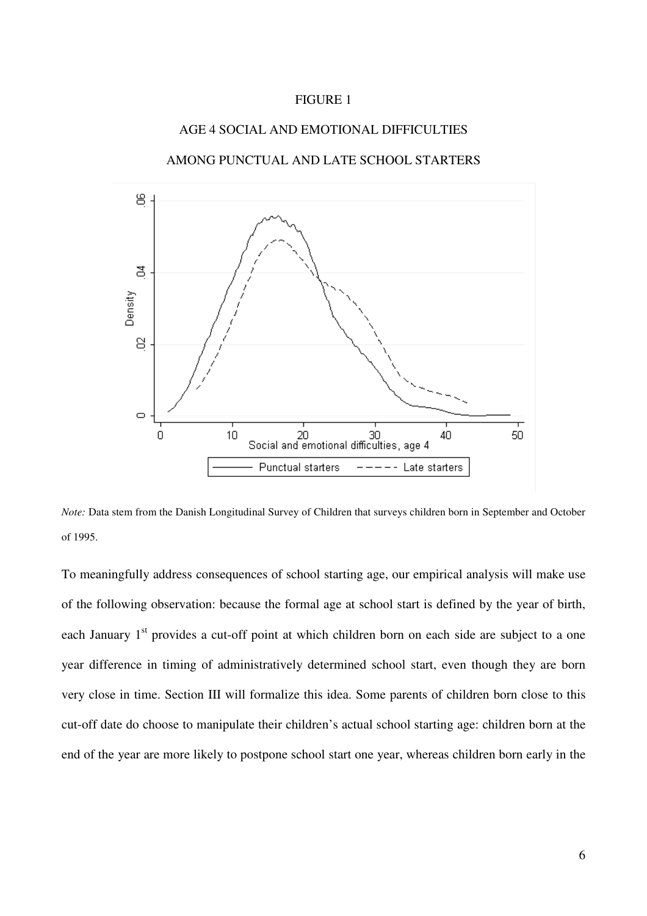FIGURE 1

AGE 4 SOCIAL AND EMOTIONAL DIFFICULTIES

AMONG PUNCTUAL AND LATE SCHOOL STARTERS

*Note:* Data stem from the Danish Longitudinal Survey of Children that surveys children born in September and October of 1995.

To meaningfully address consequences of school starting age, our empirical analysis will make use of the following observation: because the formal age at school start is defined by the year of birth, each January 1st provides a cut-off point at which children born on each side are subject to a one year difference in timing of administratively determined school start, even though they are born very close in time. Section III will formalize this idea. Some parents of children born close to this cut-off date do choose to manipulate their children's actual school starting age: children born at the end of the year are more likely to postpone school start one year, whereas children born early in the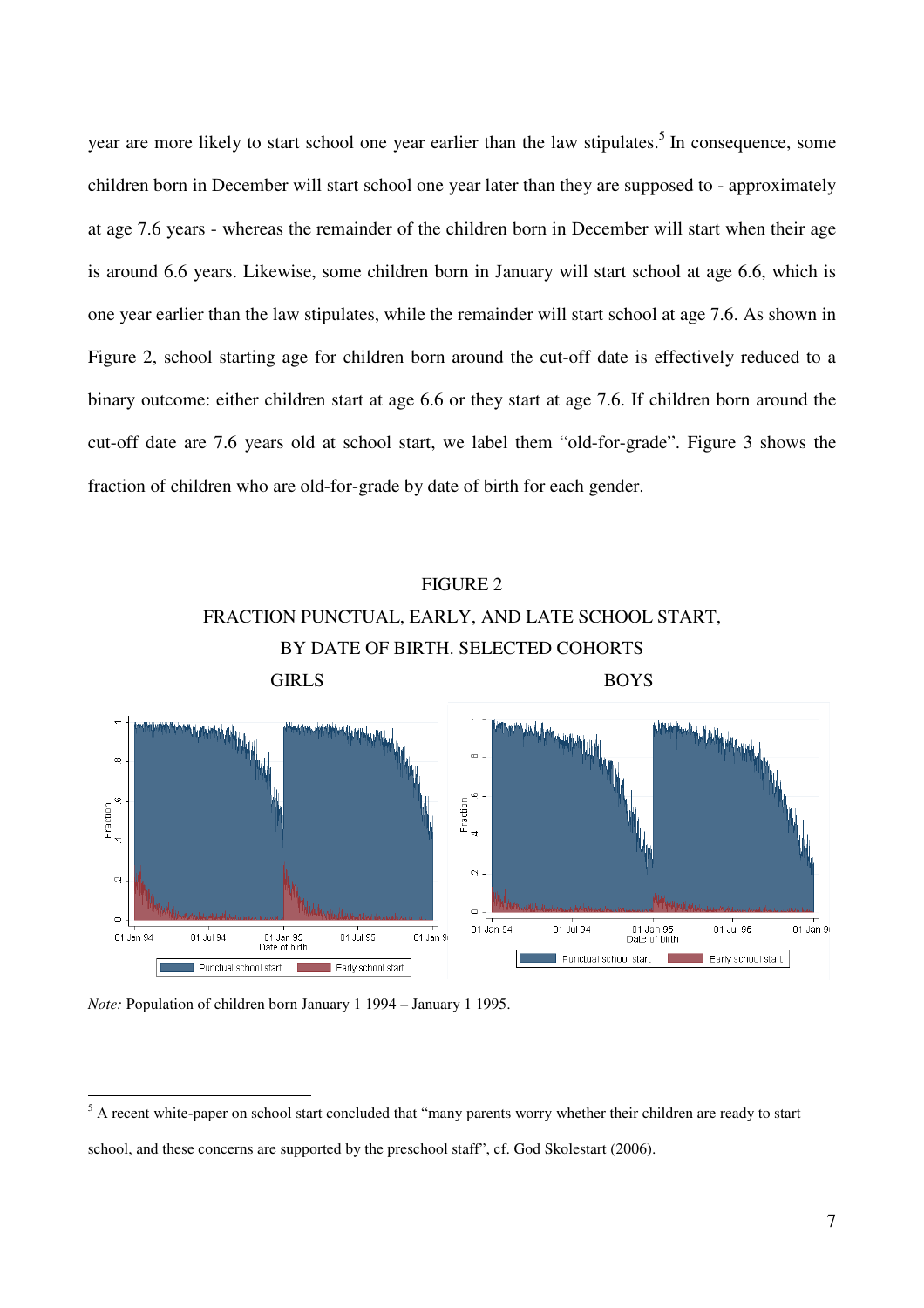year are more likely to start school one year earlier than the law stipulates.[5] In consequence, some children born in December will start school one year later than they are supposed to - approximately at age 7.6 years - whereas the remainder of the children born in December will start when their age is around 6.6 years. Likewise, some children born in January will start school at age 6.6, which is one year earlier than the law stipulates, while the remainder will start school at age 7.6. As shown in Figure 2, school starting age for children born around the cut-off date is effectively reduced to a binary outcome: either children start at age 6.6 or they start at age 7.6. If children born around the cut-off date are 7.6 years old at school start, we label them "old-for-grade". Figure 3 shows the fraction of children who are old-for-grade by date of birth for each gender.

FIGURE 2

FRACTION PUNCTUAL, EARLY, AND LATE SCHOOL START, BY DATE OF BIRTH. SELECTED COHORTS

GIRLS BOYS

*Note:* Population of children born January 1 1994 – January 1 1995.

[5] A recent white-paper on school start concluded that "many parents worry whether their children are ready to start school, and these concerns are supported by the preschool staff", cf. God Skolestart (2006).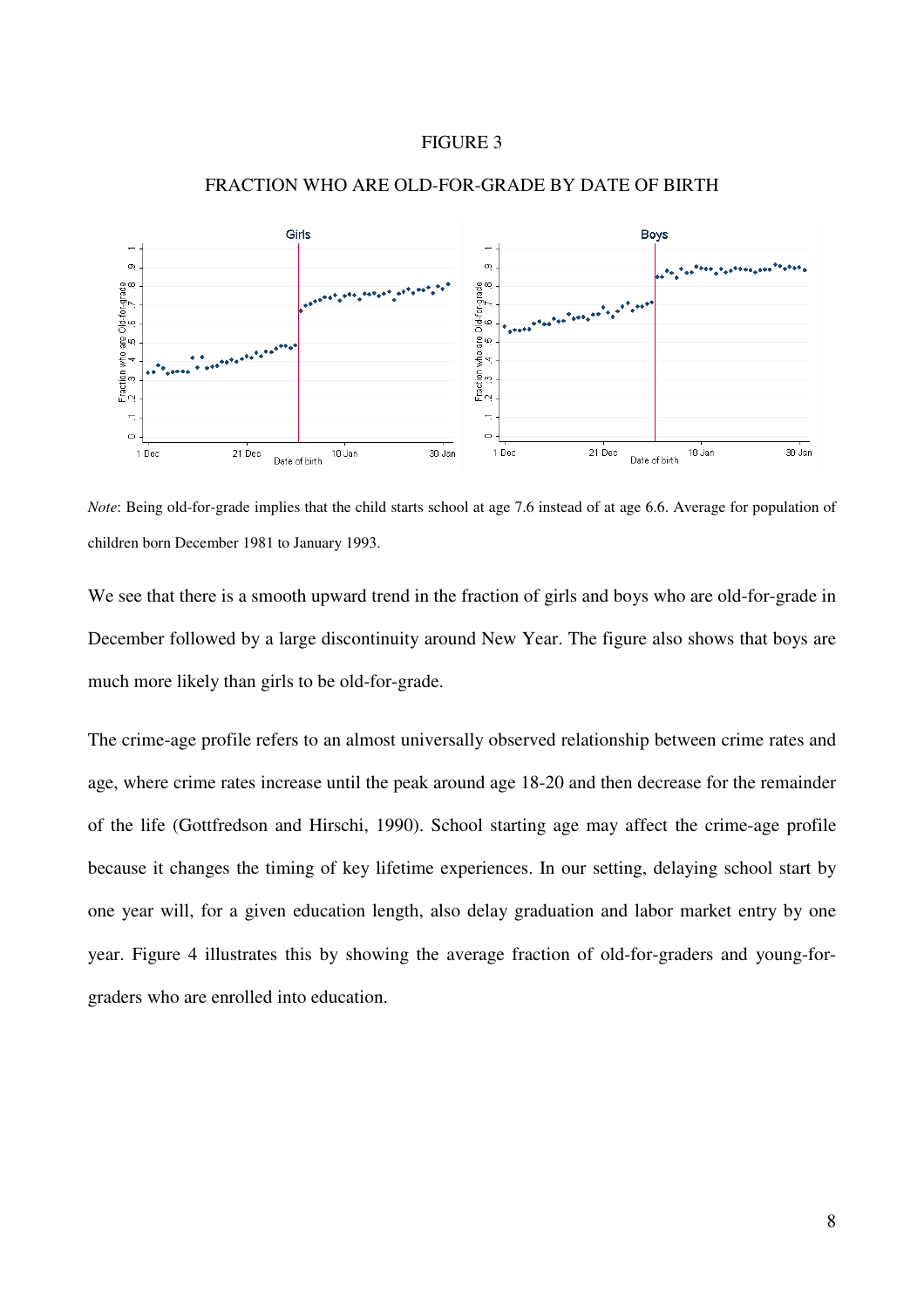FIGURE 3

FRACTION WHO ARE OLD-FOR-GRADE BY DATE OF BIRTH

*Note*: Being old-for-grade implies that the child starts school at age 7.6 instead of at age 6.6. Average for population of children born December 1981 to January 1993.

We see that there is a smooth upward trend in the fraction of girls and boys who are old-for-grade in December followed by a large discontinuity around New Year. The figure also shows that boys are much more likely than girls to be old-for-grade.

The crime-age profile refers to an almost universally observed relationship between crime rates and age, where crime rates increase until the peak around age 18-20 and then decrease for the remainder of the life (Gottfredson and Hirschi, 1990). School starting age may affect the crime-age profile because it changes the timing of key lifetime experiences. In our setting, delaying school start by one year will, for a given education length, also delay graduation and labor market entry by one year. Figure 4 illustrates this by showing the average fraction of old-for-graders and young-for-graders who are enrolled into education.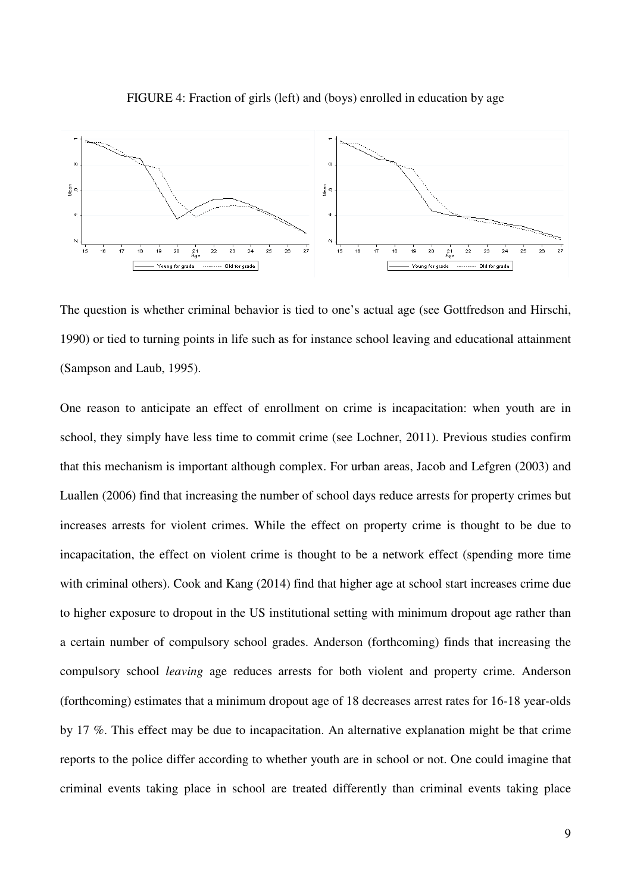FIGURE 4: Fraction of girls (left) and (boys) enrolled in education by age

The question is whether criminal behavior is tied to one's actual age (see Gottfredson and Hirschi, 1990) or tied to turning points in life such as for instance school leaving and educational attainment (Sampson and Laub, 1995).

One reason to anticipate an effect of enrollment on crime is incapacitation: when youth are in school, they simply have less time to commit crime (see Lochner, 2011). Previous studies confirm that this mechanism is important although complex. For urban areas, Jacob and Lefgren (2003) and Luallen (2006) find that increasing the number of school days reduce arrests for property crimes but increases arrests for violent crimes. While the effect on property crime is thought to be due to incapacitation, the effect on violent crime is thought to be a network effect (spending more time with criminal others). Cook and Kang (2014) find that higher age at school start increases crime due to higher exposure to dropout in the US institutional setting with minimum dropout age rather than a certain number of compulsory school grades. Anderson (forthcoming) finds that increasing the compulsory school *leaving* age reduces arrests for both violent and property crime. Anderson (forthcoming) estimates that a minimum dropout age of 18 decreases arrest rates for 16-18 year-olds by 17 %. This effect may be due to incapacitation. An alternative explanation might be that crime reports to the police differ according to whether youth are in school or not. One could imagine that criminal events taking place in school are treated differently than criminal events taking place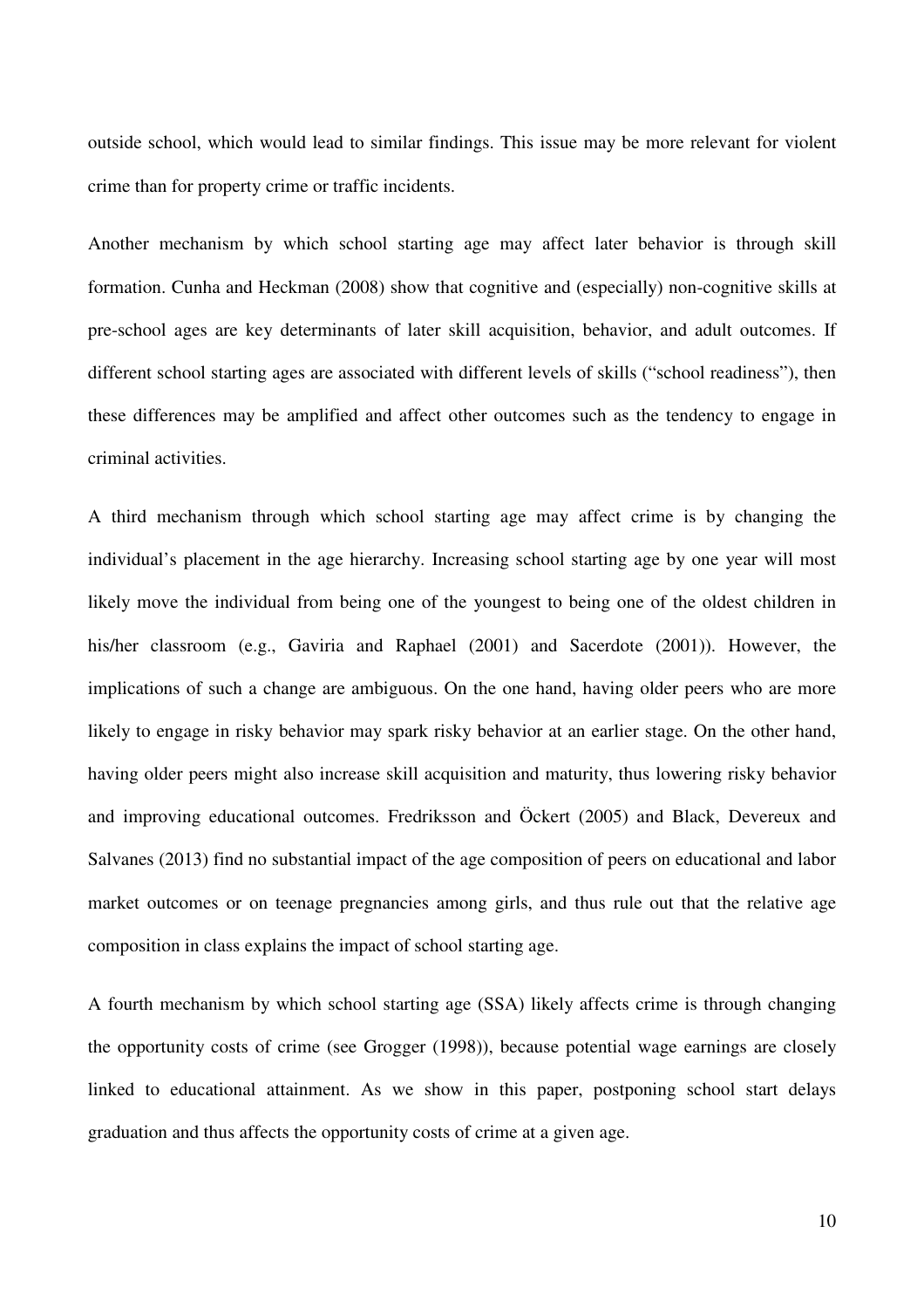outside school, which would lead to similar findings. This issue may be more relevant for violent crime than for property crime or traffic incidents.

Another mechanism by which school starting age may affect later behavior is through skill formation. Cunha and Heckman (2008) show that cognitive and (especially) non-cognitive skills at pre-school ages are key determinants of later skill acquisition, behavior, and adult outcomes. If different school starting ages are associated with different levels of skills ("school readiness"), then these differences may be amplified and affect other outcomes such as the tendency to engage in criminal activities.

A third mechanism through which school starting age may affect crime is by changing the individual's placement in the age hierarchy. Increasing school starting age by one year will most likely move the individual from being one of the youngest to being one of the oldest children in his/her classroom (e.g., Gaviria and Raphael (2001) and Sacerdote (2001)). However, the implications of such a change are ambiguous. On the one hand, having older peers who are more likely to engage in risky behavior may spark risky behavior at an earlier stage. On the other hand, having older peers might also increase skill acquisition and maturity, thus lowering risky behavior and improving educational outcomes. Fredriksson and Öckert (2005) and Black, Devereux and Salvanes (2013) find no substantial impact of the age composition of peers on educational and labor market outcomes or on teenage pregnancies among girls, and thus rule out that the relative age composition in class explains the impact of school starting age.

A fourth mechanism by which school starting age (SSA) likely affects crime is through changing the opportunity costs of crime (see Grogger (1998)), because potential wage earnings are closely linked to educational attainment. As we show in this paper, postponing school start delays graduation and thus affects the opportunity costs of crime at a given age.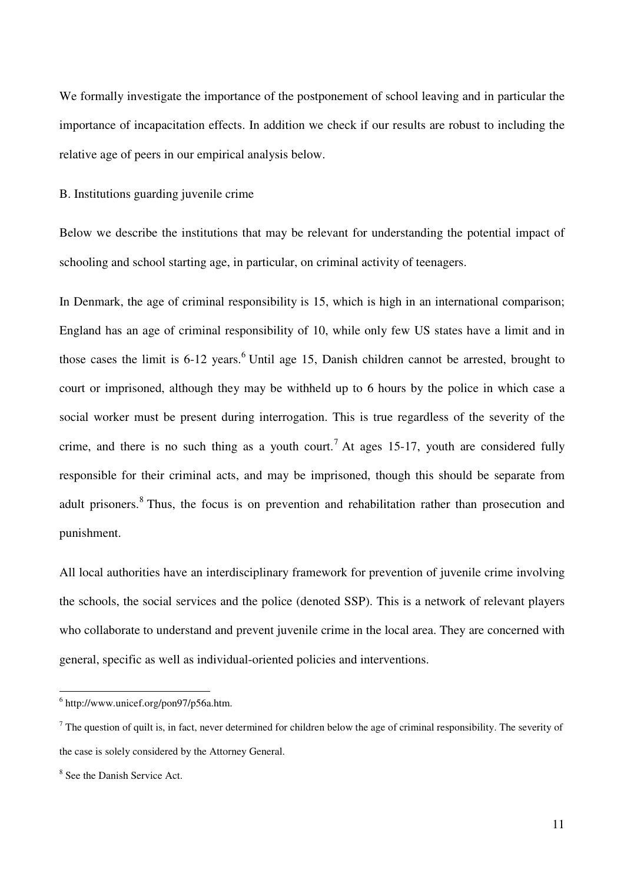We formally investigate the importance of the postponement of school leaving and in particular the importance of incapacitation effects. In addition we check if our results are robust to including the relative age of peers in our empirical analysis below.

### B. Institutions guarding juvenile crime

Below we describe the institutions that may be relevant for understanding the potential impact of schooling and school starting age, in particular, on criminal activity of teenagers.

In Denmark, the age of criminal responsibility is 15, which is high in an international comparison; England has an age of criminal responsibility of 10, while only few US states have a limit and in those cases the limit is 6-12 years.[6] Until age 15, Danish children cannot be arrested, brought to court or imprisoned, although they may be withheld up to 6 hours by the police in which case a social worker must be present during interrogation. This is true regardless of the severity of the crime, and there is no such thing as a youth court.[7] At ages 15-17, youth are considered fully responsible for their criminal acts, and may be imprisoned, though this should be separate from adult prisoners.[8] Thus, the focus is on prevention and rehabilitation rather than prosecution and punishment.

All local authorities have an interdisciplinary framework for prevention of juvenile crime involving the schools, the social services and the police (denoted SSP). This is a network of relevant players who collaborate to understand and prevent juvenile crime in the local area. They are concerned with general, specific as well as individual-oriented policies and interventions.

---

[6] http://www.unicef.org/pon97/p56a.htm.

[7] The question of quilt is, in fact, never determined for children below the age of criminal responsibility. The severity of the case is solely considered by the Attorney General.

[8] See the Danish Service Act.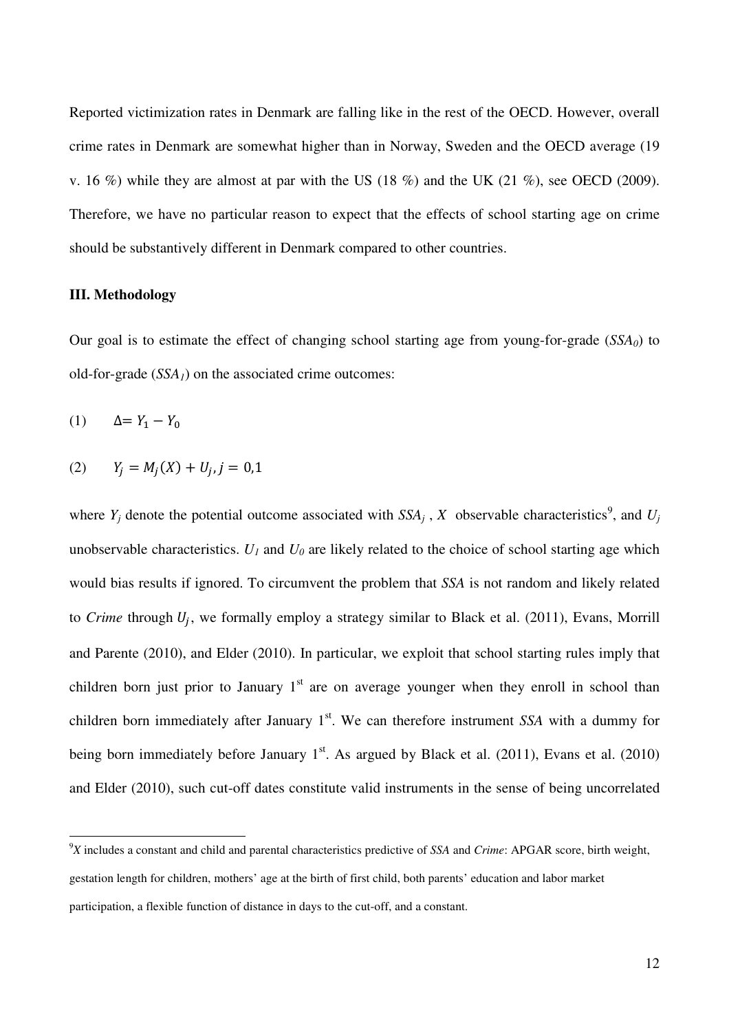Reported victimization rates in Denmark are falling like in the rest of the OECD. However, overall crime rates in Denmark are somewhat higher than in Norway, Sweden and the OECD average (19 v. 16 %) while they are almost at par with the US (18 %) and the UK (21 %), see OECD (2009). Therefore, we have no particular reason to expect that the effects of school starting age on crime should be substantively different in Denmark compared to other countries.

### III. Methodology

Our goal is to estimate the effect of changing school starting age from young-for-grade ($SSA_0$) to old-for-grade ($SSA_1$) on the associated crime outcomes:

$$(1) \qquad \Delta = Y_1 - Y_0$$

$$(2) \qquad Y_j = M_j(X) + U_j, j = 0,1$$

where $Y_j$ denote the potential outcome associated with $SSA_j$, $X$ observable characteristics[9], and $U_j$ unobservable characteristics. $U_1$ and $U_0$ are likely related to the choice of school starting age which would bias results if ignored. To circumvent the problem that *SSA* is not random and likely related to *Crime* through $U_j$, we formally employ a strategy similar to Black et al. (2011), Evans, Morrill and Parente (2010), and Elder (2010). In particular, we exploit that school starting rules imply that children born just prior to January 1[st] are on average younger when they enroll in school than children born immediately after January 1[st]. We can therefore instrument *SSA* with a dummy for being born immediately before January 1[st]. As argued by Black et al. (2011), Evans et al. (2010) and Elder (2010), such cut-off dates constitute valid instruments in the sense of being uncorrelated

[9] *X* includes a constant and child and parental characteristics predictive of *SSA* and *Crime*: APGAR score, birth weight, gestation length for children, mothers' age at the birth of first child, both parents' education and labor market participation, a flexible function of distance in days to the cut-off, and a constant.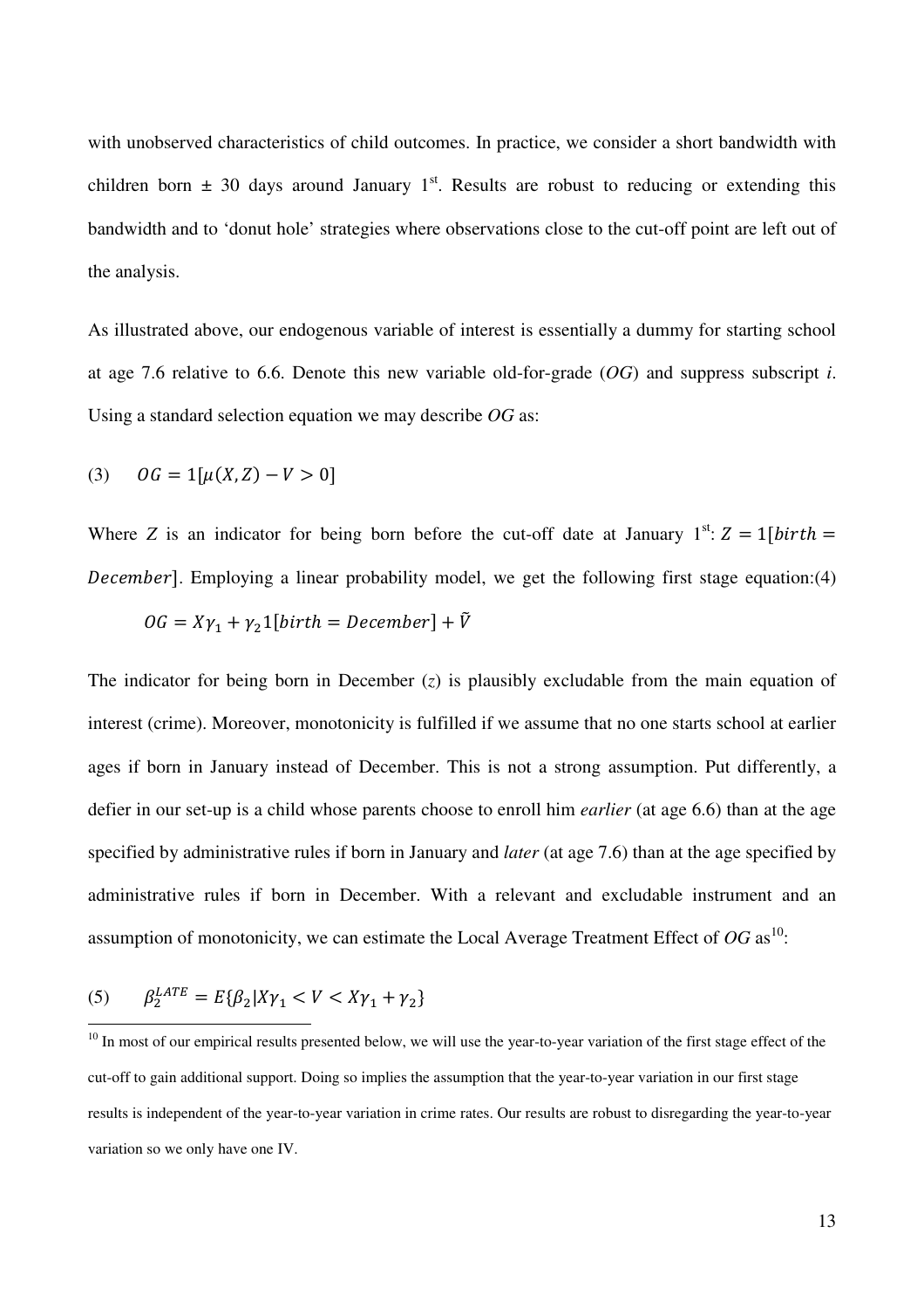with unobserved characteristics of child outcomes. In practice, we consider a short bandwidth with children born ± 30 days around January 1st. Results are robust to reducing or extending this bandwidth and to 'donut hole' strategies where observations close to the cut-off point are left out of the analysis.

As illustrated above, our endogenous variable of interest is essentially a dummy for starting school at age 7.6 relative to 6.6. Denote this new variable old-for-grade (*OG*) and suppress subscript *i*. Using a standard selection equation we may describe *OG* as:

$$(3) \qquad OG = 1[\mu(X, Z) - V > 0]$$

Where $Z$ is an indicator for being born before the cut-off date at January 1st: $Z = 1[birth = December]$. Employing a linear probability model, we get the following first stage equation:(4)

$$OG = X\gamma_1 + \gamma_2 1[birth = December] + \tilde{V}$$

The indicator for being born in December (*z*) is plausibly excludable from the main equation of interest (crime). Moreover, monotonicity is fulfilled if we assume that no one starts school at earlier ages if born in January instead of December. This is not a strong assumption. Put differently, a defier in our set-up is a child whose parents choose to enroll him *earlier* (at age 6.6) than at the age specified by administrative rules if born in January and *later* (at age 7.6) than at the age specified by administrative rules if born in December. With a relevant and excludable instrument and an assumption of monotonicity, we can estimate the Local Average Treatment Effect of *OG* as[10]:

$$(5) \qquad \beta_2^{LATE} = E\{\beta_2 | X\gamma_1 < V < X\gamma_1 + \gamma_2\}$$

[10] In most of our empirical results presented below, we will use the year-to-year variation of the first stage effect of the cut-off to gain additional support. Doing so implies the assumption that the year-to-year variation in our first stage results is independent of the year-to-year variation in crime rates. Our results are robust to disregarding the year-to-year variation so we only have one IV.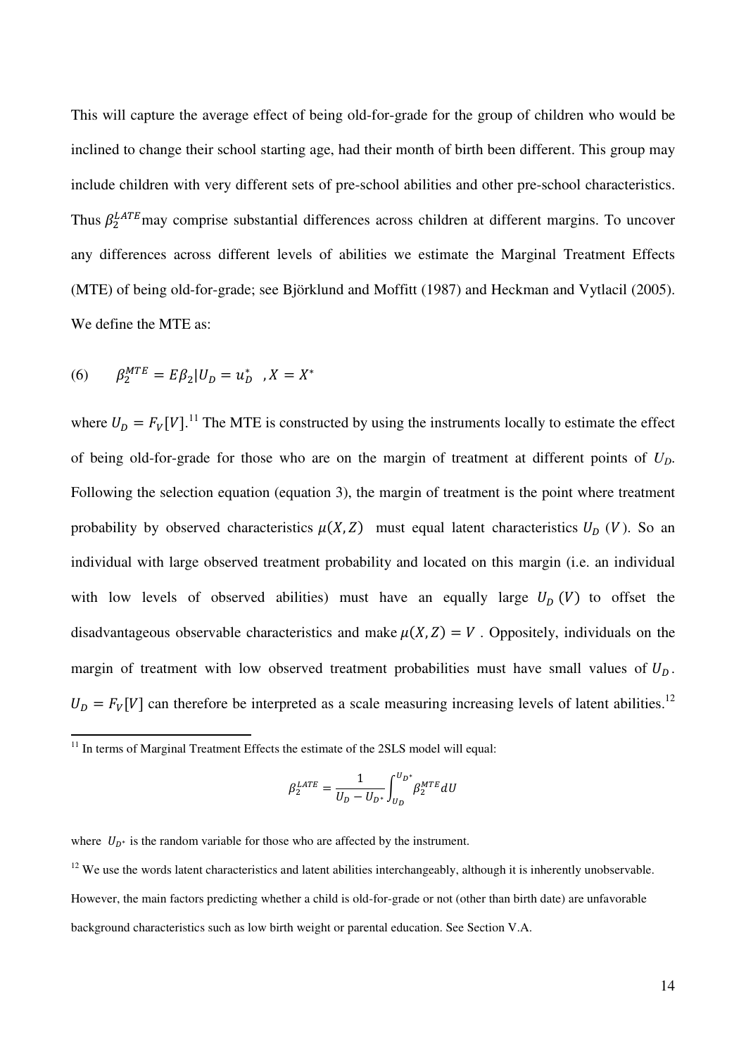This will capture the average effect of being old-for-grade for the group of children who would be inclined to change their school starting age, had their month of birth been different. This group may include children with very different sets of pre-school abilities and other pre-school characteristics. Thus $\beta_2^{LATE}$ may comprise substantial differences across children at different margins. To uncover any differences across different levels of abilities we estimate the Marginal Treatment Effects (MTE) of being old-for-grade; see Björklund and Moffitt (1987) and Heckman and Vytlacil (2005). We define the MTE as:

$$(6) \qquad \beta_2^{MTE} = E\beta_2 | U_D = u_D^* \ \ , X = X^*$$

where $U_D = F_V[V]$.[11] The MTE is constructed by using the instruments locally to estimate the effect of being old-for-grade for those who are on the margin of treatment at different points of $U_D$. Following the selection equation (equation 3), the margin of treatment is the point where treatment probability by observed characteristics $\mu(X, Z)$ must equal latent characteristics $U_D$ ($V$). So an individual with large observed treatment probability and located on this margin (i.e. an individual with low levels of observed abilities) must have an equally large $U_D$ ($V$) to offset the disadvantageous observable characteristics and make $\mu(X, Z) = V$. Oppositely, individuals on the margin of treatment with low observed treatment probabilities must have small values of $U_D$. $U_D = F_V[V]$ can therefore be interpreted as a scale measuring increasing levels of latent abilities.[12]

[11] In terms of Marginal Treatment Effects the estimate of the 2SLS model will equal:

$$\beta_2^{LATE} = \frac{1}{U_D - U_{D^*}} \int_{U_D}^{U_{D^*}} \beta_2^{MTE} dU$$

where $U_{D^*}$ is the random variable for those who are affected by the instrument.

[12] We use the words latent characteristics and latent abilities interchangeably, although it is inherently unobservable. However, the main factors predicting whether a child is old-for-grade or not (other than birth date) are unfavorable background characteristics such as low birth weight or parental education. See Section V.A.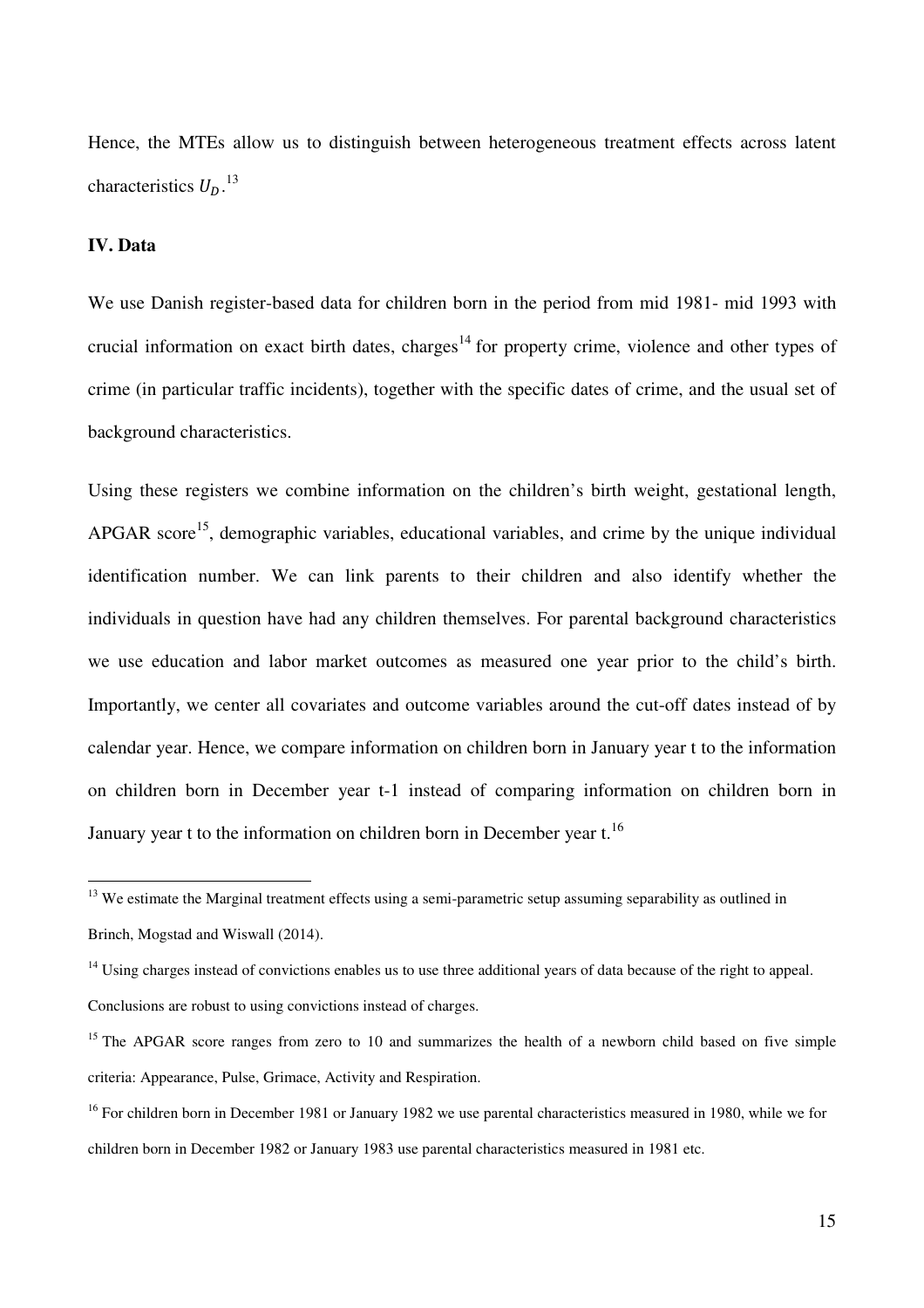Hence, the MTEs allow us to distinguish between heterogeneous treatment effects across latent characteristics $U_D$.[13]

## IV. Data

We use Danish register-based data for children born in the period from mid 1981- mid 1993 with crucial information on exact birth dates, charges[14] for property crime, violence and other types of crime (in particular traffic incidents), together with the specific dates of crime, and the usual set of background characteristics.

Using these registers we combine information on the children's birth weight, gestational length, APGAR score[15], demographic variables, educational variables, and crime by the unique individual identification number. We can link parents to their children and also identify whether the individuals in question have had any children themselves. For parental background characteristics we use education and labor market outcomes as measured one year prior to the child's birth. Importantly, we center all covariates and outcome variables around the cut-off dates instead of by calendar year. Hence, we compare information on children born in January year t to the information on children born in December year t-1 instead of comparing information on children born in January year t to the information on children born in December year t.[16]

---

[13] We estimate the Marginal treatment effects using a semi-parametric setup assuming separability as outlined in Brinch, Mogstad and Wiswall (2014).

[14] Using charges instead of convictions enables us to use three additional years of data because of the right to appeal. Conclusions are robust to using convictions instead of charges.

[15] The APGAR score ranges from zero to 10 and summarizes the health of a newborn child based on five simple criteria: Appearance, Pulse, Grimace, Activity and Respiration.

[16] For children born in December 1981 or January 1982 we use parental characteristics measured in 1980, while we for children born in December 1982 or January 1983 use parental characteristics measured in 1981 etc.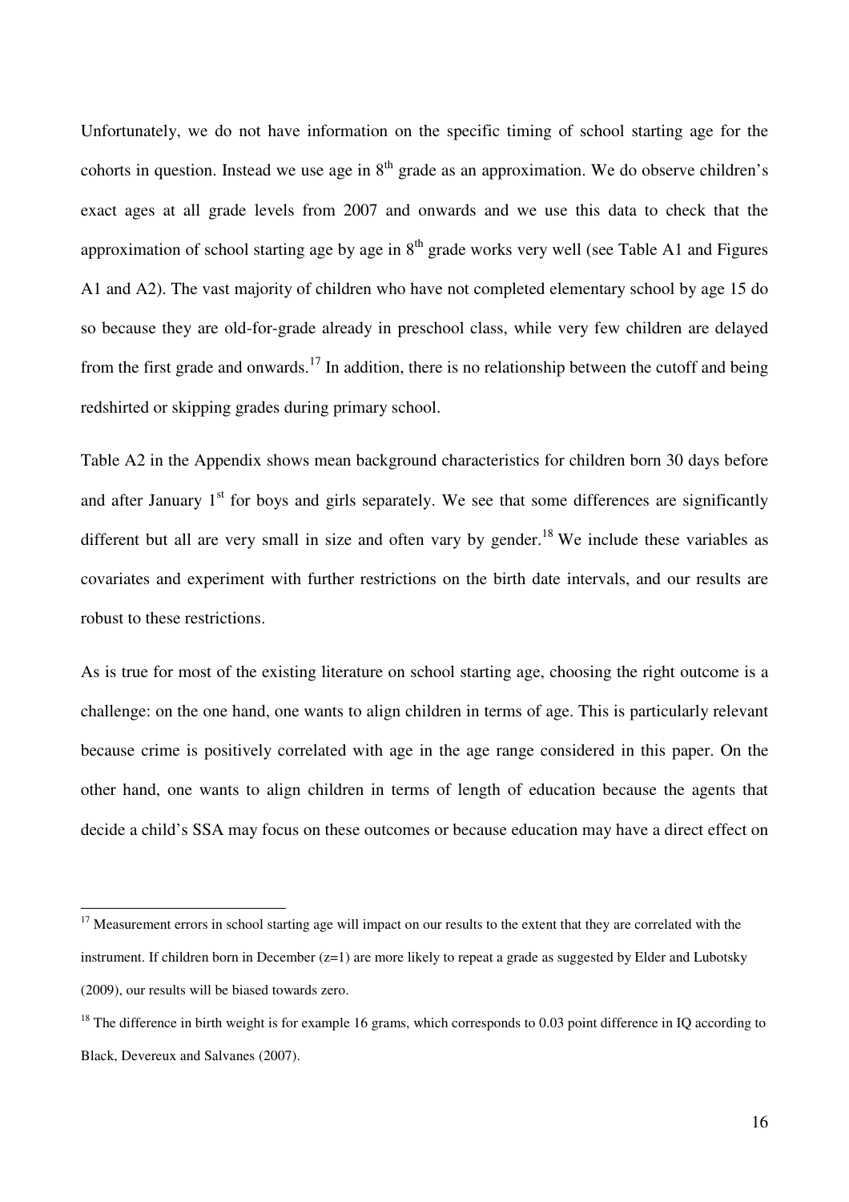Unfortunately, we do not have information on the specific timing of school starting age for the cohorts in question. Instead we use age in 8th grade as an approximation. We do observe children's exact ages at all grade levels from 2007 and onwards and we use this data to check that the approximation of school starting age by age in 8th grade works very well (see Table A1 and Figures A1 and A2). The vast majority of children who have not completed elementary school by age 15 do so because they are old-for-grade already in preschool class, while very few children are delayed from the first grade and onwards.[17] In addition, there is no relationship between the cutoff and being redshirted or skipping grades during primary school.

Table A2 in the Appendix shows mean background characteristics for children born 30 days before and after January 1st for boys and girls separately. We see that some differences are significantly different but all are very small in size and often vary by gender.[18] We include these variables as covariates and experiment with further restrictions on the birth date intervals, and our results are robust to these restrictions.

As is true for most of the existing literature on school starting age, choosing the right outcome is a challenge: on the one hand, one wants to align children in terms of age. This is particularly relevant because crime is positively correlated with age in the age range considered in this paper. On the other hand, one wants to align children in terms of length of education because the agents that decide a child's SSA may focus on these outcomes or because education may have a direct effect on

---

[17] Measurement errors in school starting age will impact on our results to the extent that they are correlated with the instrument. If children born in December ($z=1$) are more likely to repeat a grade as suggested by Elder and Lubotsky (2009), our results will be biased towards zero.

[18] The difference in birth weight is for example 16 grams, which corresponds to 0.03 point difference in IQ according to Black, Devereux and Salvanes (2007).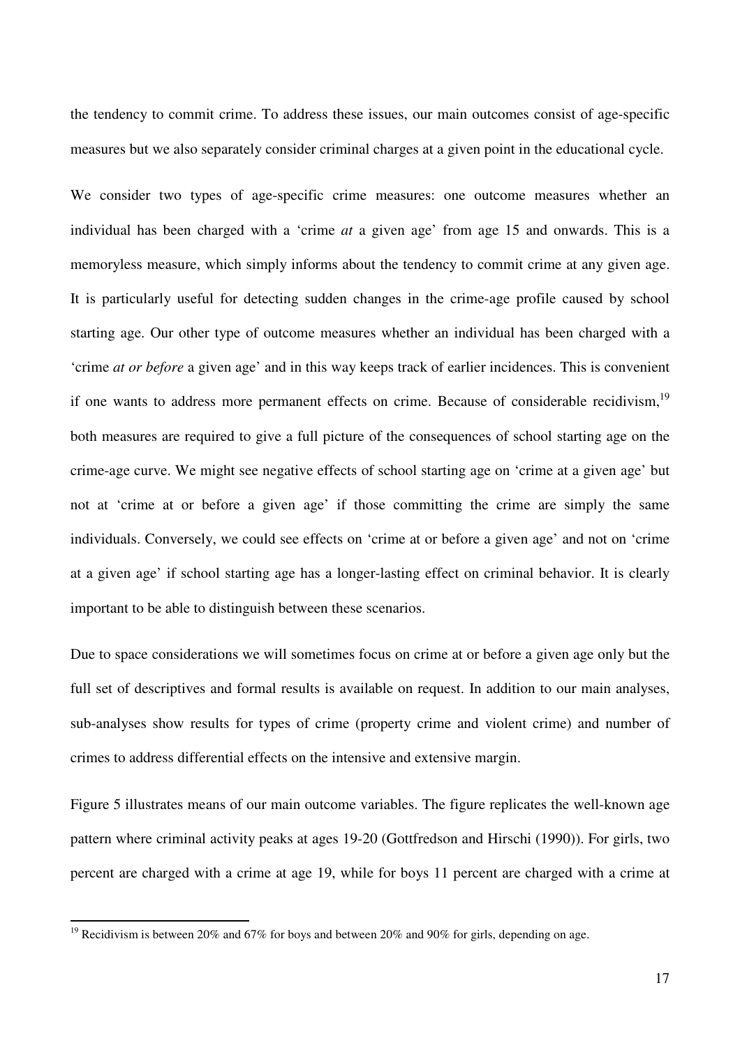the tendency to commit crime. To address these issues, our main outcomes consist of age-specific measures but we also separately consider criminal charges at a given point in the educational cycle.

We consider two types of age-specific crime measures: one outcome measures whether an individual has been charged with a 'crime *at* a given age' from age 15 and onwards. This is a memoryless measure, which simply informs about the tendency to commit crime at any given age. It is particularly useful for detecting sudden changes in the crime-age profile caused by school starting age. Our other type of outcome measures whether an individual has been charged with a 'crime *at or before* a given age' and in this way keeps track of earlier incidences. This is convenient if one wants to address more permanent effects on crime. Because of considerable recidivism,[19] both measures are required to give a full picture of the consequences of school starting age on the crime-age curve. We might see negative effects of school starting age on 'crime at a given age' but not at 'crime at or before a given age' if those committing the crime are simply the same individuals. Conversely, we could see effects on 'crime at or before a given age' and not on 'crime at a given age' if school starting age has a longer-lasting effect on criminal behavior. It is clearly important to be able to distinguish between these scenarios.

Due to space considerations we will sometimes focus on crime at or before a given age only but the full set of descriptives and formal results is available on request. In addition to our main analyses, sub-analyses show results for types of crime (property crime and violent crime) and number of crimes to address differential effects on the intensive and extensive margin.

Figure 5 illustrates means of our main outcome variables. The figure replicates the well-known age pattern where criminal activity peaks at ages 19-20 (Gottfredson and Hirschi (1990)). For girls, two percent are charged with a crime at age 19, while for boys 11 percent are charged with a crime at

[19] Recidivism is between 20% and 67% for boys and between 20% and 90% for girls, depending on age.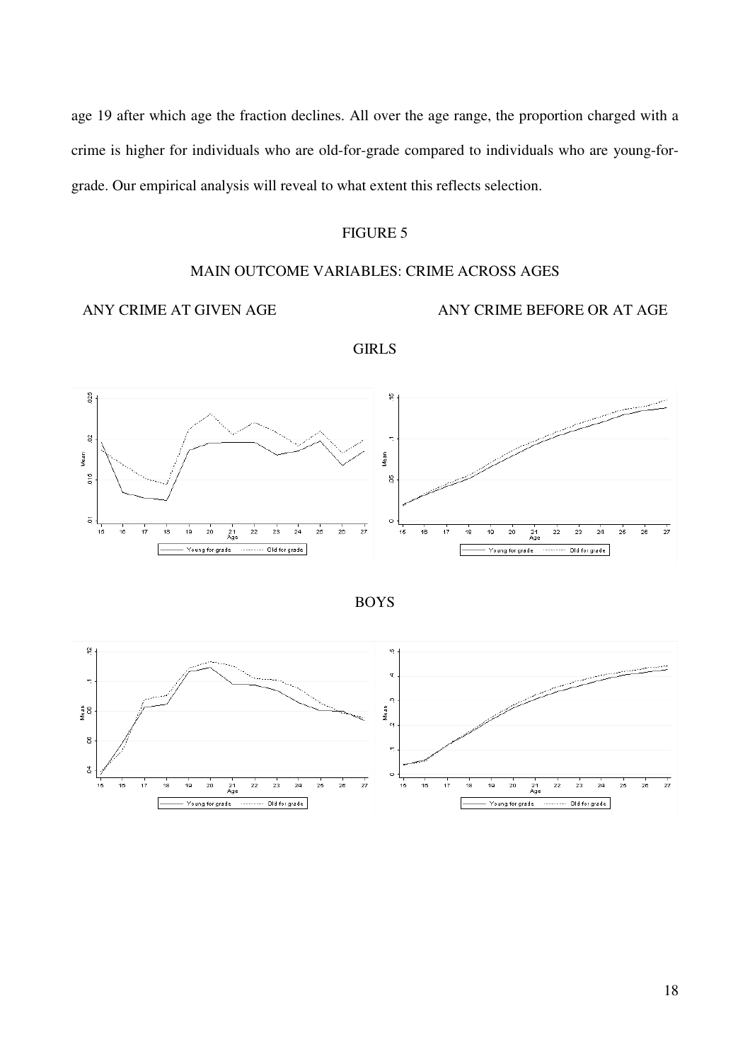age 19 after which age the fraction declines. All over the age range, the proportion charged with a crime is higher for individuals who are old-for-grade compared to individuals who are young-for-grade. Our empirical analysis will reveal to what extent this reflects selection.

FIGURE 5

MAIN OUTCOME VARIABLES: CRIME ACROSS AGES

ANY CRIME AT GIVEN AGE | ANY CRIME BEFORE OR AT AGE

GIRLS

BOYS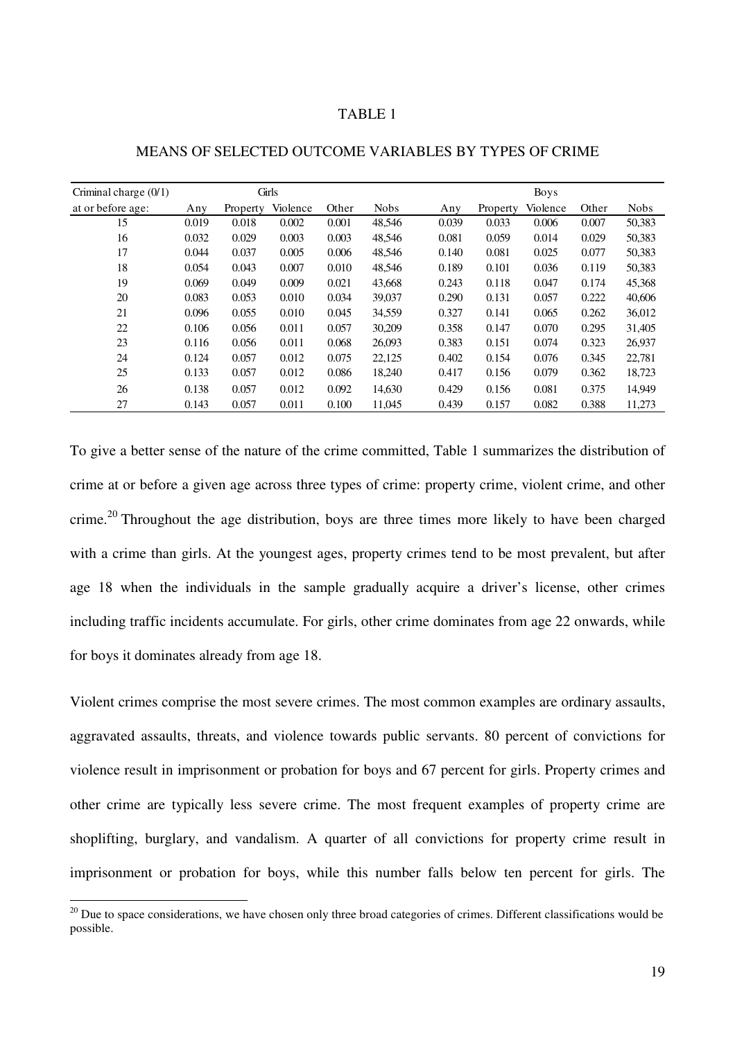TABLE 1

MEANS OF SELECTED OUTCOME VARIABLES BY TYPES OF CRIME

| Criminal charge (0/1) | Girls | | | | | Boys | | | | |
|---|---|---|---|---|---|---|---|---|---|---|
| at or before age: | Any | Property | Violence | Other | Nobs | Any | Property | Violence | Other | Nobs |
| 15 | 0.019 | 0.018 | 0.002 | 0.001 | 48,546 | 0.039 | 0.033 | 0.006 | 0.007 | 50,383 |
| 16 | 0.032 | 0.029 | 0.003 | 0.003 | 48,546 | 0.081 | 0.059 | 0.014 | 0.029 | 50,383 |
| 17 | 0.044 | 0.037 | 0.005 | 0.006 | 48,546 | 0.140 | 0.081 | 0.025 | 0.077 | 50,383 |
| 18 | 0.054 | 0.043 | 0.007 | 0.010 | 48,546 | 0.189 | 0.101 | 0.036 | 0.119 | 50,383 |
| 19 | 0.069 | 0.049 | 0.009 | 0.021 | 43,668 | 0.243 | 0.118 | 0.047 | 0.174 | 45,368 |
| 20 | 0.083 | 0.053 | 0.010 | 0.034 | 39,037 | 0.290 | 0.131 | 0.057 | 0.222 | 40,606 |
| 21 | 0.096 | 0.055 | 0.010 | 0.045 | 34,559 | 0.327 | 0.141 | 0.065 | 0.262 | 36,012 |
| 22 | 0.106 | 0.056 | 0.011 | 0.057 | 30,209 | 0.358 | 0.147 | 0.070 | 0.295 | 31,405 |
| 23 | 0.116 | 0.056 | 0.011 | 0.068 | 26,093 | 0.383 | 0.151 | 0.074 | 0.323 | 26,937 |
| 24 | 0.124 | 0.057 | 0.012 | 0.075 | 22,125 | 0.402 | 0.154 | 0.076 | 0.345 | 22,781 |
| 25 | 0.133 | 0.057 | 0.012 | 0.086 | 18,240 | 0.417 | 0.156 | 0.079 | 0.362 | 18,723 |
| 26 | 0.138 | 0.057 | 0.012 | 0.092 | 14,630 | 0.429 | 0.156 | 0.081 | 0.375 | 14,949 |
| 27 | 0.143 | 0.057 | 0.011 | 0.100 | 11,045 | 0.439 | 0.157 | 0.082 | 0.388 | 11,273 |

To give a better sense of the nature of the crime committed, Table 1 summarizes the distribution of crime at or before a given age across three types of crime: property crime, violent crime, and other crime.[20] Throughout the age distribution, boys are three times more likely to have been charged with a crime than girls. At the youngest ages, property crimes tend to be most prevalent, but after age 18 when the individuals in the sample gradually acquire a driver's license, other crimes including traffic incidents accumulate. For girls, other crime dominates from age 22 onwards, while for boys it dominates already from age 18.

Violent crimes comprise the most severe crimes. The most common examples are ordinary assaults, aggravated assaults, threats, and violence towards public servants. 80 percent of convictions for violence result in imprisonment or probation for boys and 67 percent for girls. Property crimes and other crime are typically less severe crime. The most frequent examples of property crime are shoplifting, burglary, and vandalism. A quarter of all convictions for property crime result in imprisonment or probation for boys, while this number falls below ten percent for girls. The

[20] Due to space considerations, we have chosen only three broad categories of crimes. Different classifications would be possible.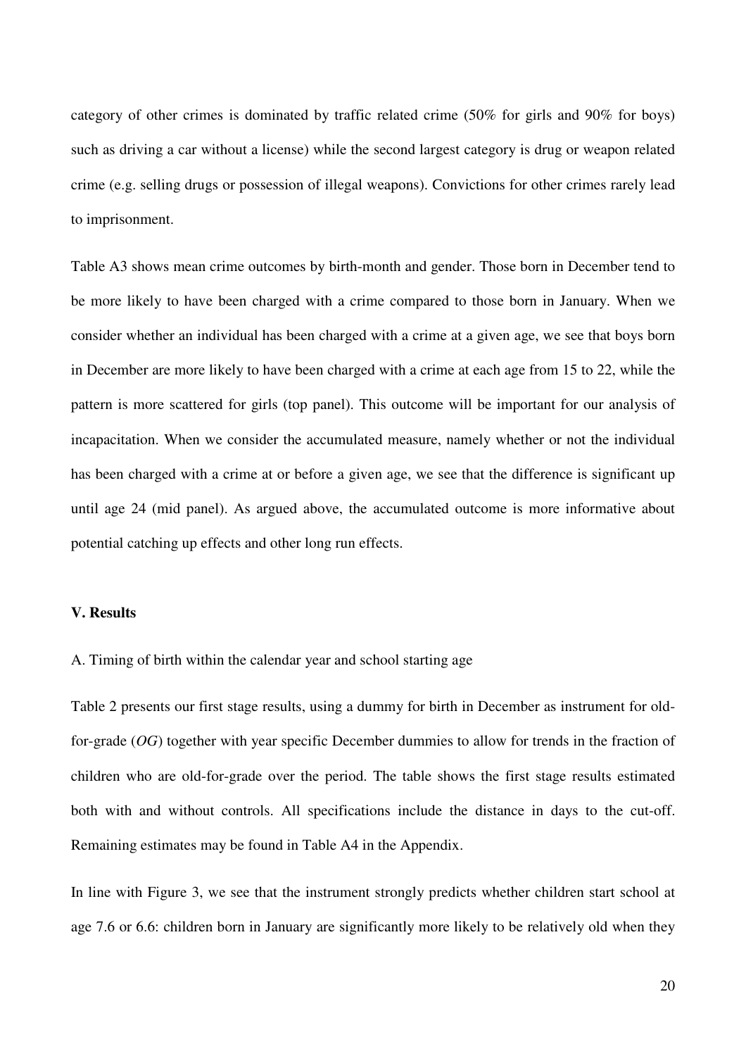category of other crimes is dominated by traffic related crime (50% for girls and 90% for boys) such as driving a car without a license) while the second largest category is drug or weapon related crime (e.g. selling drugs or possession of illegal weapons). Convictions for other crimes rarely lead to imprisonment.

Table A3 shows mean crime outcomes by birth-month and gender. Those born in December tend to be more likely to have been charged with a crime compared to those born in January. When we consider whether an individual has been charged with a crime at a given age, we see that boys born in December are more likely to have been charged with a crime at each age from 15 to 22, while the pattern is more scattered for girls (top panel). This outcome will be important for our analysis of incapacitation. When we consider the accumulated measure, namely whether or not the individual has been charged with a crime at or before a given age, we see that the difference is significant up until age 24 (mid panel). As argued above, the accumulated outcome is more informative about potential catching up effects and other long run effects.

## V. Results

### A. Timing of birth within the calendar year and school starting age

Table 2 presents our first stage results, using a dummy for birth in December as instrument for old-for-grade (*OG*) together with year specific December dummies to allow for trends in the fraction of children who are old-for-grade over the period. The table shows the first stage results estimated both with and without controls. All specifications include the distance in days to the cut-off. Remaining estimates may be found in Table A4 in the Appendix.

In line with Figure 3, we see that the instrument strongly predicts whether children start school at age 7.6 or 6.6: children born in January are significantly more likely to be relatively old when they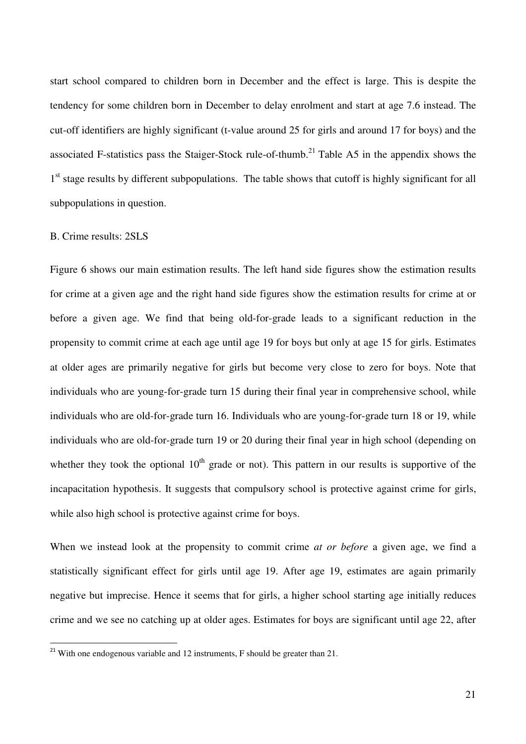start school compared to children born in December and the effect is large. This is despite the tendency for some children born in December to delay enrolment and start at age 7.6 instead. The cut-off identifiers are highly significant (t-value around 25 for girls and around 17 for boys) and the associated F-statistics pass the Staiger-Stock rule-of-thumb.[21] Table A5 in the appendix shows the 1st stage results by different subpopulations. The table shows that cutoff is highly significant for all subpopulations in question.

B. Crime results: 2SLS

Figure 6 shows our main estimation results. The left hand side figures show the estimation results for crime at a given age and the right hand side figures show the estimation results for crime at or before a given age. We find that being old-for-grade leads to a significant reduction in the propensity to commit crime at each age until age 19 for boys but only at age 15 for girls. Estimates at older ages are primarily negative for girls but become very close to zero for boys. Note that individuals who are young-for-grade turn 15 during their final year in comprehensive school, while individuals who are old-for-grade turn 16. Individuals who are young-for-grade turn 18 or 19, while individuals who are old-for-grade turn 19 or 20 during their final year in high school (depending on whether they took the optional 10th grade or not). This pattern in our results is supportive of the incapacitation hypothesis. It suggests that compulsory school is protective against crime for girls, while also high school is protective against crime for boys.

When we instead look at the propensity to commit crime *at or before* a given age, we find a statistically significant effect for girls until age 19. After age 19, estimates are again primarily negative but imprecise. Hence it seems that for girls, a higher school starting age initially reduces crime and we see no catching up at older ages. Estimates for boys are significant until age 22, after

[21] With one endogenous variable and 12 instruments, F should be greater than 21.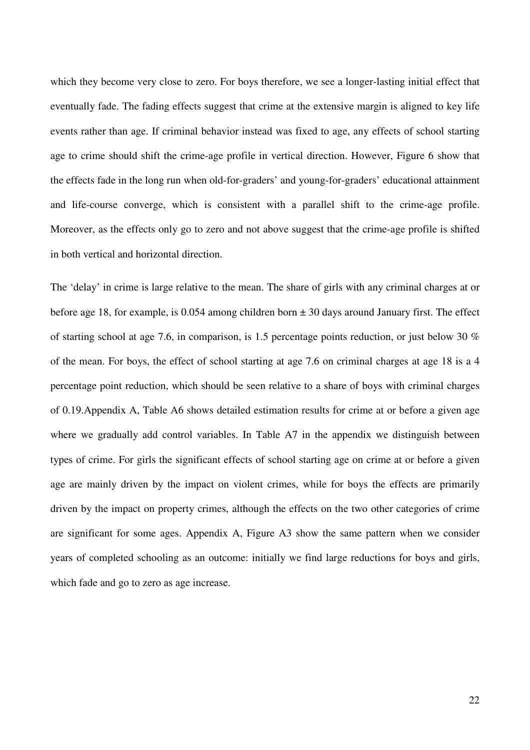which they become very close to zero. For boys therefore, we see a longer-lasting initial effect that eventually fade. The fading effects suggest that crime at the extensive margin is aligned to key life events rather than age. If criminal behavior instead was fixed to age, any effects of school starting age to crime should shift the crime-age profile in vertical direction. However, Figure 6 show that the effects fade in the long run when old-for-graders' and young-for-graders' educational attainment and life-course converge, which is consistent with a parallel shift to the crime-age profile. Moreover, as the effects only go to zero and not above suggest that the crime-age profile is shifted in both vertical and horizontal direction.

The 'delay' in crime is large relative to the mean. The share of girls with any criminal charges at or before age 18, for example, is 0.054 among children born ± 30 days around January first. The effect of starting school at age 7.6, in comparison, is 1.5 percentage points reduction, or just below 30 % of the mean. For boys, the effect of school starting at age 7.6 on criminal charges at age 18 is a 4 percentage point reduction, which should be seen relative to a share of boys with criminal charges of 0.19.Appendix A, Table A6 shows detailed estimation results for crime at or before a given age where we gradually add control variables. In Table A7 in the appendix we distinguish between types of crime. For girls the significant effects of school starting age on crime at or before a given age are mainly driven by the impact on violent crimes, while for boys the effects are primarily driven by the impact on property crimes, although the effects on the two other categories of crime are significant for some ages. Appendix A, Figure A3 show the same pattern when we consider years of completed schooling as an outcome: initially we find large reductions for boys and girls, which fade and go to zero as age increase.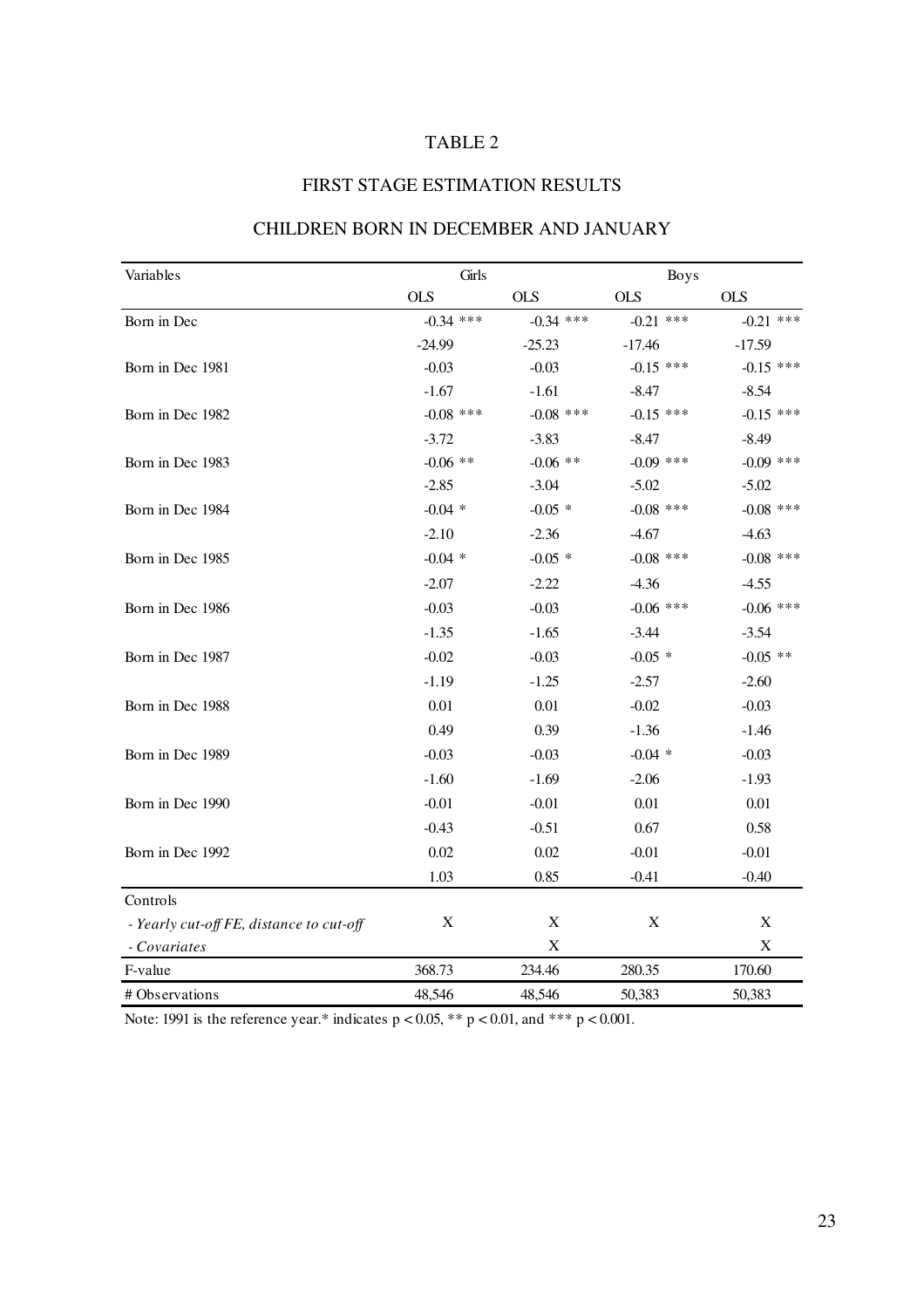TABLE 2

FIRST STAGE ESTIMATION RESULTS

CHILDREN BORN IN DECEMBER AND JANUARY

| Variables | Girls | | Boys | |
|---|---|---|---|---|
| | OLS | OLS | OLS | OLS |
| Born in Dec | -0.34 *** | -0.34 *** | -0.21 *** | -0.21 *** |
| | -24.99 | -25.23 | -17.46 | -17.59 |
| Born in Dec 1981 | -0.03 | -0.03 | -0.15 *** | -0.15 *** |
| | -1.67 | -1.61 | -8.47 | -8.54 |
| Born in Dec 1982 | -0.08 *** | -0.08 *** | -0.15 *** | -0.15 *** |
| | -3.72 | -3.83 | -8.47 | -8.49 |
| Born in Dec 1983 | -0.06 ** | -0.06 ** | -0.09 *** | -0.09 *** |
| | -2.85 | -3.04 | -5.02 | -5.02 |
| Born in Dec 1984 | -0.04 * | -0.05 * | -0.08 *** | -0.08 *** |
| | -2.10 | -2.36 | -4.67 | -4.63 |
| Born in Dec 1985 | -0.04 * | -0.05 * | -0.08 *** | -0.08 *** |
| | -2.07 | -2.22 | -4.36 | -4.55 |
| Born in Dec 1986 | -0.03 | -0.03 | -0.06 *** | -0.06 *** |
| | -1.35 | -1.65 | -3.44 | -3.54 |
| Born in Dec 1987 | -0.02 | -0.03 | -0.05 * | -0.05 ** |
| | -1.19 | -1.25 | -2.57 | -2.60 |
| Born in Dec 1988 | 0.01 | 0.01 | -0.02 | -0.03 |
| | 0.49 | 0.39 | -1.36 | -1.46 |
| Born in Dec 1989 | -0.03 | -0.03 | -0.04 * | -0.03 |
| | -1.60 | -1.69 | -2.06 | -1.93 |
| Born in Dec 1990 | -0.01 | -0.01 | 0.01 | 0.01 |
| | -0.43 | -0.51 | 0.67 | 0.58 |
| Born in Dec 1992 | 0.02 | 0.02 | -0.01 | -0.01 |
| | 1.03 | 0.85 | -0.41 | -0.40 |
| Controls | | | | |
| *- Yearly cut-off FE, distance to cut-off* | X | X | X | X |
| *- Covariates* | | X | | X |
| F-value | 368.73 | 234.46 | 280.35 | 170.60 |
| # Observations | 48,546 | 48,546 | 50,383 | 50,383 |

Note: 1991 is the reference year.* indicates $p < 0.05$, ** $p < 0.01$, and *** $p < 0.001$.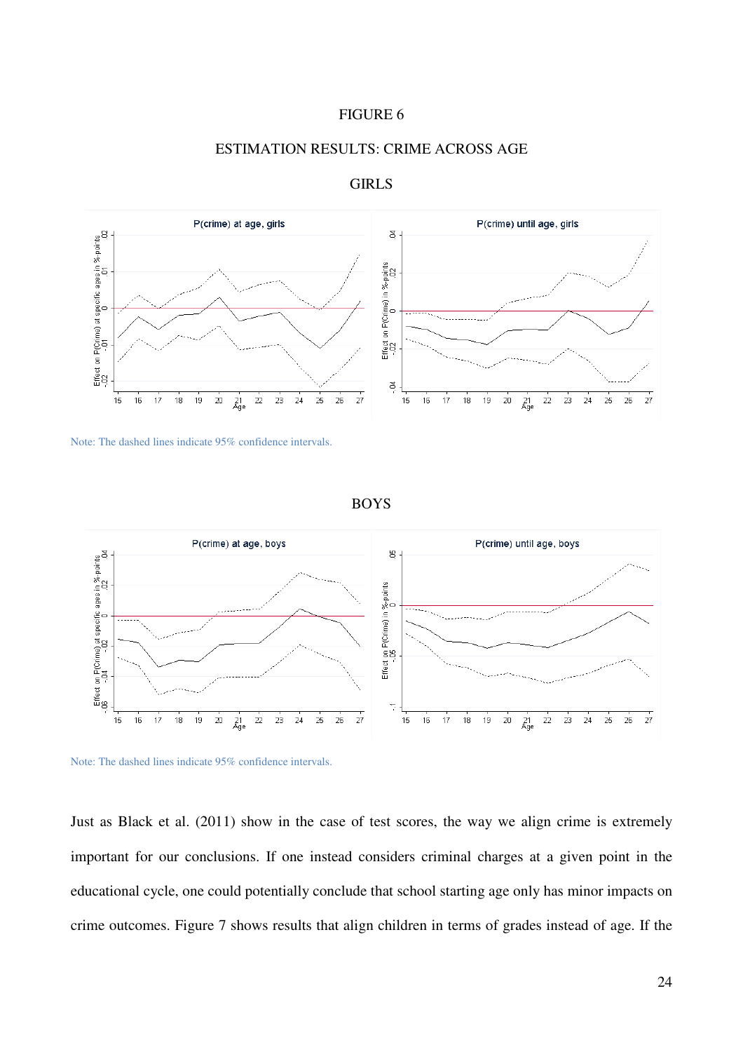FIGURE 6

ESTIMATION RESULTS: CRIME ACROSS AGE

GIRLS

Note: The dashed lines indicate 95% confidence intervals.

BOYS

Note: The dashed lines indicate 95% confidence intervals.

Just as Black et al. (2011) show in the case of test scores, the way we align crime is extremely important for our conclusions. If one instead considers criminal charges at a given point in the educational cycle, one could potentially conclude that school starting age only has minor impacts on crime outcomes. Figure 7 shows results that align children in terms of grades instead of age. If the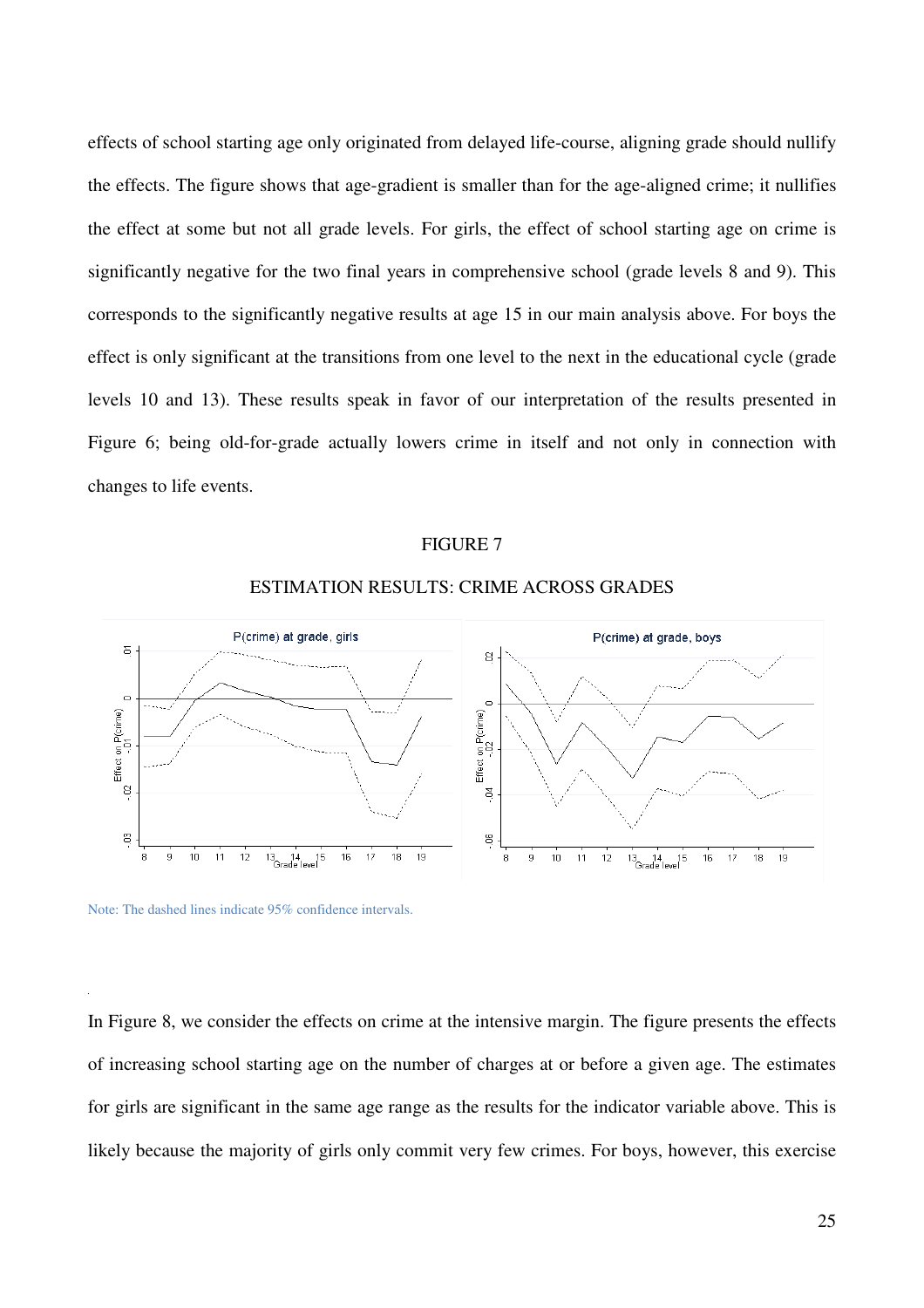effects of school starting age only originated from delayed life-course, aligning grade should nullify the effects. The figure shows that age-gradient is smaller than for the age-aligned crime; it nullifies the effect at some but not all grade levels. For girls, the effect of school starting age on crime is significantly negative for the two final years in comprehensive school (grade levels 8 and 9). This corresponds to the significantly negative results at age 15 in our main analysis above. For boys the effect is only significant at the transitions from one level to the next in the educational cycle (grade levels 10 and 13). These results speak in favor of our interpretation of the results presented in Figure 6; being old-for-grade actually lowers crime in itself and not only in connection with changes to life events.

FIGURE 7

ESTIMATION RESULTS: CRIME ACROSS GRADES

Note: The dashed lines indicate 95% confidence intervals.

In Figure 8, we consider the effects on crime at the intensive margin. The figure presents the effects of increasing school starting age on the number of charges at or before a given age. The estimates for girls are significant in the same age range as the results for the indicator variable above. This is likely because the majority of girls only commit very few crimes. For boys, however, this exercise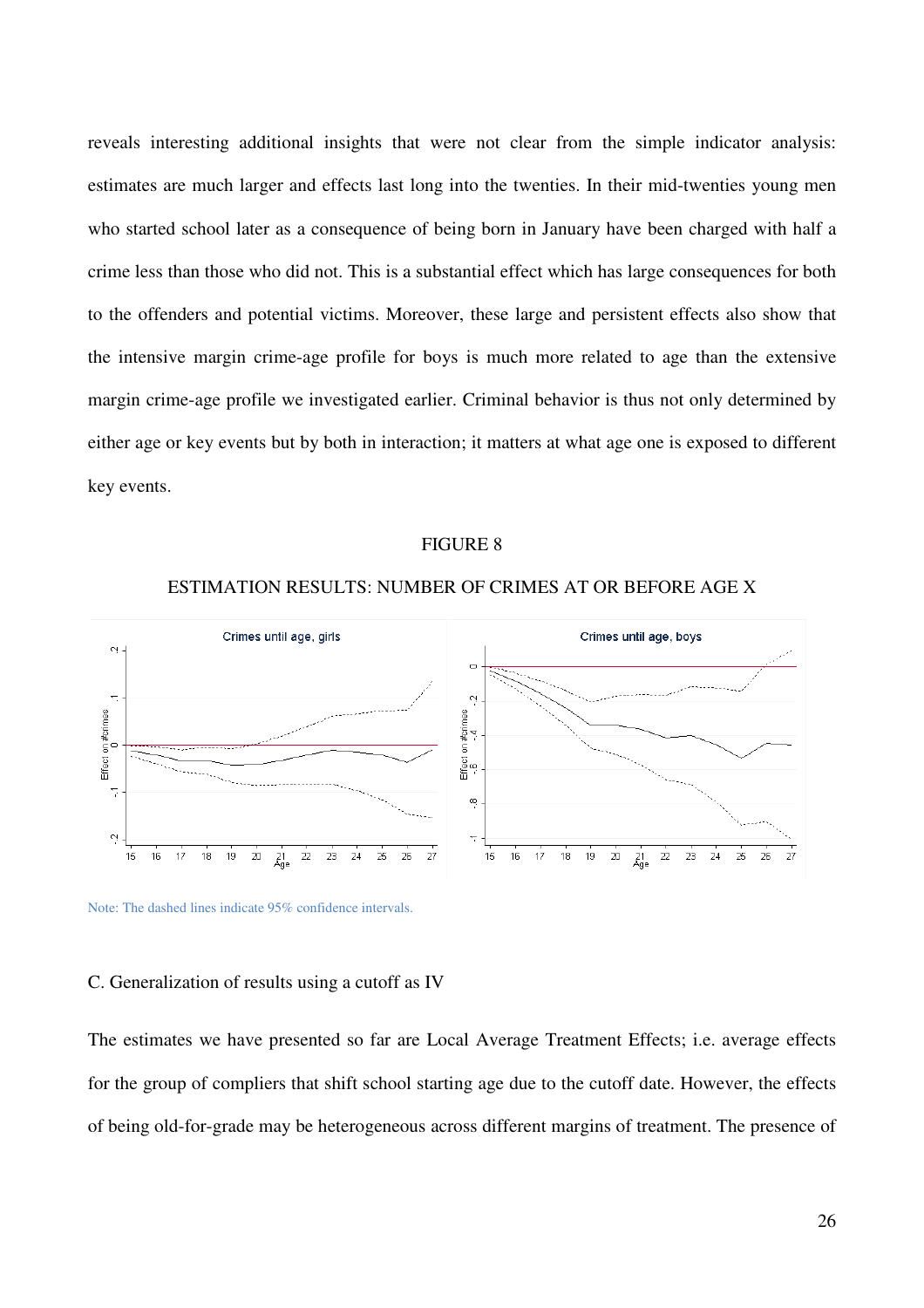reveals interesting additional insights that were not clear from the simple indicator analysis: estimates are much larger and effects last long into the twenties. In their mid-twenties young men who started school later as a consequence of being born in January have been charged with half a crime less than those who did not. This is a substantial effect which has large consequences for both to the offenders and potential victims. Moreover, these large and persistent effects also show that the intensive margin crime-age profile for boys is much more related to age than the extensive margin crime-age profile we investigated earlier. Criminal behavior is thus not only determined by either age or key events but by both in interaction; it matters at what age one is exposed to different key events.

FIGURE 8

ESTIMATION RESULTS: NUMBER OF CRIMES AT OR BEFORE AGE X

Note: The dashed lines indicate 95% confidence intervals.

C. Generalization of results using a cutoff as IV

The estimates we have presented so far are Local Average Treatment Effects; i.e. average effects for the group of compliers that shift school starting age due to the cutoff date. However, the effects of being old-for-grade may be heterogeneous across different margins of treatment. The presence of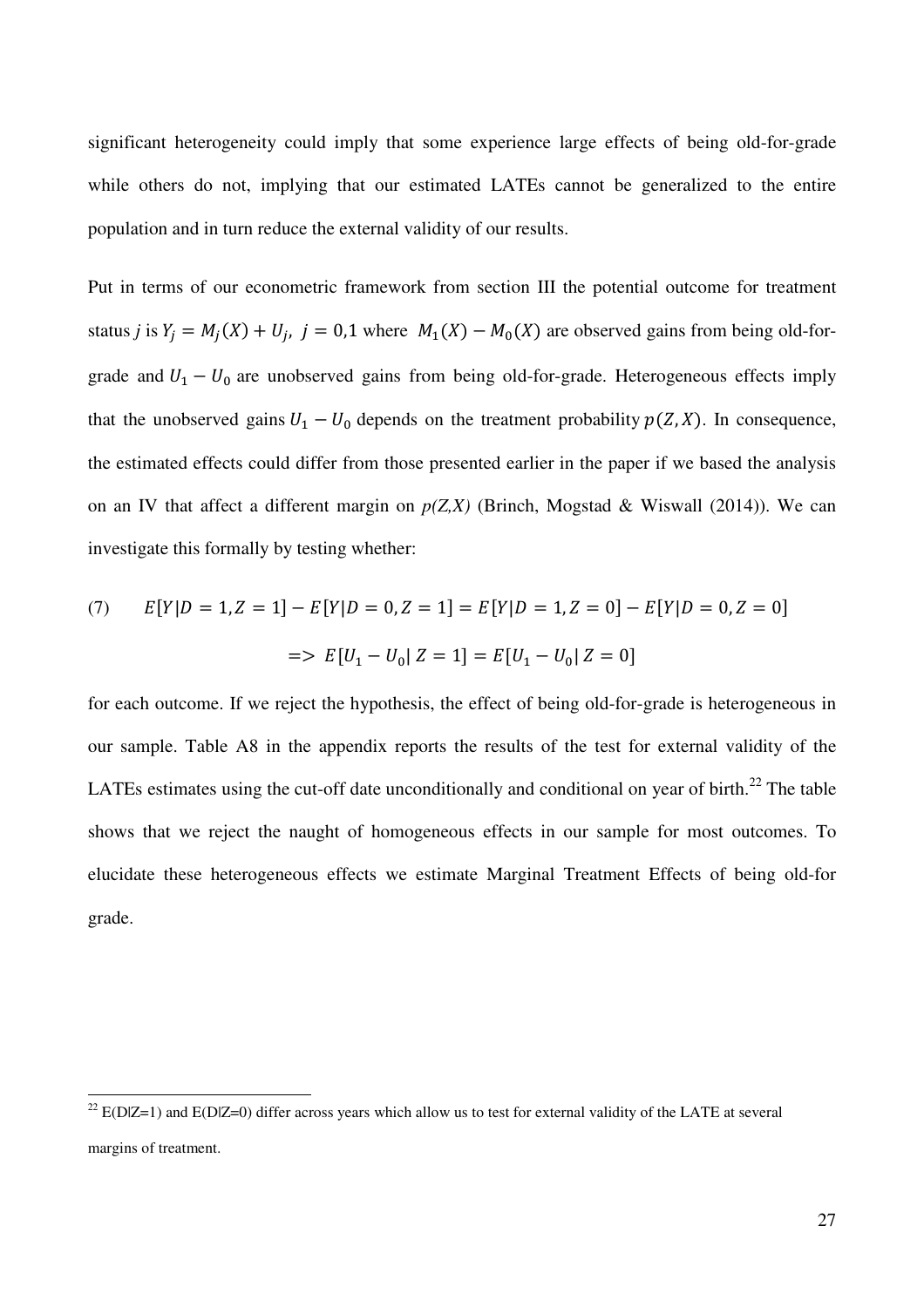significant heterogeneity could imply that some experience large effects of being old-for-grade while others do not, implying that our estimated LATEs cannot be generalized to the entire population and in turn reduce the external validity of our results.

Put in terms of our econometric framework from section III the potential outcome for treatment status *j* is $Y_j = M_j(X) + U_j,\ j = 0{,}1$ where $M_1(X) - M_0(X)$ are observed gains from being old-for-grade and $U_1 - U_0$ are unobserved gains from being old-for-grade. Heterogeneous effects imply that the unobserved gains $U_1 - U_0$ depends on the treatment probability $p(Z, X)$. In consequence, the estimated effects could differ from those presented earlier in the paper if we based the analysis on an IV that affect a different margin on *p(Z,X)* (Brinch, Mogstad & Wiswall (2014)). We can investigate this formally by testing whether:

$$\text{(7)} \qquad E[Y|D=1, Z=1] - E[Y|D=0, Z=1] = E[Y|D=1, Z=0] - E[Y|D=0, Z=0]$$

$$\Rightarrow\ E[U_1 - U_0 |\ Z=1] = E[U_1 - U_0 |\ Z=0]$$

for each outcome. If we reject the hypothesis, the effect of being old-for-grade is heterogeneous in our sample. Table A8 in the appendix reports the results of the test for external validity of the LATEs estimates using the cut-off date unconditionally and conditional on year of birth.[22] The table shows that we reject the naught of homogeneous effects in our sample for most outcomes. To elucidate these heterogeneous effects we estimate Marginal Treatment Effects of being old-for grade.

[22] E(D|Z=1) and E(D|Z=0) differ across years which allow us to test for external validity of the LATE at several margins of treatment.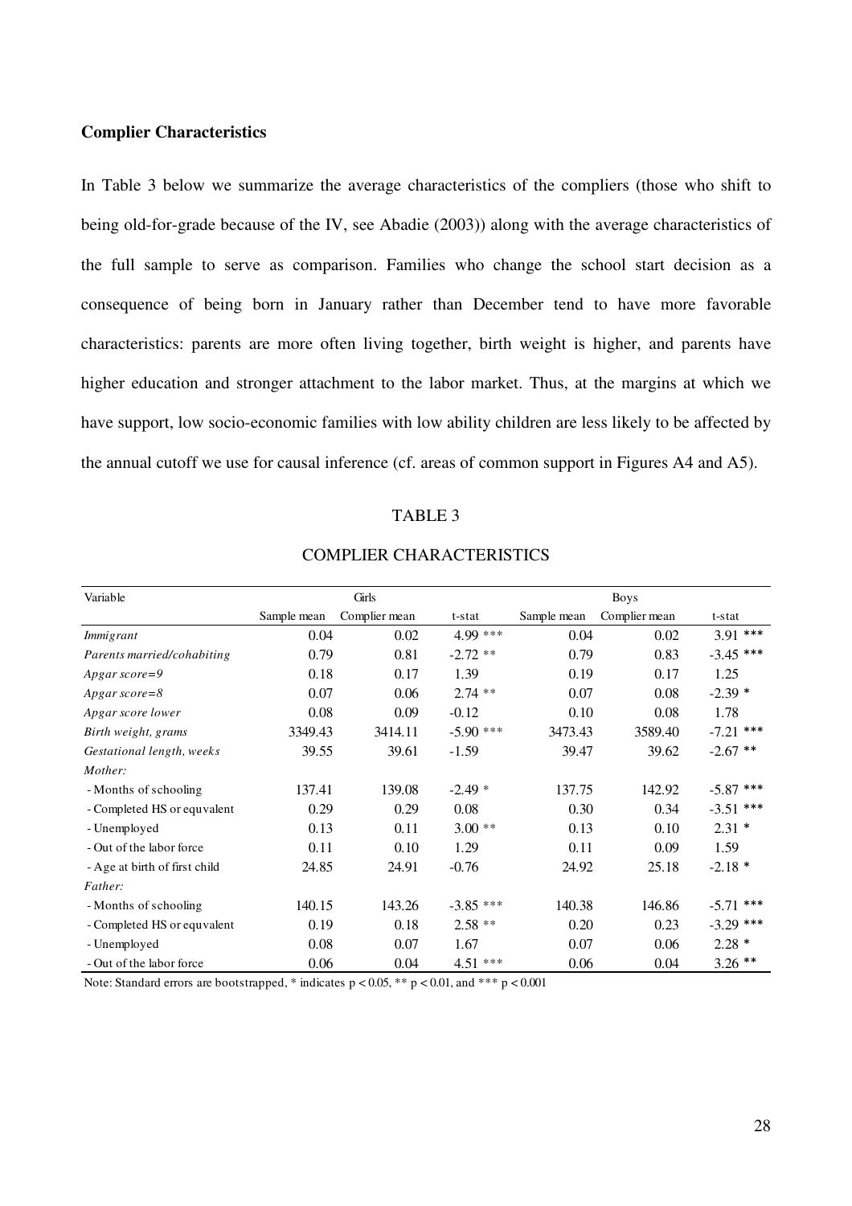**Complier Characteristics**

In Table 3 below we summarize the average characteristics of the compliers (those who shift to being old-for-grade because of the IV, see Abadie (2003)) along with the average characteristics of the full sample to serve as comparison. Families who change the school start decision as a consequence of being born in January rather than December tend to have more favorable characteristics: parents are more often living together, birth weight is higher, and parents have higher education and stronger attachment to the labor market. Thus, at the margins at which we have support, low socio-economic families with low ability children are less likely to be affected by the annual cutoff we use for causal inference (cf. areas of common support in Figures A4 and A5).

TABLE 3

COMPLIER CHARACTERISTICS

| Variable | Girls | | | Boys | | |
|---|---|---|---|---|---|---|
| | Sample mean | Complier mean | t-stat | Sample mean | Complier mean | t-stat |
| *Immigrant* | 0.04 | 0.02 | 4.99 *** | 0.04 | 0.02 | 3.91 *** |
| *Parents married/cohabiting* | 0.79 | 0.81 | -2.72 ** | 0.79 | 0.83 | -3.45 *** |
| *Apgar score=9* | 0.18 | 0.17 | 1.39 | 0.19 | 0.17 | 1.25 |
| *Apgar score=8* | 0.07 | 0.06 | 2.74 ** | 0.07 | 0.08 | -2.39 * |
| *Apgar score lower* | 0.08 | 0.09 | -0.12 | 0.10 | 0.08 | 1.78 |
| *Birth weight, grams* | 3349.43 | 3414.11 | -5.90 *** | 3473.43 | 3589.40 | -7.21 *** |
| *Gestational length, weeks* | 39.55 | 39.61 | -1.59 | 39.47 | 39.62 | -2.67 ** |
| *Mother:* | | | | | | |
| - Months of schooling | 137.41 | 139.08 | -2.49 * | 137.75 | 142.92 | -5.87 *** |
| - Completed HS or equvalent | 0.29 | 0.29 | 0.08 | 0.30 | 0.34 | -3.51 *** |
| - Unemployed | 0.13 | 0.11 | 3.00 ** | 0.13 | 0.10 | 2.31 * |
| - Out of the labor force | 0.11 | 0.10 | 1.29 | 0.11 | 0.09 | 1.59 |
| - Age at birth of first child | 24.85 | 24.91 | -0.76 | 24.92 | 25.18 | -2.18 * |
| *Father:* | | | | | | |
| - Months of schooling | 140.15 | 143.26 | -3.85 *** | 140.38 | 146.86 | -5.71 *** |
| - Completed HS or equvalent | 0.19 | 0.18 | 2.58 ** | 0.20 | 0.23 | -3.29 *** |
| - Unemployed | 0.08 | 0.07 | 1.67 | 0.07 | 0.06 | 2.28 * |
| - Out of the labor force | 0.06 | 0.04 | 4.51 *** | 0.06 | 0.04 | 3.26 ** |

Note: Standard errors are bootstrapped, * indicates $p < 0.05$, ** $p < 0.01$, and *** $p < 0.001$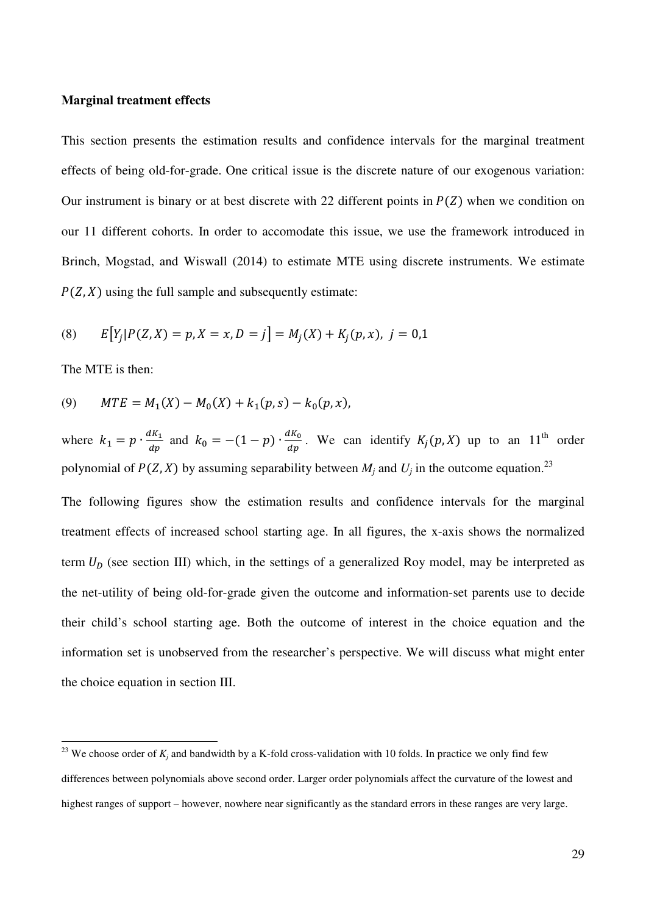**Marginal treatment effects**

This section presents the estimation results and confidence intervals for the marginal treatment effects of being old-for-grade. One critical issue is the discrete nature of our exogenous variation: Our instrument is binary or at best discrete with 22 different points in $P(Z)$ when we condition on our 11 different cohorts. In order to accomodate this issue, we use the framework introduced in Brinch, Mogstad, and Wiswall (2014) to estimate MTE using discrete instruments. We estimate $P(Z, X)$ using the full sample and subsequently estimate:

$$\text{(8)} \qquad E\left[Y_j | P(Z, X) = p, X = x, D = j\right] = M_j(X) + K_j(p, x), \; j = 0,1$$

The MTE is then:

$$\text{(9)} \qquad MTE = M_1(X) - M_0(X) + k_1(p, s) - k_0(p, x),$$

where $k_1 = p \cdot \frac{dK_1}{dp}$ and $k_0 = -(1-p) \cdot \frac{dK_0}{dp}$. We can identify $K_j(p, X)$ up to an 11[th] order polynomial of $P(Z, X)$ by assuming separability between $M_j$ and $U_j$ in the outcome equation.[23]

The following figures show the estimation results and confidence intervals for the marginal treatment effects of increased school starting age. In all figures, the x-axis shows the normalized term $U_D$ (see section III) which, in the settings of a generalized Roy model, may be interpreted as the net-utility of being old-for-grade given the outcome and information-set parents use to decide their child's school starting age. Both the outcome of interest in the choice equation and the information set is unobserved from the researcher's perspective. We will discuss what might enter the choice equation in section III.

---

[23] We choose order of $K_j$ and bandwidth by a K-fold cross-validation with 10 folds. In practice we only find few differences between polynomials above second order. Larger order polynomials affect the curvature of the lowest and highest ranges of support – however, nowhere near significantly as the standard errors in these ranges are very large.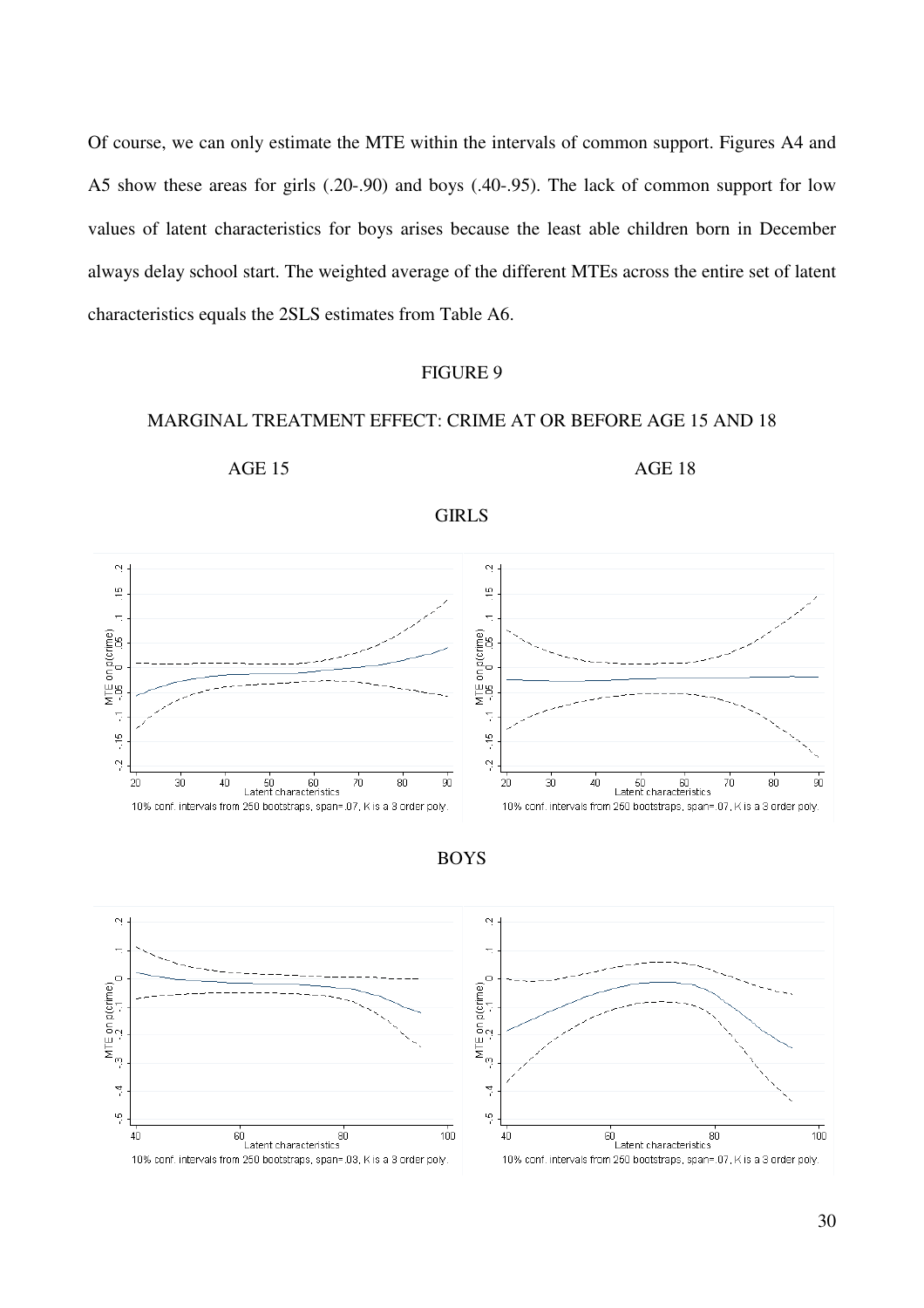Of course, we can only estimate the MTE within the intervals of common support. Figures A4 and A5 show these areas for girls (.20-.90) and boys (.40-.95). The lack of common support for low values of latent characteristics for boys arises because the least able children born in December always delay school start. The weighted average of the different MTEs across the entire set of latent characteristics equals the 2SLS estimates from Table A6.

FIGURE 9

MARGINAL TREATMENT EFFECT: CRIME AT OR BEFORE AGE 15 AND 18

AGE 15 AGE 18

GIRLS

10% conf. intervals from 250 bootstraps, span=.07, K is a 3 order poly.

10% conf. intervals from 250 bootstraps, span=.07, K is a 3 order poly.

BOYS

10% conf. intervals from 250 bootstraps, span=.03, K is a 3 order poly.

10% conf. intervals from 250 bootstraps, span=.07, K is a 3 order poly.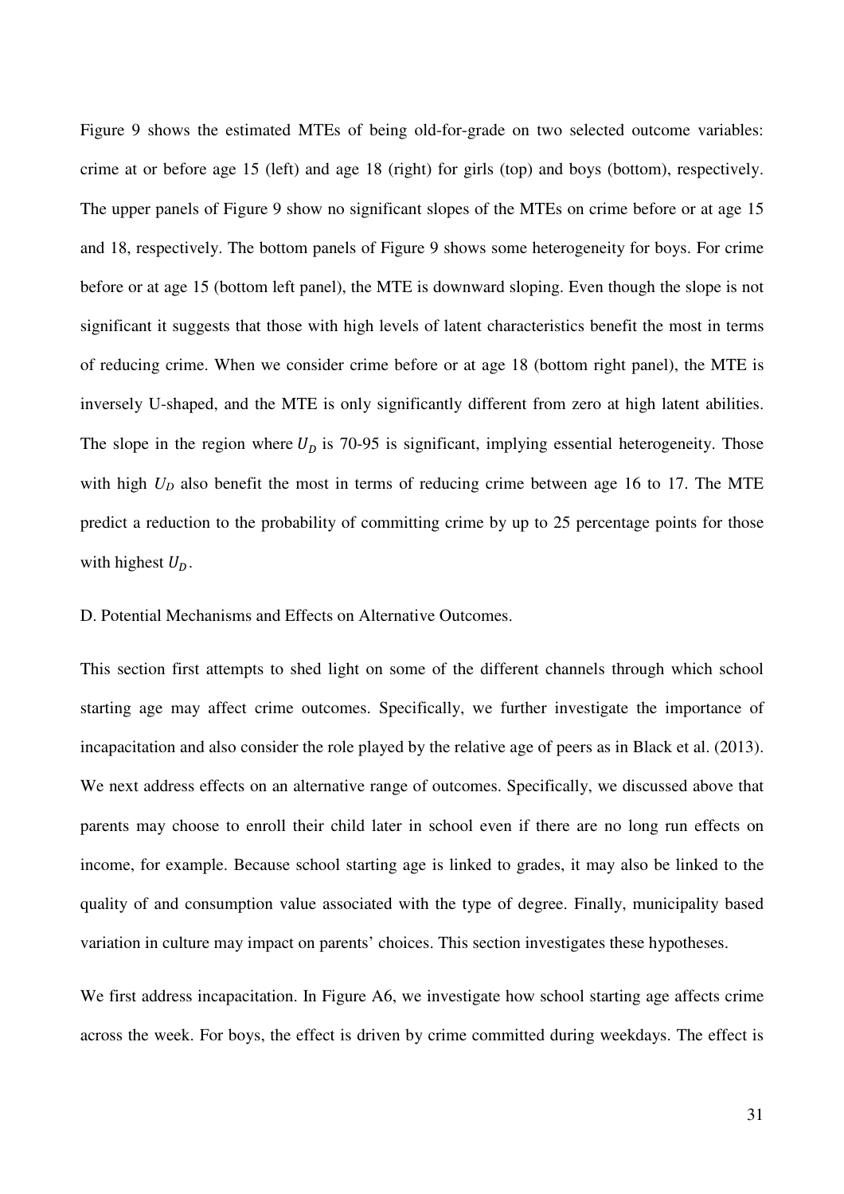Figure 9 shows the estimated MTEs of being old-for-grade on two selected outcome variables: crime at or before age 15 (left) and age 18 (right) for girls (top) and boys (bottom), respectively. The upper panels of Figure 9 show no significant slopes of the MTEs on crime before or at age 15 and 18, respectively. The bottom panels of Figure 9 shows some heterogeneity for boys. For crime before or at age 15 (bottom left panel), the MTE is downward sloping. Even though the slope is not significant it suggests that those with high levels of latent characteristics benefit the most in terms of reducing crime. When we consider crime before or at age 18 (bottom right panel), the MTE is inversely U-shaped, and the MTE is only significantly different from zero at high latent abilities. The slope in the region where $U_D$ is 70-95 is significant, implying essential heterogeneity. Those with high $U_D$ also benefit the most in terms of reducing crime between age 16 to 17. The MTE predict a reduction to the probability of committing crime by up to 25 percentage points for those with highest $U_D$.

D. Potential Mechanisms and Effects on Alternative Outcomes.

This section first attempts to shed light on some of the different channels through which school starting age may affect crime outcomes. Specifically, we further investigate the importance of incapacitation and also consider the role played by the relative age of peers as in Black et al. (2013). We next address effects on an alternative range of outcomes. Specifically, we discussed above that parents may choose to enroll their child later in school even if there are no long run effects on income, for example. Because school starting age is linked to grades, it may also be linked to the quality of and consumption value associated with the type of degree. Finally, municipality based variation in culture may impact on parents' choices. This section investigates these hypotheses.

We first address incapacitation. In Figure A6, we investigate how school starting age affects crime across the week. For boys, the effect is driven by crime committed during weekdays. The effect is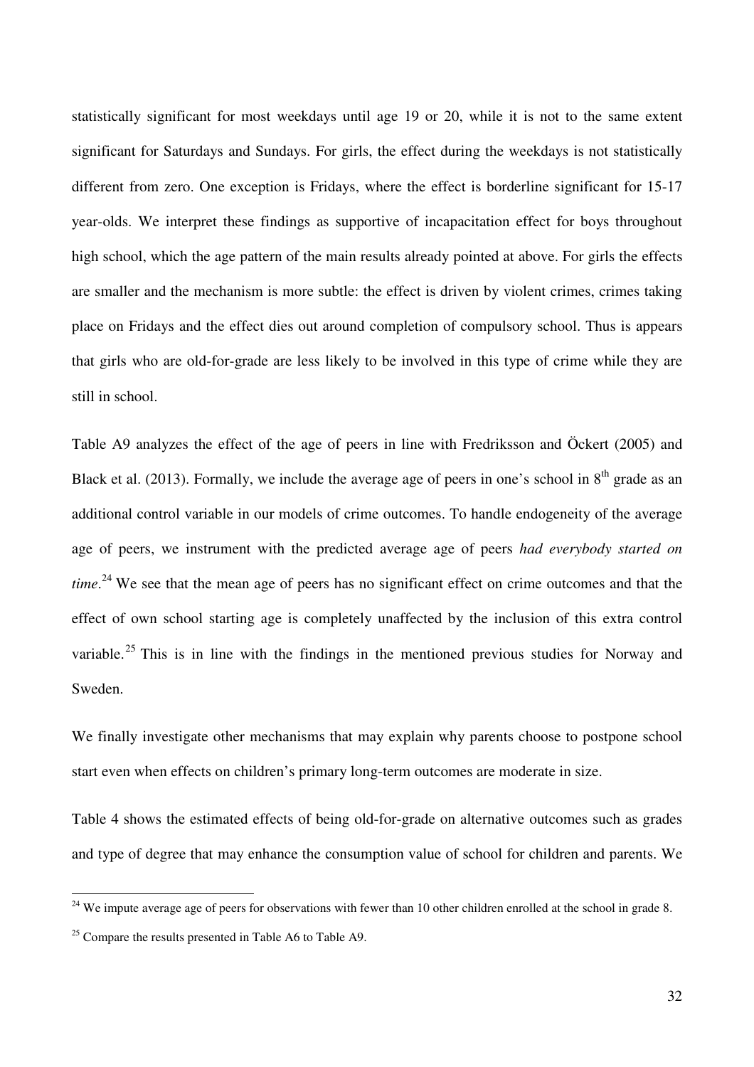statistically significant for most weekdays until age 19 or 20, while it is not to the same extent significant for Saturdays and Sundays. For girls, the effect during the weekdays is not statistically different from zero. One exception is Fridays, where the effect is borderline significant for 15-17 year-olds. We interpret these findings as supportive of incapacitation effect for boys throughout high school, which the age pattern of the main results already pointed at above. For girls the effects are smaller and the mechanism is more subtle: the effect is driven by violent crimes, crimes taking place on Fridays and the effect dies out around completion of compulsory school. Thus is appears that girls who are old-for-grade are less likely to be involved in this type of crime while they are still in school.

Table A9 analyzes the effect of the age of peers in line with Fredriksson and Öckert (2005) and Black et al. (2013). Formally, we include the average age of peers in one's school in 8th grade as an additional control variable in our models of crime outcomes. To handle endogeneity of the average age of peers, we instrument with the predicted average age of peers *had everybody started on time*.[24] We see that the mean age of peers has no significant effect on crime outcomes and that the effect of own school starting age is completely unaffected by the inclusion of this extra control variable.[25] This is in line with the findings in the mentioned previous studies for Norway and Sweden.

We finally investigate other mechanisms that may explain why parents choose to postpone school start even when effects on children's primary long-term outcomes are moderate in size.

Table 4 shows the estimated effects of being old-for-grade on alternative outcomes such as grades and type of degree that may enhance the consumption value of school for children and parents. We

---

[24] We impute average age of peers for observations with fewer than 10 other children enrolled at the school in grade 8.

[25] Compare the results presented in Table A6 to Table A9.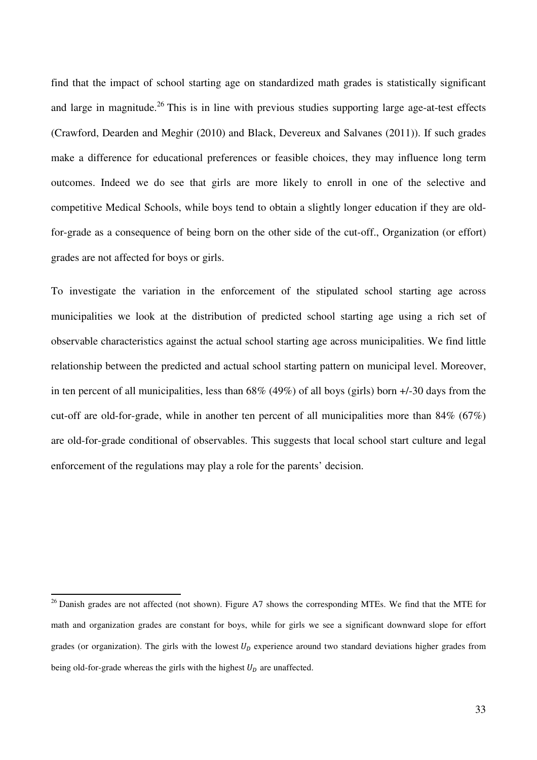find that the impact of school starting age on standardized math grades is statistically significant and large in magnitude.[26] This is in line with previous studies supporting large age-at-test effects (Crawford, Dearden and Meghir (2010) and Black, Devereux and Salvanes (2011)). If such grades make a difference for educational preferences or feasible choices, they may influence long term outcomes. Indeed we do see that girls are more likely to enroll in one of the selective and competitive Medical Schools, while boys tend to obtain a slightly longer education if they are old-for-grade as a consequence of being born on the other side of the cut-off., Organization (or effort) grades are not affected for boys or girls.

To investigate the variation in the enforcement of the stipulated school starting age across municipalities we look at the distribution of predicted school starting age using a rich set of observable characteristics against the actual school starting age across municipalities. We find little relationship between the predicted and actual school starting pattern on municipal level. Moreover, in ten percent of all municipalities, less than 68% (49%) of all boys (girls) born +/-30 days from the cut-off are old-for-grade, while in another ten percent of all municipalities more than 84% (67%) are old-for-grade conditional of observables. This suggests that local school start culture and legal enforcement of the regulations may play a role for the parents' decision.

---

[26] Danish grades are not affected (not shown). Figure A7 shows the corresponding MTEs. We find that the MTE for math and organization grades are constant for boys, while for girls we see a significant downward slope for effort grades (or organization). The girls with the lowest $U_D$ experience around two standard deviations higher grades from being old-for-grade whereas the girls with the highest $U_D$ are unaffected.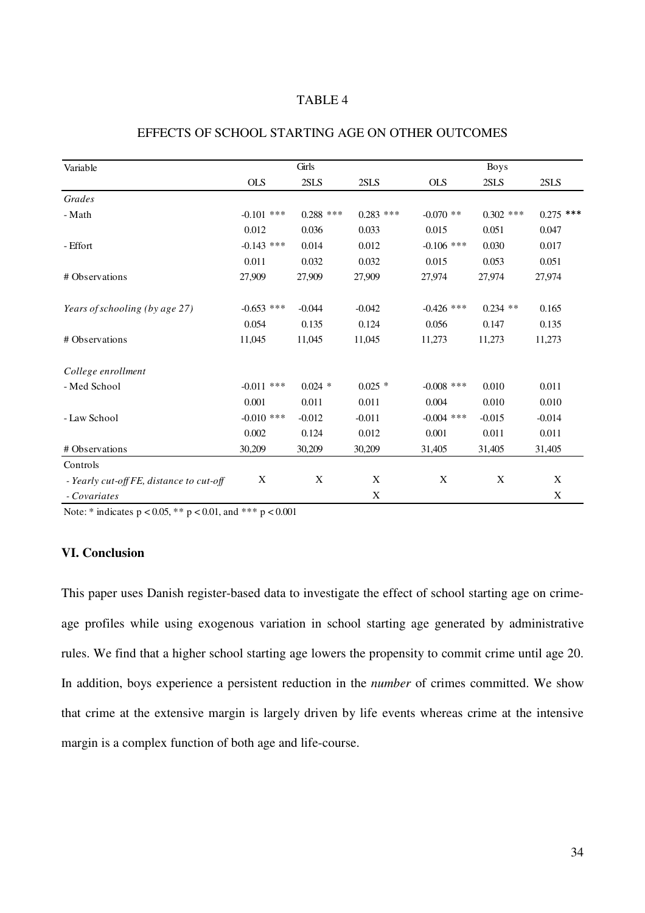TABLE 4

EFFECTS OF SCHOOL STARTING AGE ON OTHER OUTCOMES

| Variable | Girls | | | Boys | | |
|---|---|---|---|---|---|---|
| | OLS | 2SLS | 2SLS | OLS | 2SLS | 2SLS |
| *Grades* | | | | | | |
| - Math | -0.101 *** | 0.288 *** | 0.283 *** | -0.070 ** | 0.302 *** | 0.275 *** |
| | 0.012 | 0.036 | 0.033 | 0.015 | 0.051 | 0.047 |
| - Effort | -0.143 *** | 0.014 | 0.012 | -0.106 *** | 0.030 | 0.017 |
| | 0.011 | 0.032 | 0.032 | 0.015 | 0.053 | 0.051 |
| # Observations | 27,909 | 27,909 | 27,909 | 27,974 | 27,974 | 27,974 |
| *Years of schooling (by age 27)* | -0.653 *** | -0.044 | -0.042 | -0.426 *** | 0.234 ** | 0.165 |
| | 0.054 | 0.135 | 0.124 | 0.056 | 0.147 | 0.135 |
| # Observations | 11,045 | 11,045 | 11,045 | 11,273 | 11,273 | 11,273 |
| *College enrollment* | | | | | | |
| - Med School | -0.011 *** | 0.024 * | 0.025 * | -0.008 *** | 0.010 | 0.011 |
| | 0.001 | 0.011 | 0.011 | 0.004 | 0.010 | 0.010 |
| - Law School | -0.010 *** | -0.012 | -0.011 | -0.004 *** | -0.015 | -0.014 |
| | 0.002 | 0.124 | 0.012 | 0.001 | 0.011 | 0.011 |
| # Observations | 30,209 | 30,209 | 30,209 | 31,405 | 31,405 | 31,405 |
| Controls | | | | | | |
| *- Yearly cut-off FE, distance to cut-off* | X | X | X | X | X | X |
| *- Covariates* | | | X | | | X |

Note: * indicates $p < 0.05$, ** $p < 0.01$, and *** $p < 0.001$

### VI. Conclusion

This paper uses Danish register-based data to investigate the effect of school starting age on crime-age profiles while using exogenous variation in school starting age generated by administrative rules. We find that a higher school starting age lowers the propensity to commit crime until age 20. In addition, boys experience a persistent reduction in the *number* of crimes committed. We show that crime at the extensive margin is largely driven by life events whereas crime at the intensive margin is a complex function of both age and life-course.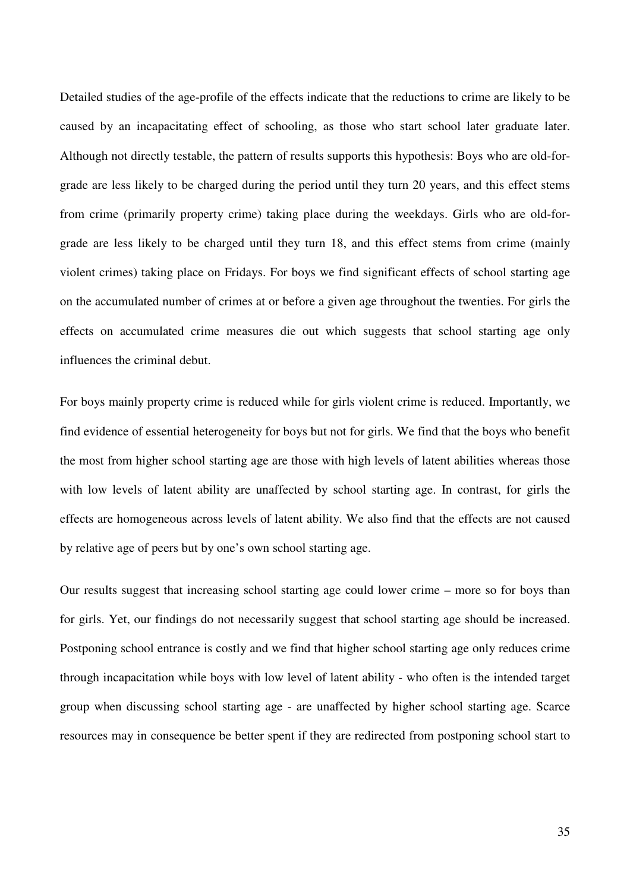Detailed studies of the age-profile of the effects indicate that the reductions to crime are likely to be caused by an incapacitating effect of schooling, as those who start school later graduate later. Although not directly testable, the pattern of results supports this hypothesis: Boys who are old-for-grade are less likely to be charged during the period until they turn 20 years, and this effect stems from crime (primarily property crime) taking place during the weekdays. Girls who are old-for-grade are less likely to be charged until they turn 18, and this effect stems from crime (mainly violent crimes) taking place on Fridays. For boys we find significant effects of school starting age on the accumulated number of crimes at or before a given age throughout the twenties. For girls the effects on accumulated crime measures die out which suggests that school starting age only influences the criminal debut.

For boys mainly property crime is reduced while for girls violent crime is reduced. Importantly, we find evidence of essential heterogeneity for boys but not for girls. We find that the boys who benefit the most from higher school starting age are those with high levels of latent abilities whereas those with low levels of latent ability are unaffected by school starting age. In contrast, for girls the effects are homogeneous across levels of latent ability. We also find that the effects are not caused by relative age of peers but by one's own school starting age.

Our results suggest that increasing school starting age could lower crime – more so for boys than for girls. Yet, our findings do not necessarily suggest that school starting age should be increased. Postponing school entrance is costly and we find that higher school starting age only reduces crime through incapacitation while boys with low level of latent ability - who often is the intended target group when discussing school starting age - are unaffected by higher school starting age. Scarce resources may in consequence be better spent if they are redirected from postponing school start to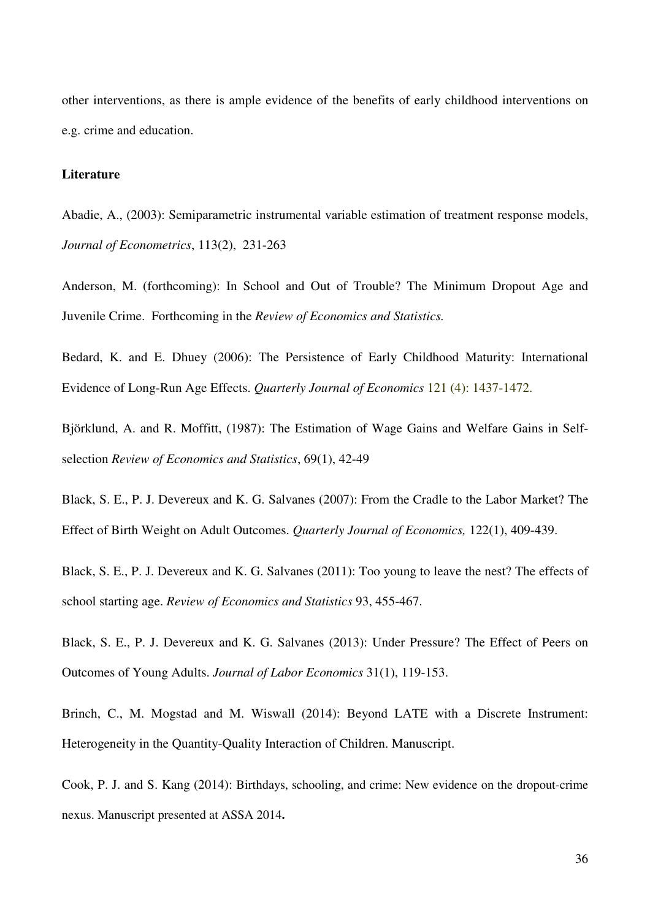other interventions, as there is ample evidence of the benefits of early childhood interventions on e.g. crime and education.

**Literature**

Abadie, A., (2003): Semiparametric instrumental variable estimation of treatment response models, *Journal of Econometrics*, 113(2), 231-263

Anderson, M. (forthcoming): In School and Out of Trouble? The Minimum Dropout Age and Juvenile Crime. Forthcoming in the *Review of Economics and Statistics.*

Bedard, K. and E. Dhuey (2006): The Persistence of Early Childhood Maturity: International Evidence of Long-Run Age Effects. *Quarterly Journal of Economics* 121 (4): 1437-1472.

Björklund, A. and R. Moffitt, (1987): The Estimation of Wage Gains and Welfare Gains in Self-selection *Review of Economics and Statistics*, 69(1), 42-49

Black, S. E., P. J. Devereux and K. G. Salvanes (2007): From the Cradle to the Labor Market? The Effect of Birth Weight on Adult Outcomes. *Quarterly Journal of Economics,* 122(1), 409-439.

Black, S. E., P. J. Devereux and K. G. Salvanes (2011): Too young to leave the nest? The effects of school starting age. *Review of Economics and Statistics* 93, 455-467.

Black, S. E., P. J. Devereux and K. G. Salvanes (2013): Under Pressure? The Effect of Peers on Outcomes of Young Adults. *Journal of Labor Economics* 31(1), 119-153.

Brinch, C., M. Mogstad and M. Wiswall (2014): Beyond LATE with a Discrete Instrument: Heterogeneity in the Quantity-Quality Interaction of Children. Manuscript.

Cook, P. J. and S. Kang (2014): Birthdays, schooling, and crime: New evidence on the dropout-crime nexus. Manuscript presented at ASSA 2014**.**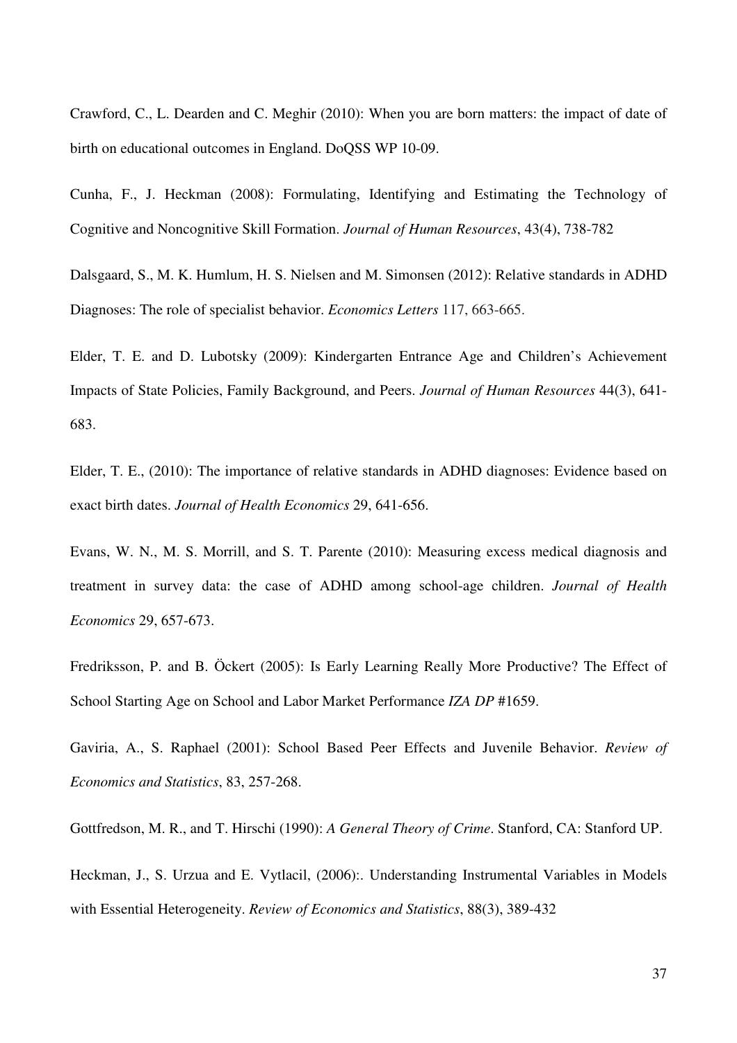Crawford, C., L. Dearden and C. Meghir (2010): When you are born matters: the impact of date of birth on educational outcomes in England. DoQSS WP 10-09.

Cunha, F., J. Heckman (2008): Formulating, Identifying and Estimating the Technology of Cognitive and Noncognitive Skill Formation. *Journal of Human Resources*, 43(4), 738-782

Dalsgaard, S., M. K. Humlum, H. S. Nielsen and M. Simonsen (2012): Relative standards in ADHD Diagnoses: The role of specialist behavior. *Economics Letters* 117, 663-665.

Elder, T. E. and D. Lubotsky (2009): Kindergarten Entrance Age and Children's Achievement Impacts of State Policies, Family Background, and Peers. *Journal of Human Resources* 44(3), 641-683.

Elder, T. E., (2010): The importance of relative standards in ADHD diagnoses: Evidence based on exact birth dates. *Journal of Health Economics* 29, 641-656.

Evans, W. N., M. S. Morrill, and S. T. Parente (2010): Measuring excess medical diagnosis and treatment in survey data: the case of ADHD among school-age children. *Journal of Health Economics* 29, 657-673.

Fredriksson, P. and B. Öckert (2005): Is Early Learning Really More Productive? The Effect of School Starting Age on School and Labor Market Performance *IZA DP* #1659.

Gaviria, A., S. Raphael (2001): School Based Peer Effects and Juvenile Behavior. *Review of Economics and Statistics*, 83, 257-268.

Gottfredson, M. R., and T. Hirschi (1990): *A General Theory of Crime*. Stanford, CA: Stanford UP.

Heckman, J., S. Urzua and E. Vytlacil, (2006):. Understanding Instrumental Variables in Models with Essential Heterogeneity. *Review of Economics and Statistics*, 88(3), 389-432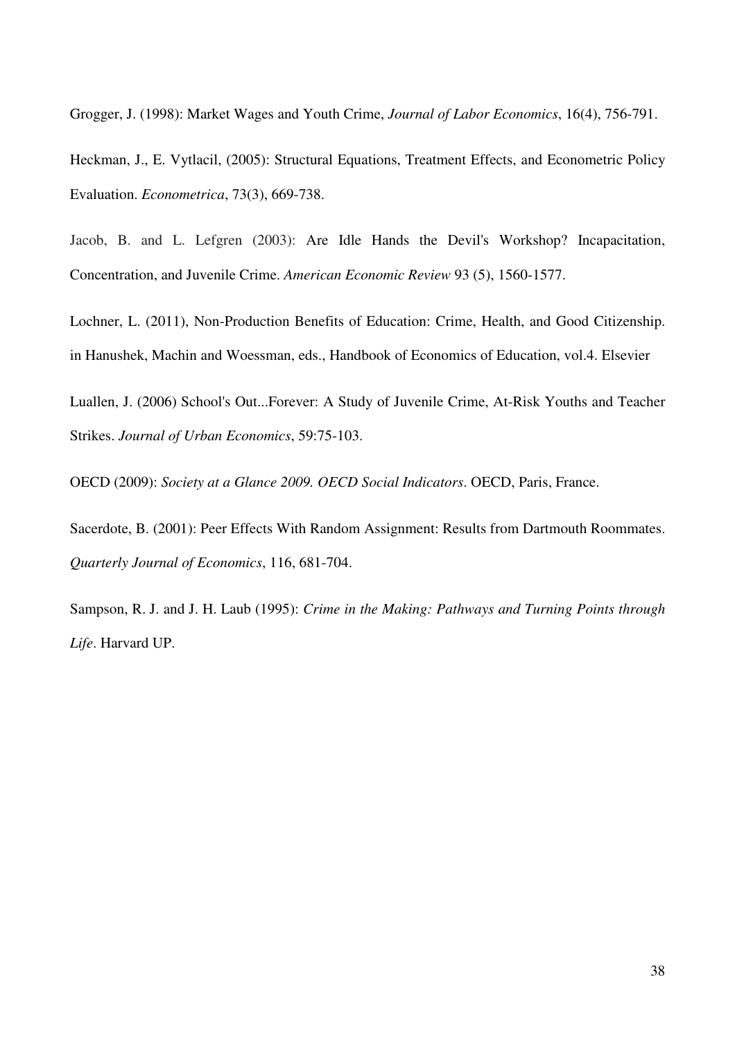Grogger, J. (1998): Market Wages and Youth Crime, *Journal of Labor Economics*, 16(4), 756-791.

Heckman, J., E. Vytlacil, (2005): Structural Equations, Treatment Effects, and Econometric Policy Evaluation. *Econometrica*, 73(3), 669-738.

Jacob, B. and L. Lefgren (2003): Are Idle Hands the Devil's Workshop? Incapacitation, Concentration, and Juvenile Crime. *American Economic Review* 93 (5), 1560-1577.

Lochner, L. (2011), Non-Production Benefits of Education: Crime, Health, and Good Citizenship. in Hanushek, Machin and Woessman, eds., Handbook of Economics of Education, vol.4. Elsevier

Luallen, J. (2006) School's Out...Forever: A Study of Juvenile Crime, At-Risk Youths and Teacher Strikes. *Journal of Urban Economics*, 59:75-103.

OECD (2009): *Society at a Glance 2009. OECD Social Indicators*. OECD, Paris, France.

Sacerdote, B. (2001): Peer Effects With Random Assignment: Results from Dartmouth Roommates. *Quarterly Journal of Economics*, 116, 681-704.

Sampson, R. J. and J. H. Laub (1995): *Crime in the Making: Pathways and Turning Points through Life*. Harvard UP.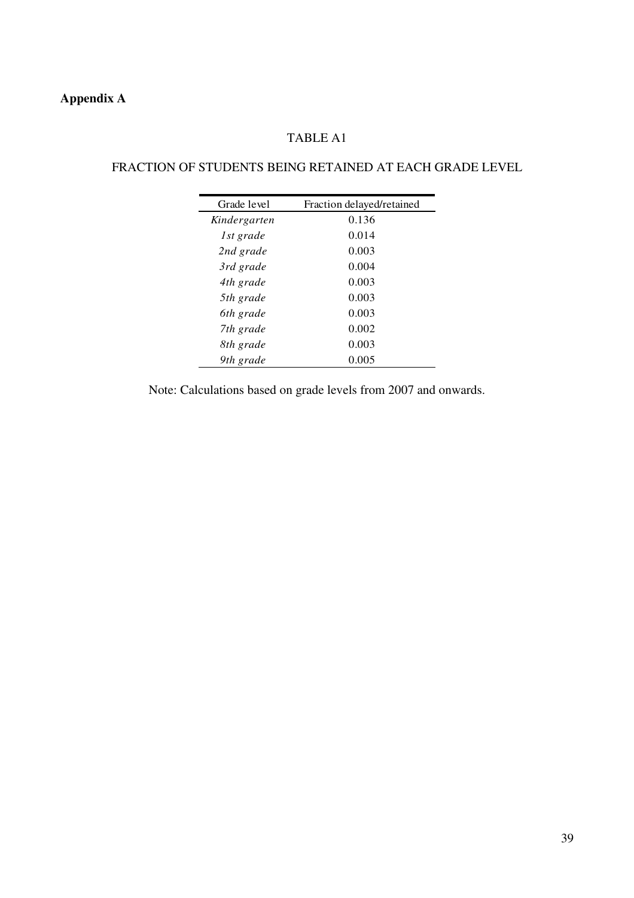**Appendix A**

TABLE A1

FRACTION OF STUDENTS BEING RETAINED AT EACH GRADE LEVEL

| Grade level | Fraction delayed/retained |
|---|---|
| *Kindergarten* | 0.136 |
| *1st grade* | 0.014 |
| *2nd grade* | 0.003 |
| *3rd grade* | 0.004 |
| *4th grade* | 0.003 |
| *5th grade* | 0.003 |
| *6th grade* | 0.003 |
| *7th grade* | 0.002 |
| *8th grade* | 0.003 |
| *9th grade* | 0.005 |

Note: Calculations based on grade levels from 2007 and onwards.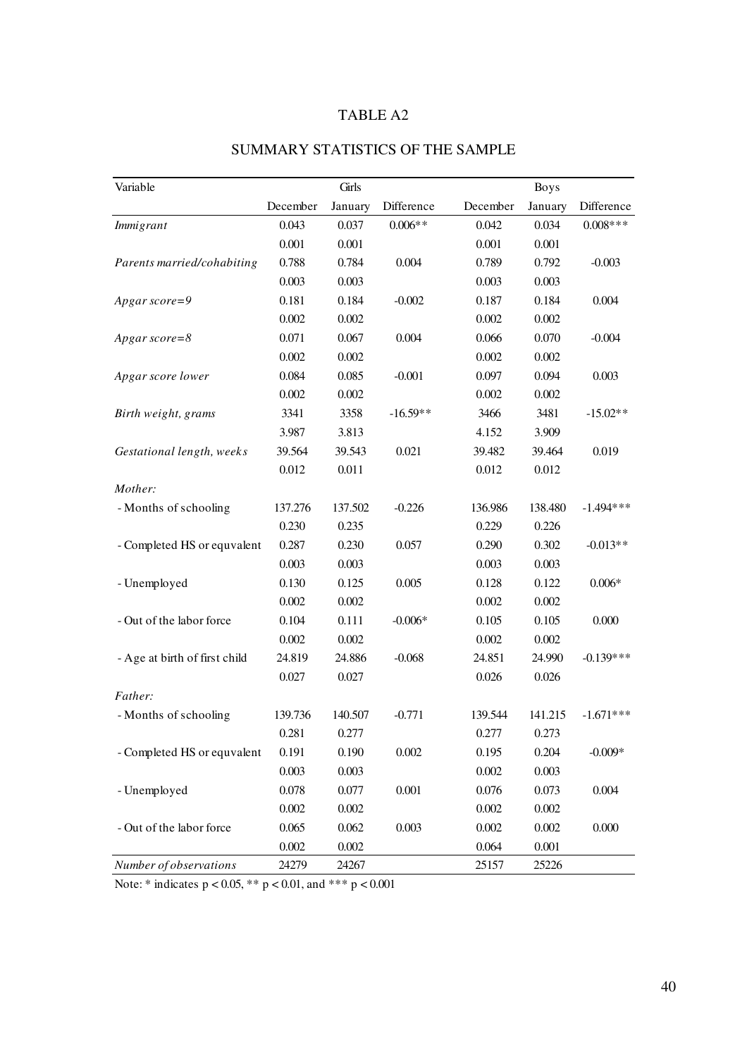# TABLE A2

## SUMMARY STATISTICS OF THE SAMPLE

| Variable | Girls | | | Boys | | |
|---|---|---|---|---|---|---|
| | December | January | Difference | December | January | Difference |
| *Immigrant* | 0.043 | 0.037 | 0.006** | 0.042 | 0.034 | 0.008*** |
| | 0.001 | 0.001 | | 0.001 | 0.001 | |
| *Parents married/cohabiting* | 0.788 | 0.784 | 0.004 | 0.789 | 0.792 | -0.003 |
| | 0.003 | 0.003 | | 0.003 | 0.003 | |
| *Apgar score=9* | 0.181 | 0.184 | -0.002 | 0.187 | 0.184 | 0.004 |
| | 0.002 | 0.002 | | 0.002 | 0.002 | |
| *Apgar score=8* | 0.071 | 0.067 | 0.004 | 0.066 | 0.070 | -0.004 |
| | 0.002 | 0.002 | | 0.002 | 0.002 | |
| *Apgar score lower* | 0.084 | 0.085 | -0.001 | 0.097 | 0.094 | 0.003 |
| | 0.002 | 0.002 | | 0.002 | 0.002 | |
| *Birth weight, grams* | 3341 | 3358 | -16.59** | 3466 | 3481 | -15.02** |
| | 3.987 | 3.813 | | 4.152 | 3.909 | |
| *Gestational length, weeks* | 39.564 | 39.543 | 0.021 | 39.482 | 39.464 | 0.019 |
| | 0.012 | 0.011 | | 0.012 | 0.012 | |
| *Mother:* | | | | | | |
| - Months of schooling | 137.276 | 137.502 | -0.226 | 136.986 | 138.480 | -1.494*** |
| | 0.230 | 0.235 | | 0.229 | 0.226 | |
| - Completed HS or equvalent | 0.287 | 0.230 | 0.057 | 0.290 | 0.302 | -0.013** |
| | 0.003 | 0.003 | | 0.003 | 0.003 | |
| - Unemployed | 0.130 | 0.125 | 0.005 | 0.128 | 0.122 | 0.006* |
| | 0.002 | 0.002 | | 0.002 | 0.002 | |
| - Out of the labor force | 0.104 | 0.111 | -0.006* | 0.105 | 0.105 | 0.000 |
| | 0.002 | 0.002 | | 0.002 | 0.002 | |
| - Age at birth of first child | 24.819 | 24.886 | -0.068 | 24.851 | 24.990 | -0.139*** |
| | 0.027 | 0.027 | | 0.026 | 0.026 | |
| *Father:* | | | | | | |
| - Months of schooling | 139.736 | 140.507 | -0.771 | 139.544 | 141.215 | -1.671*** |
| | 0.281 | 0.277 | | 0.277 | 0.273 | |
| - Completed HS or equvalent | 0.191 | 0.190 | 0.002 | 0.195 | 0.204 | -0.009* |
| | 0.003 | 0.003 | | 0.002 | 0.003 | |
| - Unemployed | 0.078 | 0.077 | 0.001 | 0.076 | 0.073 | 0.004 |
| | 0.002 | 0.002 | | 0.002 | 0.002 | |
| - Out of the labor force | 0.065 | 0.062 | 0.003 | 0.002 | 0.002 | 0.000 |
| | 0.002 | 0.002 | | 0.064 | 0.001 | |
| *Number of observations* | 24279 | 24267 | | 25157 | 25226 | |

Note: * indicates $p < 0.05$, ** $p < 0.01$, and *** $p < 0.001$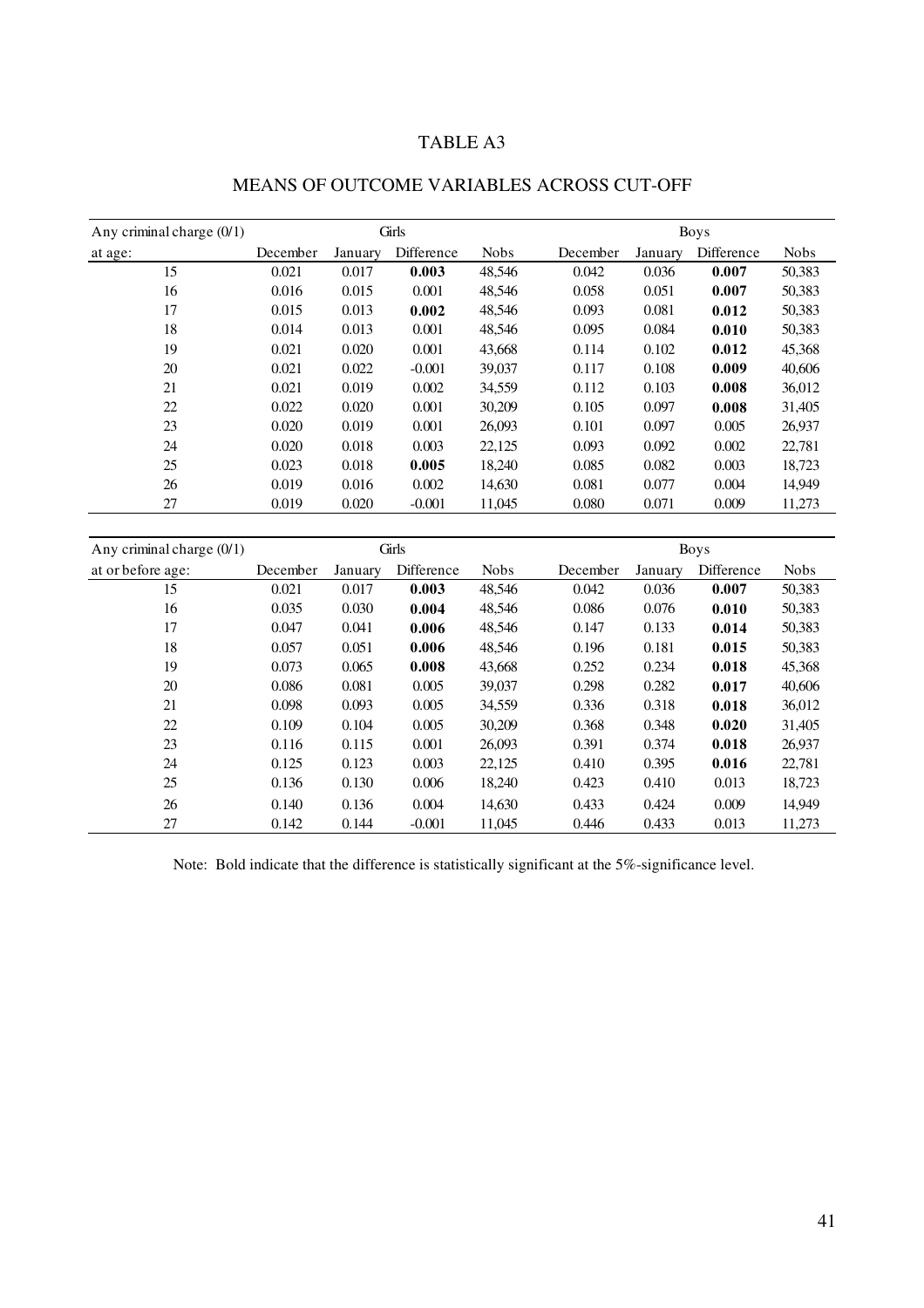# TABLE A3

## MEANS OF OUTCOME VARIABLES ACROSS CUT-OFF

| Any criminal charge (0/1) | Girls | | | | Boys | | | |
|---|---|---|---|---|---|---|---|---|
| at age: | December | January | Difference | Nobs | December | January | Difference | Nobs |
| 15 | 0.021 | 0.017 | **0.003** | 48,546 | 0.042 | 0.036 | **0.007** | 50,383 |
| 16 | 0.016 | 0.015 | 0.001 | 48,546 | 0.058 | 0.051 | **0.007** | 50,383 |
| 17 | 0.015 | 0.013 | **0.002** | 48,546 | 0.093 | 0.081 | **0.012** | 50,383 |
| 18 | 0.014 | 0.013 | 0.001 | 48,546 | 0.095 | 0.084 | **0.010** | 50,383 |
| 19 | 0.021 | 0.020 | 0.001 | 43,668 | 0.114 | 0.102 | **0.012** | 45,368 |
| 20 | 0.021 | 0.022 | -0.001 | 39,037 | 0.117 | 0.108 | **0.009** | 40,606 |
| 21 | 0.021 | 0.019 | 0.002 | 34,559 | 0.112 | 0.103 | **0.008** | 36,012 |
| 22 | 0.022 | 0.020 | 0.001 | 30,209 | 0.105 | 0.097 | **0.008** | 31,405 |
| 23 | 0.020 | 0.019 | 0.001 | 26,093 | 0.101 | 0.097 | 0.005 | 26,937 |
| 24 | 0.020 | 0.018 | 0.003 | 22,125 | 0.093 | 0.092 | 0.002 | 22,781 |
| 25 | 0.023 | 0.018 | **0.005** | 18,240 | 0.085 | 0.082 | 0.003 | 18,723 |
| 26 | 0.019 | 0.016 | 0.002 | 14,630 | 0.081 | 0.077 | 0.004 | 14,949 |
| 27 | 0.019 | 0.020 | -0.001 | 11,045 | 0.080 | 0.071 | 0.009 | 11,273 |

| Any criminal charge (0/1) | Girls | | | | Boys | | | |
|---|---|---|---|---|---|---|---|---|
| at or before age: | December | January | Difference | Nobs | December | January | Difference | Nobs |
| 15 | 0.021 | 0.017 | **0.003** | 48,546 | 0.042 | 0.036 | **0.007** | 50,383 |
| 16 | 0.035 | 0.030 | **0.004** | 48,546 | 0.086 | 0.076 | **0.010** | 50,383 |
| 17 | 0.047 | 0.041 | **0.006** | 48,546 | 0.147 | 0.133 | **0.014** | 50,383 |
| 18 | 0.057 | 0.051 | **0.006** | 48,546 | 0.196 | 0.181 | **0.015** | 50,383 |
| 19 | 0.073 | 0.065 | **0.008** | 43,668 | 0.252 | 0.234 | **0.018** | 45,368 |
| 20 | 0.086 | 0.081 | 0.005 | 39,037 | 0.298 | 0.282 | **0.017** | 40,606 |
| 21 | 0.098 | 0.093 | 0.005 | 34,559 | 0.336 | 0.318 | **0.018** | 36,012 |
| 22 | 0.109 | 0.104 | 0.005 | 30,209 | 0.368 | 0.348 | **0.020** | 31,405 |
| 23 | 0.116 | 0.115 | 0.001 | 26,093 | 0.391 | 0.374 | **0.018** | 26,937 |
| 24 | 0.125 | 0.123 | 0.003 | 22,125 | 0.410 | 0.395 | **0.016** | 22,781 |
| 25 | 0.136 | 0.130 | 0.006 | 18,240 | 0.423 | 0.410 | 0.013 | 18,723 |
| 26 | 0.140 | 0.136 | 0.004 | 14,630 | 0.433 | 0.424 | 0.009 | 14,949 |
| 27 | 0.142 | 0.144 | -0.001 | 11,045 | 0.446 | 0.433 | 0.013 | 11,273 |

Note: Bold indicate that the difference is statistically significant at the 5%-significance level.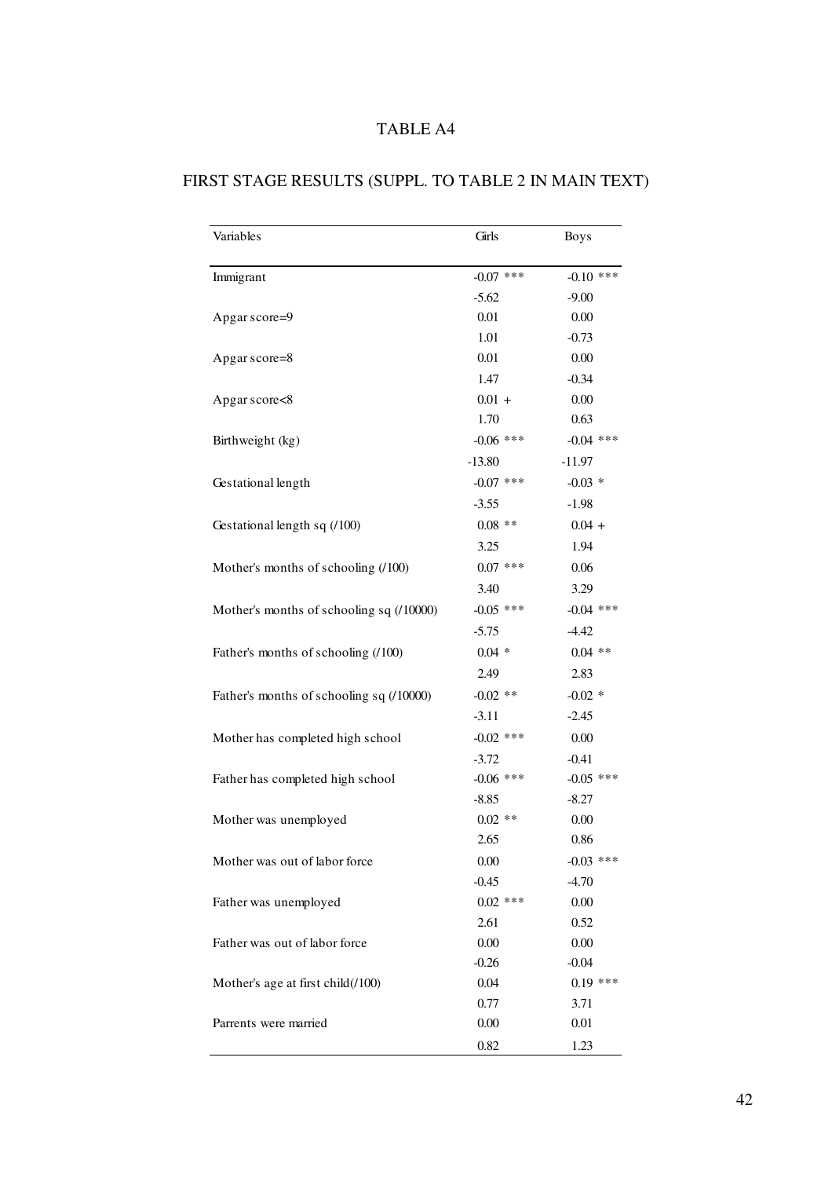# TABLE A4

## FIRST STAGE RESULTS (SUPPL. TO TABLE 2 IN MAIN TEXT)

| Variables | Girls | Boys |
|---|---|---|
| Immigrant | -0.07 *** | -0.10 *** |
| | -5.62 | -9.00 |
| Apgar score=9 | 0.01 | 0.00 |
| | 1.01 | -0.73 |
| Apgar score=8 | 0.01 | 0.00 |
| | 1.47 | -0.34 |
| Apgar score<8 | 0.01 + | 0.00 |
| | 1.70 | 0.63 |
| Birthweight (kg) | -0.06 *** | -0.04 *** |
| | -13.80 | -11.97 |
| Gestational length | -0.07 *** | -0.03 * |
| | -3.55 | -1.98 |
| Gestational length sq (/100) | 0.08 ** | 0.04 + |
| | 3.25 | 1.94 |
| Mother's months of schooling (/100) | 0.07 *** | 0.06 |
| | 3.40 | 3.29 |
| Mother's months of schooling sq (/10000) | -0.05 *** | -0.04 *** |
| | -5.75 | -4.42 |
| Father's months of schooling (/100) | 0.04 * | 0.04 ** |
| | 2.49 | 2.83 |
| Father's months of schooling sq (/10000) | -0.02 ** | -0.02 * |
| | -3.11 | -2.45 |
| Mother has completed high school | -0.02 *** | 0.00 |
| | -3.72 | -0.41 |
| Father has completed high school | -0.06 *** | -0.05 *** |
| | -8.85 | -8.27 |
| Mother was unemployed | 0.02 ** | 0.00 |
| | 2.65 | 0.86 |
| Mother was out of labor force | 0.00 | -0.03 *** |
| | -0.45 | -4.70 |
| Father was unemployed | 0.02 *** | 0.00 |
| | 2.61 | 0.52 |
| Father was out of labor force | 0.00 | 0.00 |
| | -0.26 | -0.04 |
| Mother's age at first child(/100) | 0.04 | 0.19 *** |
| | 0.77 | 3.71 |
| Parrents were married | 0.00 | 0.01 |
| | 0.82 | 1.23 |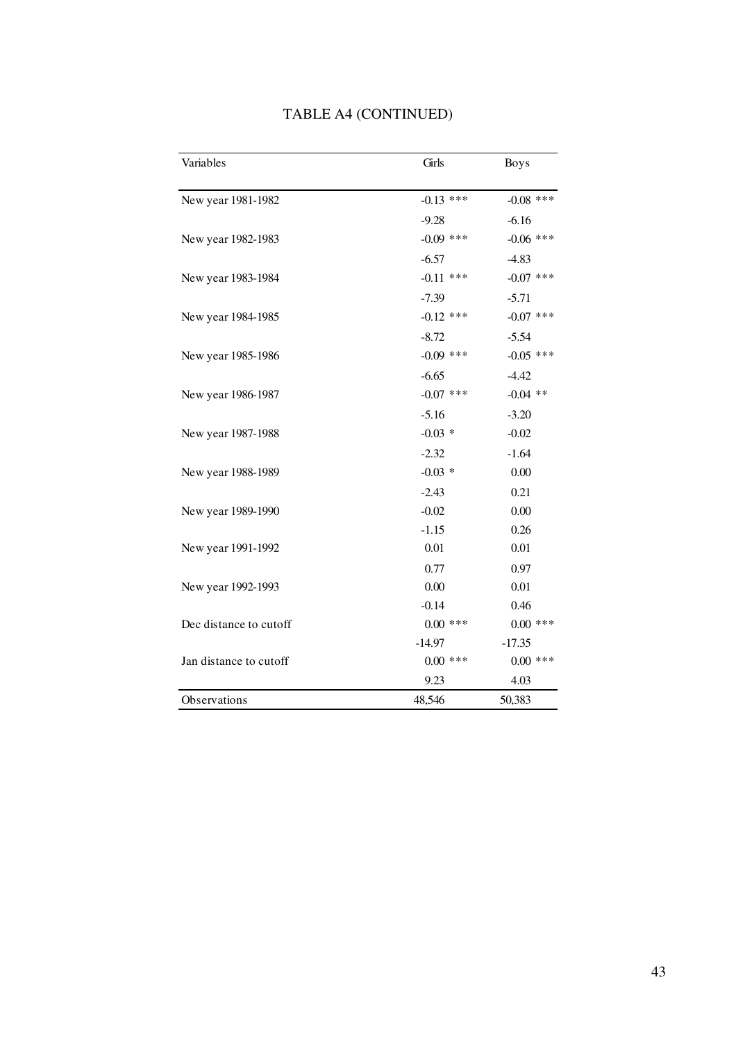# TABLE A4 (CONTINUED)

| Variables | Girls | Boys |
|---|---|---|
| New year 1981-1982 | -0.13 *** | -0.08 *** |
| | -9.28 | -6.16 |
| New year 1982-1983 | -0.09 *** | -0.06 *** |
| | -6.57 | -4.83 |
| New year 1983-1984 | -0.11 *** | -0.07 *** |
| | -7.39 | -5.71 |
| New year 1984-1985 | -0.12 *** | -0.07 *** |
| | -8.72 | -5.54 |
| New year 1985-1986 | -0.09 *** | -0.05 *** |
| | -6.65 | -4.42 |
| New year 1986-1987 | -0.07 *** | -0.04 ** |
| | -5.16 | -3.20 |
| New year 1987-1988 | -0.03 * | -0.02 |
| | -2.32 | -1.64 |
| New year 1988-1989 | -0.03 * | 0.00 |
| | -2.43 | 0.21 |
| New year 1989-1990 | -0.02 | 0.00 |
| | -1.15 | 0.26 |
| New year 1991-1992 | 0.01 | 0.01 |
| | 0.77 | 0.97 |
| New year 1992-1993 | 0.00 | 0.01 |
| | -0.14 | 0.46 |
| Dec distance to cutoff | 0.00 *** | 0.00 *** |
| | -14.97 | -17.35 |
| Jan distance to cutoff | 0.00 *** | 0.00 *** |
| | 9.23 | 4.03 |
| Observations | 48,546 | 50,383 |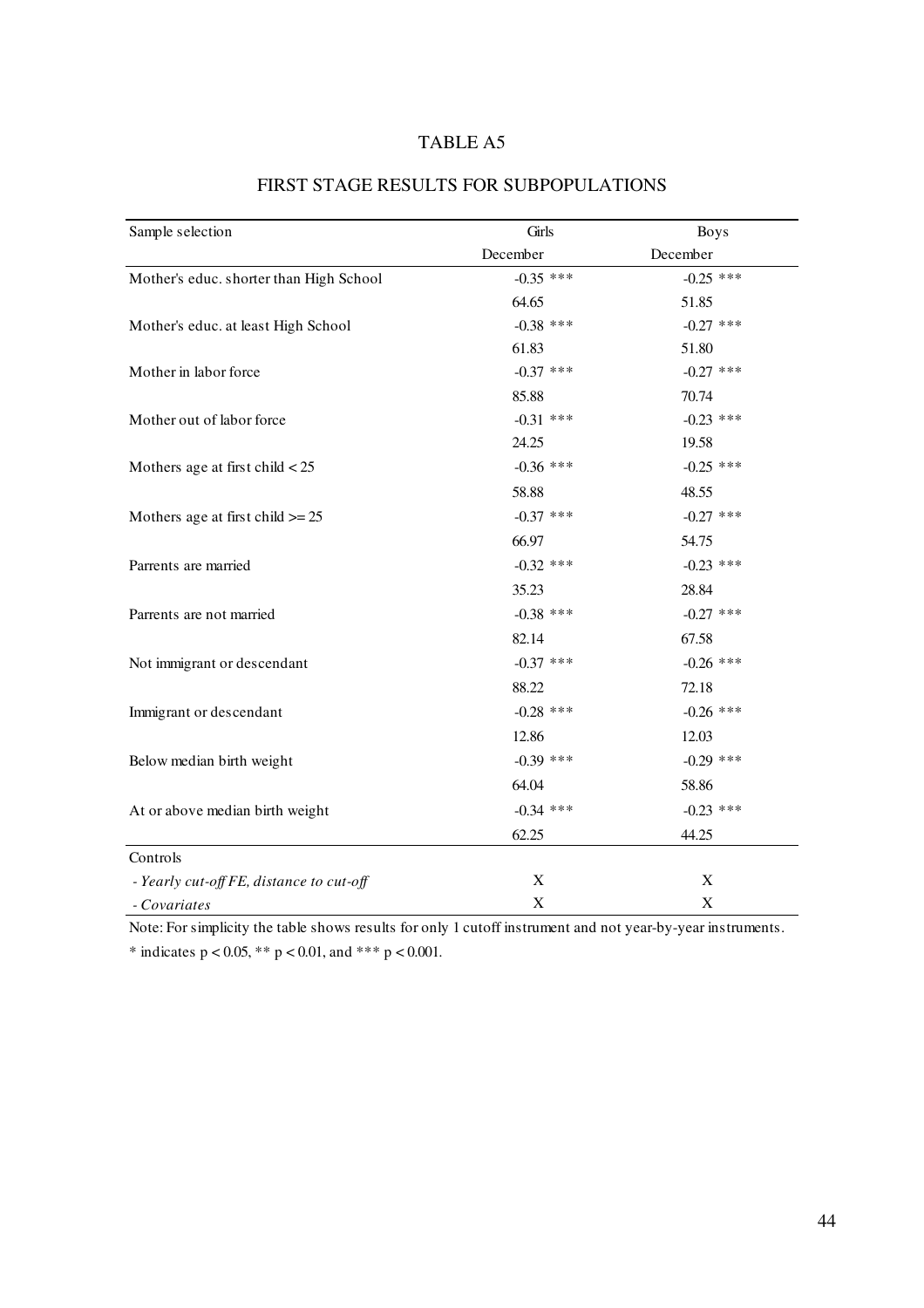# TABLE A5

## FIRST STAGE RESULTS FOR SUBPOPULATIONS

| Sample selection | Girls | Boys |
|---|---|---|
| | December | December |
| Mother's educ. shorter than High School | -0.35 *** | -0.25 *** |
| | 64.65 | 51.85 |
| Mother's educ. at least High School | -0.38 *** | -0.27 *** |
| | 61.83 | 51.80 |
| Mother in labor force | -0.37 *** | -0.27 *** |
| | 85.88 | 70.74 |
| Mother out of labor force | -0.31 *** | -0.23 *** |
| | 24.25 | 19.58 |
| Mothers age at first child < 25 | -0.36 *** | -0.25 *** |
| | 58.88 | 48.55 |
| Mothers age at first child >= 25 | -0.37 *** | -0.27 *** |
| | 66.97 | 54.75 |
| Parrents are married | -0.32 *** | -0.23 *** |
| | 35.23 | 28.84 |
| Parrents are not married | -0.38 *** | -0.27 *** |
| | 82.14 | 67.58 |
| Not immigrant or descendant | -0.37 *** | -0.26 *** |
| | 88.22 | 72.18 |
| Immigrant or descendant | -0.28 *** | -0.26 *** |
| | 12.86 | 12.03 |
| Below median birth weight | -0.39 *** | -0.29 *** |
| | 64.04 | 58.86 |
| At or above median birth weight | -0.34 *** | -0.23 *** |
| | 62.25 | 44.25 |
| Controls | | |
| *- Yearly cut-off FE, distance to cut-off* | X | X |
| *- Covariates* | X | X |

Note: For simplicity the table shows results for only 1 cutoff instrument and not year-by-year instruments.

* indicates $p < 0.05$, ** $p < 0.01$, and *** $p < 0.001$.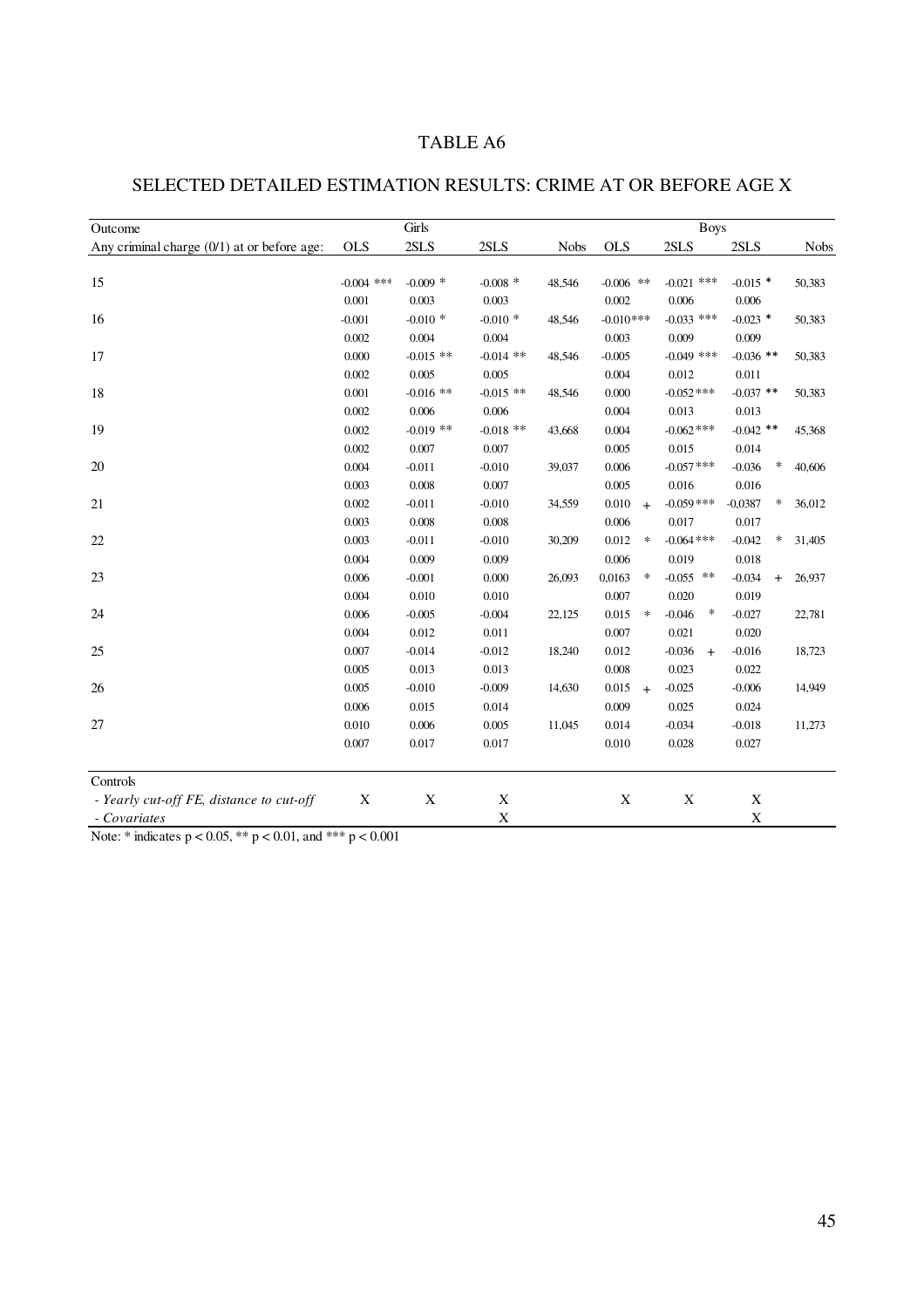# TABLE A6

## SELECTED DETAILED ESTIMATION RESULTS: CRIME AT OR BEFORE AGE X

| Outcome | Girls | | | | Boys | | | |
|---|---|---|---|---|---|---|---|---|
| Any criminal charge (0/1) at or before age: | OLS | 2SLS | 2SLS | Nobs | OLS | 2SLS | 2SLS | Nobs |
| 15 | -0.004 *** | -0.009 * | -0.008 * | 48,546 | -0.006 ** | -0.021 *** | -0.015 * | 50,383 |
| | 0.001 | 0.003 | 0.003 | | 0.002 | 0.006 | 0.006 | |
| 16 | -0.001 | -0.010 * | -0.010 * | 48,546 | -0.010*** | -0.033 *** | -0.023 * | 50,383 |
| | 0.002 | 0.004 | 0.004 | | 0.003 | 0.009 | 0.009 | |
| 17 | 0.000 | -0.015 ** | -0.014 ** | 48,546 | -0.005 | -0.049 *** | -0.036 ** | 50,383 |
| | 0.002 | 0.005 | 0.005 | | 0.004 | 0.012 | 0.011 | |
| 18 | 0.001 | -0.016 ** | -0.015 ** | 48,546 | 0.000 | -0.052*** | -0.037 ** | 50,383 |
| | 0.002 | 0.006 | 0.006 | | 0.004 | 0.013 | 0.013 | |
| 19 | 0.002 | -0.019 ** | -0.018 ** | 43,668 | 0.004 | -0.062*** | -0.042 ** | 45,368 |
| | 0.002 | 0.007 | 0.007 | | 0.005 | 0.015 | 0.014 | |
| 20 | 0.004 | -0.011 | -0.010 | 39,037 | 0.006 | -0.057*** | -0.036 * | 40,606 |
| | 0.003 | 0.008 | 0.007 | | 0.005 | 0.016 | 0.016 | |
| 21 | 0.002 | -0.011 | -0.010 | 34,559 | 0.010 + | -0.059*** | -0,0387 * | 36,012 |
| | 0.003 | 0.008 | 0.008 | | 0.006 | 0.017 | 0.017 | |
| 22 | 0.003 | -0.011 | -0.010 | 30,209 | 0.012 * | -0.064*** | -0.042 * | 31,405 |
| | 0.004 | 0.009 | 0.009 | | 0.006 | 0.019 | 0.018 | |
| 23 | 0.006 | -0.001 | 0.000 | 26,093 | 0,0163 * | -0.055 ** | -0.034 + | 26,937 |
| | 0.004 | 0.010 | 0.010 | | 0.007 | 0.020 | 0.019 | |
| 24 | 0.006 | -0.005 | -0.004 | 22,125 | 0.015 * | -0.046 * | -0.027 | 22,781 |
| | 0.004 | 0.012 | 0.011 | | 0.007 | 0.021 | 0.020 | |
| 25 | 0.007 | -0.014 | -0.012 | 18,240 | 0.012 | -0.036 + | -0.016 | 18,723 |
| | 0.005 | 0.013 | 0.013 | | 0.008 | 0.023 | 0.022 | |
| 26 | 0.005 | -0.010 | -0.009 | 14,630 | 0.015 + | -0.025 | -0.006 | 14,949 |
| | 0.006 | 0.015 | 0.014 | | 0.009 | 0.025 | 0.024 | |
| 27 | 0.010 | 0.006 | 0.005 | 11,045 | 0.014 | -0.034 | -0.018 | 11,273 |
| | 0.007 | 0.017 | 0.017 | | 0.010 | 0.028 | 0.027 | |
| Controls | | | | | | | | |
| *- Yearly cut-off FE, distance to cut-off* | X | X | X | | X | X | X | |
| *- Covariates* | | | X | | | | X | |

Note: * indicates $p < 0.05$, ** $p < 0.01$, and *** $p < 0.001$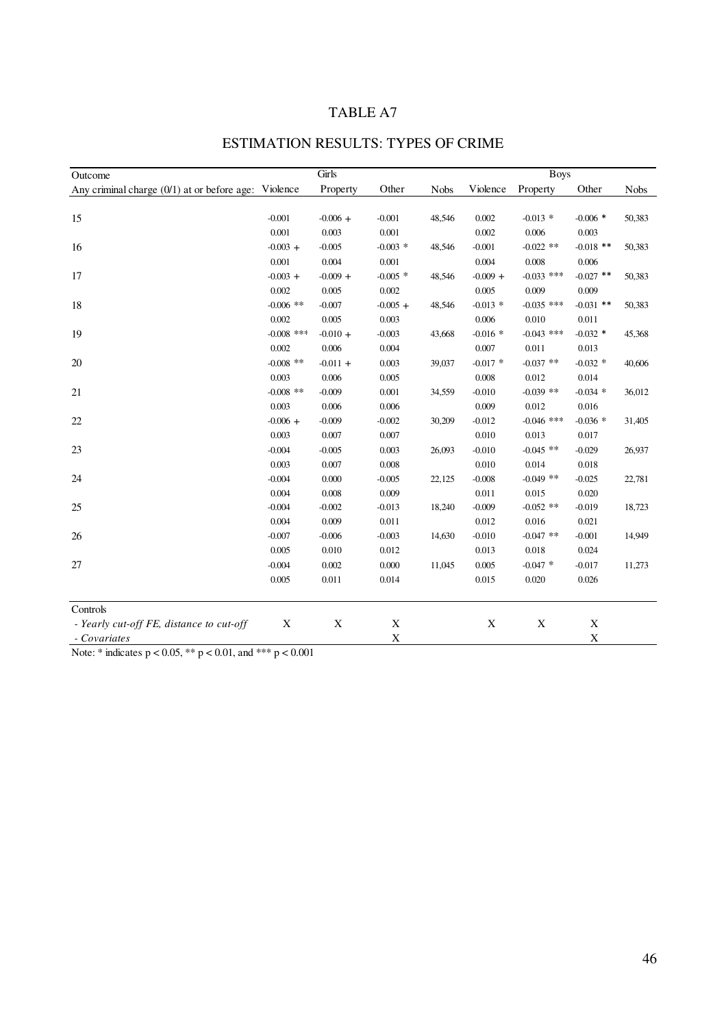# TABLE A7

## ESTIMATION RESULTS: TYPES OF CRIME

| Outcome | Girls | | | | Boys | | | |
|---|---|---|---|---|---|---|---|---|
| Any criminal charge (0/1) at or before age: | Violence | Property | Other | Nobs | Violence | Property | Other | Nobs |
| 15 | -0.001 | -0.006 + | -0.001 | 48,546 | 0.002 | -0.013 * | -0.006 * | 50,383 |
| | 0.001 | 0.003 | 0.001 | | 0.002 | 0.006 | 0.003 | |
| 16 | -0.003 + | -0.005 | -0.003 * | 48,546 | -0.001 | -0.022 ** | -0.018 ** | 50,383 |
| | 0.001 | 0.004 | 0.001 | | 0.004 | 0.008 | 0.006 | |
| 17 | -0.003 + | -0.009 + | -0.005 * | 48,546 | -0.009 + | -0.033 *** | -0.027 ** | 50,383 |
| | 0.002 | 0.005 | 0.002 | | 0.005 | 0.009 | 0.009 | |
| 18 | -0.006 ** | -0.007 | -0.005 + | 48,546 | -0.013 * | -0.035 *** | -0.031 ** | 50,383 |
| | 0.002 | 0.005 | 0.003 | | 0.006 | 0.010 | 0.011 | |
| 19 | -0.008 *** | -0.010 + | -0.003 | 43,668 | -0.016 * | -0.043 *** | -0.032 * | 45,368 |
| | 0.002 | 0.006 | 0.004 | | 0.007 | 0.011 | 0.013 | |
| 20 | -0.008 ** | -0.011 + | 0.003 | 39,037 | -0.017 * | -0.037 ** | -0.032 * | 40,606 |
| | 0.003 | 0.006 | 0.005 | | 0.008 | 0.012 | 0.014 | |
| 21 | -0.008 ** | -0.009 | 0.001 | 34,559 | -0.010 | -0.039 ** | -0.034 * | 36,012 |
| | 0.003 | 0.006 | 0.006 | | 0.009 | 0.012 | 0.016 | |
| 22 | -0.006 + | -0.009 | -0.002 | 30,209 | -0.012 | -0.046 *** | -0.036 * | 31,405 |
| | 0.003 | 0.007 | 0.007 | | 0.010 | 0.013 | 0.017 | |
| 23 | -0.004 | -0.005 | 0.003 | 26,093 | -0.010 | -0.045 ** | -0.029 | 26,937 |
| | 0.003 | 0.007 | 0.008 | | 0.010 | 0.014 | 0.018 | |
| 24 | -0.004 | 0.000 | -0.005 | 22,125 | -0.008 | -0.049 ** | -0.025 | 22,781 |
| | 0.004 | 0.008 | 0.009 | | 0.011 | 0.015 | 0.020 | |
| 25 | -0.004 | -0.002 | -0.013 | 18,240 | -0.009 | -0.052 ** | -0.019 | 18,723 |
| | 0.004 | 0.009 | 0.011 | | 0.012 | 0.016 | 0.021 | |
| 26 | -0.007 | -0.006 | -0.003 | 14,630 | -0.010 | -0.047 ** | -0.001 | 14,949 |
| | 0.005 | 0.010 | 0.012 | | 0.013 | 0.018 | 0.024 | |
| 27 | -0.004 | 0.002 | 0.000 | 11,045 | 0.005 | -0.047 * | -0.017 | 11,273 |
| | 0.005 | 0.011 | 0.014 | | 0.015 | 0.020 | 0.026 | |
| Controls | | | | | | | | |
| *- Yearly cut-off FE, distance to cut-off* | X | X | X | | X | X | X | |
| *- Covariates* | | | X | | | | X | |

Note: * indicates $p < 0.05$, ** $p < 0.01$, and *** $p < 0.001$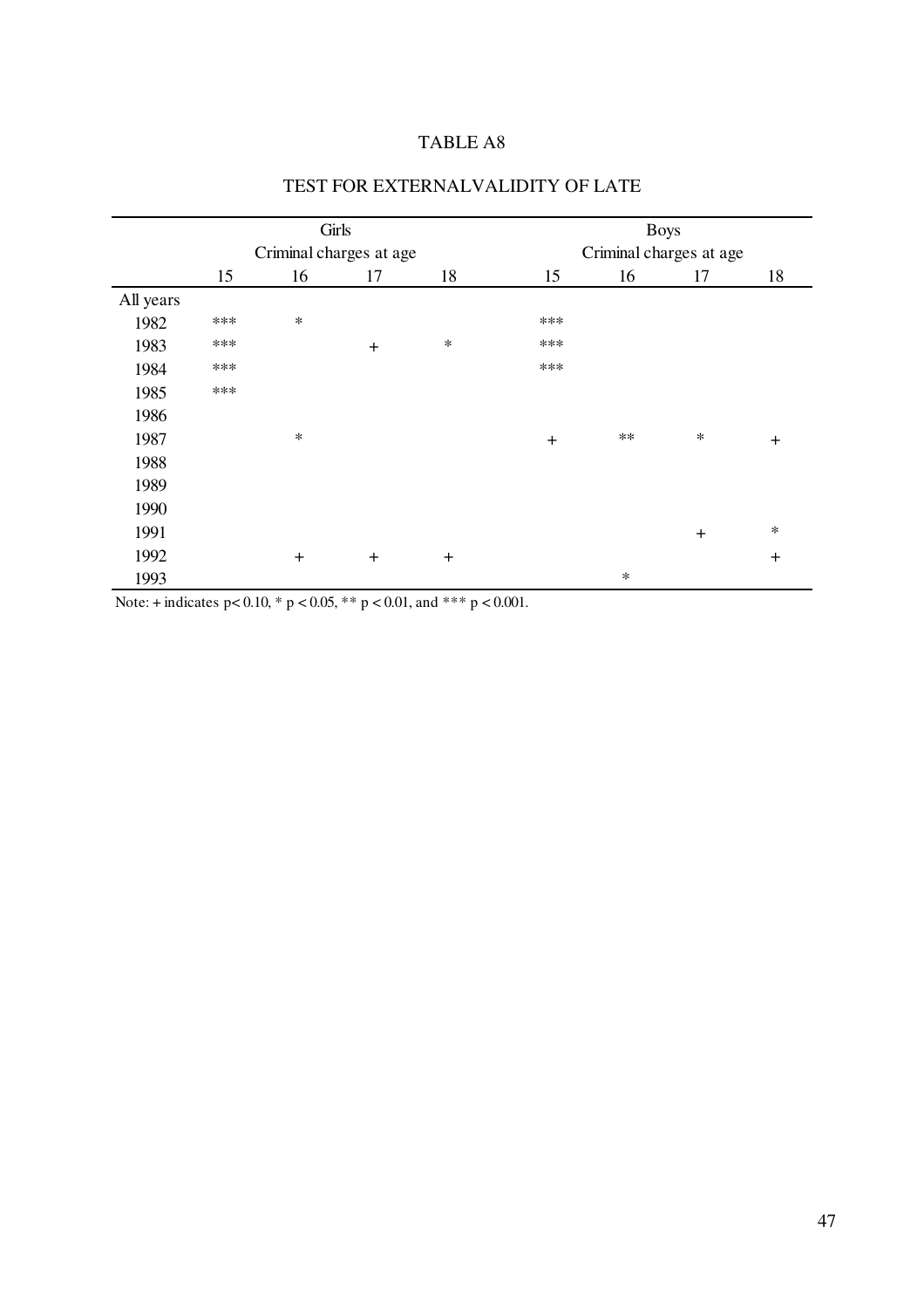TABLE A8

TEST FOR EXTERNALVALIDITY OF LATE

| | Girls | | | | Boys | | | |
|---|---|---|---|---|---|---|---|---|
| | Criminal charges at age | | | | Criminal charges at age | | | |
| | 15 | 16 | 17 | 18 | 15 | 16 | 17 | 18 |
| All years | | | | | | | | |
| 1982 | *** | * | | | *** | | | |
| 1983 | *** | | + | * | *** | | | |
| 1984 | *** | | | | *** | | | |
| 1985 | *** | | | | | | | |
| 1986 | | | | | | | | |
| 1987 | | * | | | + | ** | * | + |
| 1988 | | | | | | | | |
| 1989 | | | | | | | | |
| 1990 | | | | | | | | |
| 1991 | | | | | | | + | * |
| 1992 | | + | + | + | | | | + |
| 1993 | | | | | | * | | |

Note: + indicates $p < 0.10$, * $p < 0.05$, ** $p < 0.01$, and *** $p < 0.001$.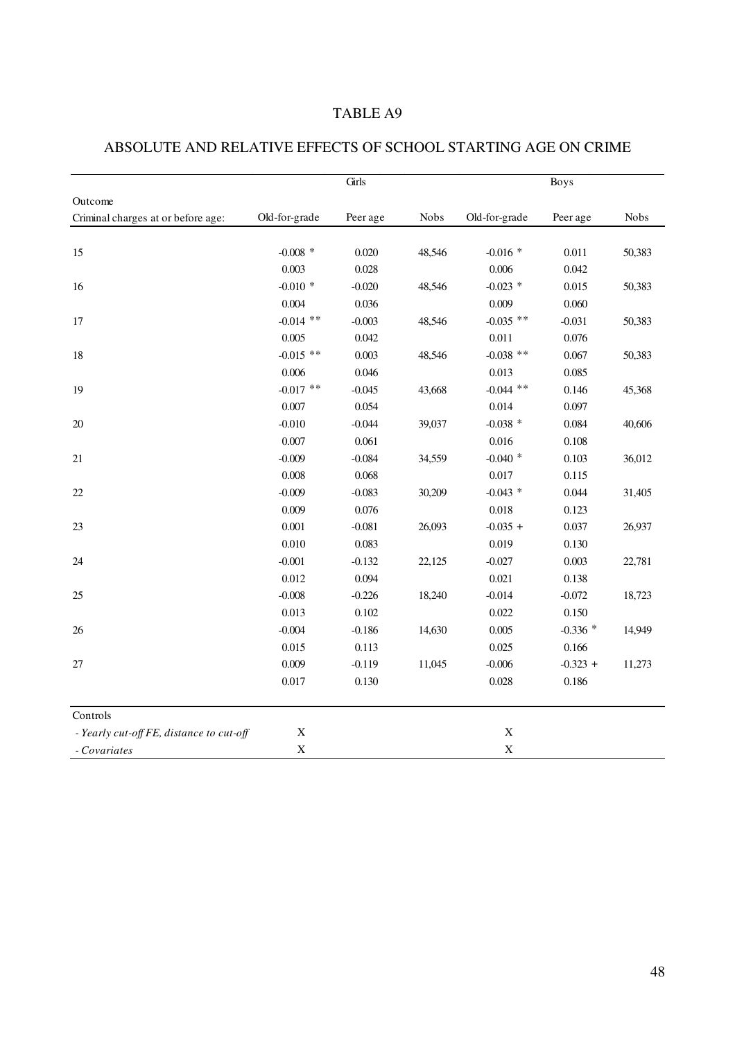# TABLE A9

## ABSOLUTE AND RELATIVE EFFECTS OF SCHOOL STARTING AGE ON CRIME

| | Girls | | | Boys | | |
|---|---|---|---|---|---|---|
| Outcome<br>Criminal charges at or before age: | Old-for-grade | Peer age | Nobs | Old-for-grade | Peer age | Nobs |
| 15 | -0.008 * | 0.020 | 48,546 | -0.016 * | 0.011 | 50,383 |
| | 0.003 | 0.028 | | 0.006 | 0.042 | |
| 16 | -0.010 * | -0.020 | 48,546 | -0.023 * | 0.015 | 50,383 |
| | 0.004 | 0.036 | | 0.009 | 0.060 | |
| 17 | -0.014 ** | -0.003 | 48,546 | -0.035 ** | -0.031 | 50,383 |
| | 0.005 | 0.042 | | 0.011 | 0.076 | |
| 18 | -0.015 ** | 0.003 | 48,546 | -0.038 ** | 0.067 | 50,383 |
| | 0.006 | 0.046 | | 0.013 | 0.085 | |
| 19 | -0.017 ** | -0.045 | 43,668 | -0.044 ** | 0.146 | 45,368 |
| | 0.007 | 0.054 | | 0.014 | 0.097 | |
| 20 | -0.010 | -0.044 | 39,037 | -0.038 * | 0.084 | 40,606 |
| | 0.007 | 0.061 | | 0.016 | 0.108 | |
| 21 | -0.009 | -0.084 | 34,559 | -0.040 * | 0.103 | 36,012 |
| | 0.008 | 0.068 | | 0.017 | 0.115 | |
| 22 | -0.009 | -0.083 | 30,209 | -0.043 * | 0.044 | 31,405 |
| | 0.009 | 0.076 | | 0.018 | 0.123 | |
| 23 | 0.001 | -0.081 | 26,093 | -0.035 + | 0.037 | 26,937 |
| | 0.010 | 0.083 | | 0.019 | 0.130 | |
| 24 | -0.001 | -0.132 | 22,125 | -0.027 | 0.003 | 22,781 |
| | 0.012 | 0.094 | | 0.021 | 0.138 | |
| 25 | -0.008 | -0.226 | 18,240 | -0.014 | -0.072 | 18,723 |
| | 0.013 | 0.102 | | 0.022 | 0.150 | |
| 26 | -0.004 | -0.186 | 14,630 | 0.005 | -0.336 * | 14,949 |
| | 0.015 | 0.113 | | 0.025 | 0.166 | |
| 27 | 0.009 | -0.119 | 11,045 | -0.006 | -0.323 + | 11,273 |
| | 0.017 | 0.130 | | 0.028 | 0.186 | |
| Controls | | | | | | |
| *- Yearly cut-off FE, distance to cut-off* | X | | | X | | |
| *- Covariates* | X | | | X | | |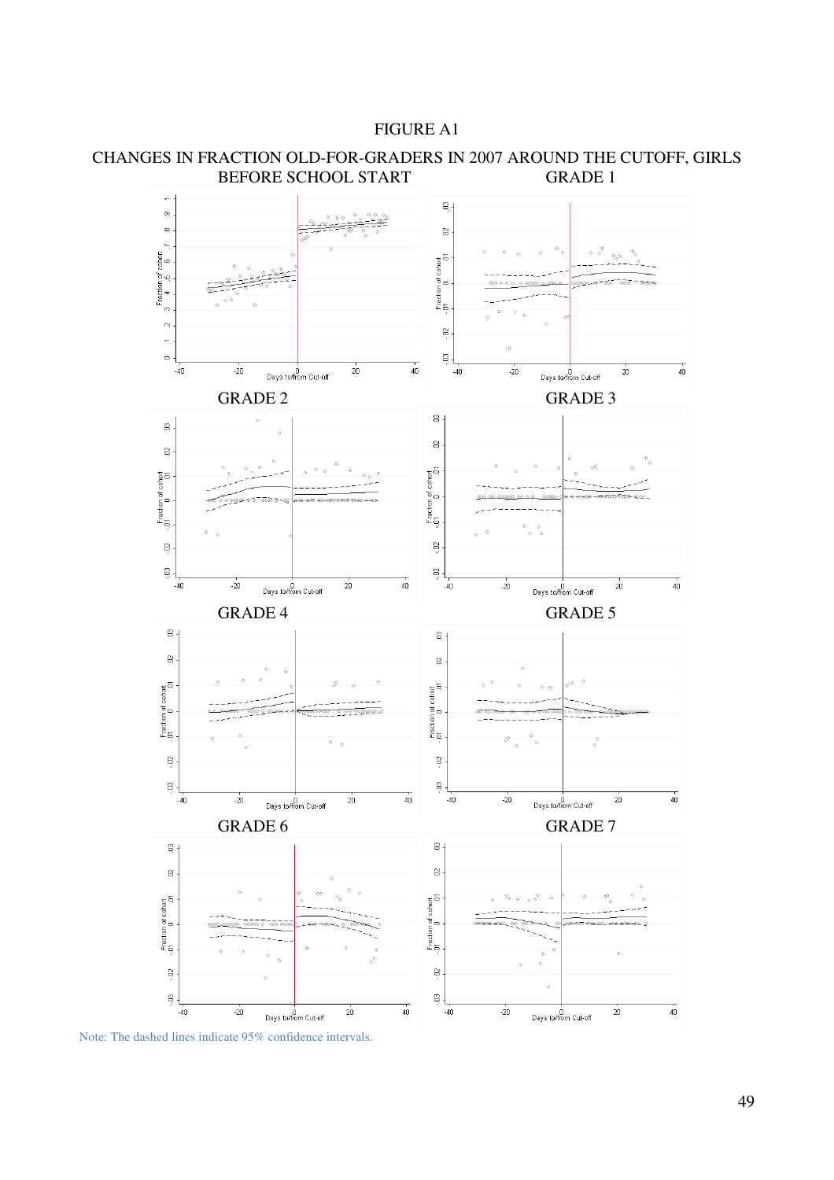FIGURE A1

CHANGES IN FRACTION OLD-FOR-GRADERS IN 2007 AROUND THE CUTOFF, GIRLS

BEFORE SCHOOL START

GRADE 1

GRADE 2

GRADE 3

GRADE 4

GRADE 5

GRADE 6

GRADE 7

Note: The dashed lines indicate 95% confidence intervals.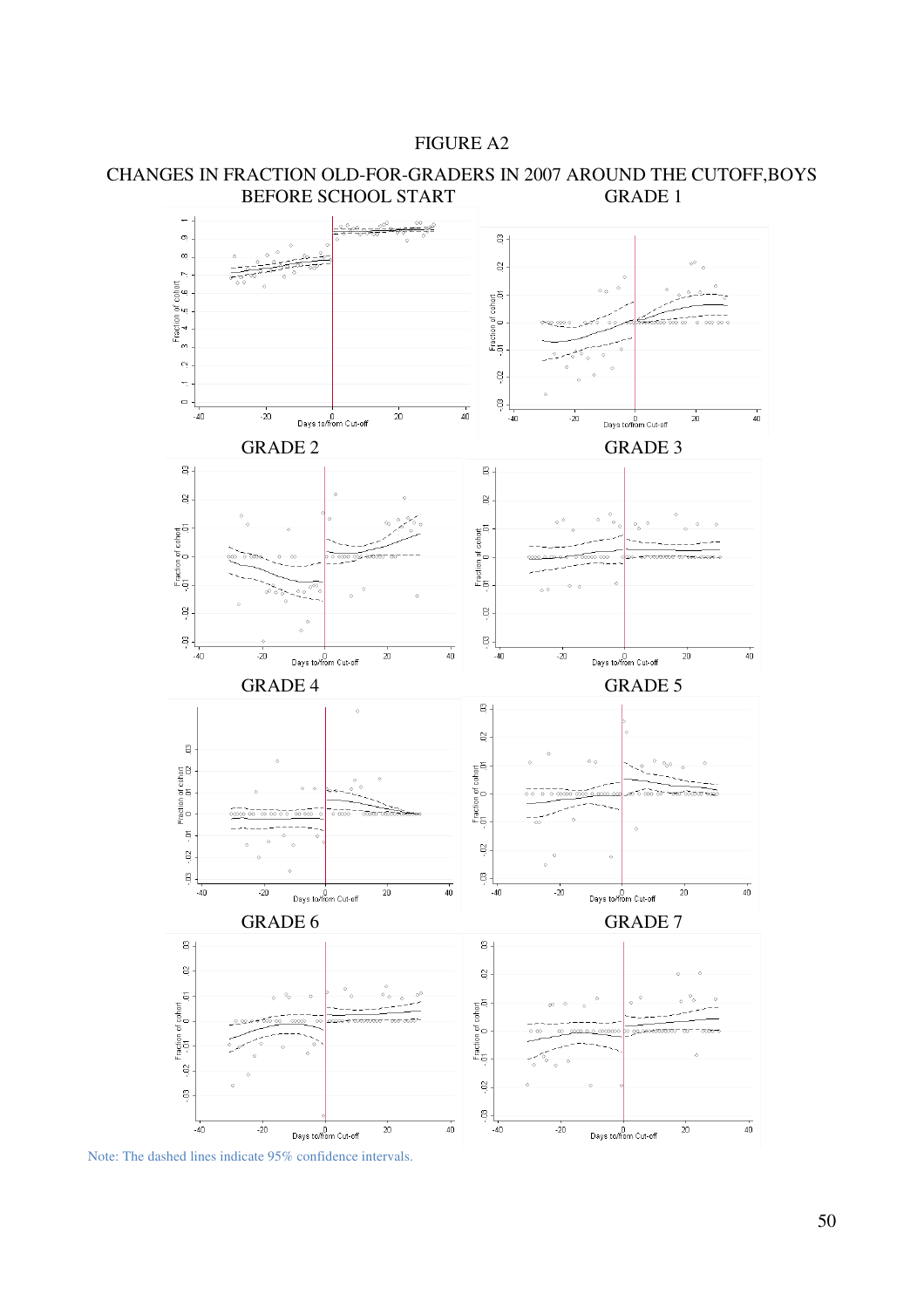FIGURE A2

CHANGES IN FRACTION OLD-FOR-GRADERS IN 2007 AROUND THE CUTOFF, BOYS

BEFORE SCHOOL START

GRADE 1

GRADE 2

GRADE 3

GRADE 4

GRADE 5

GRADE 6

GRADE 7

Note: The dashed lines indicate 95% confidence intervals.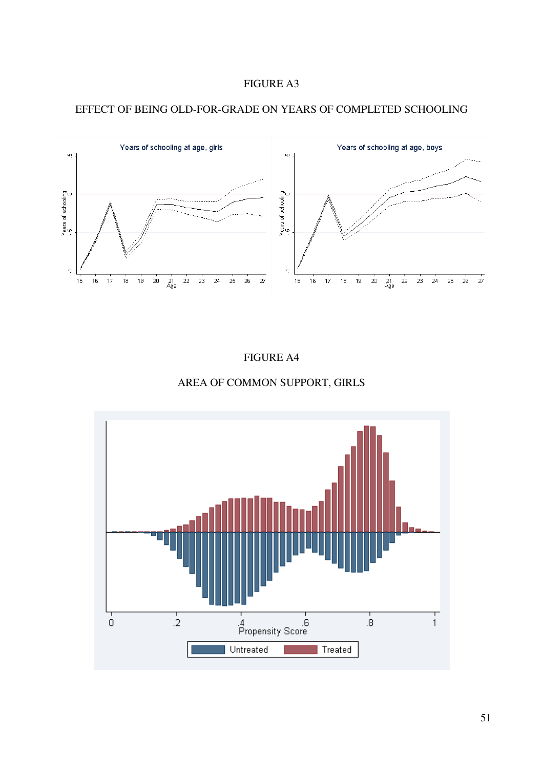FIGURE A3

EFFECT OF BEING OLD-FOR-GRADE ON YEARS OF COMPLETED SCHOOLING

FIGURE A4

AREA OF COMMON SUPPORT, GIRLS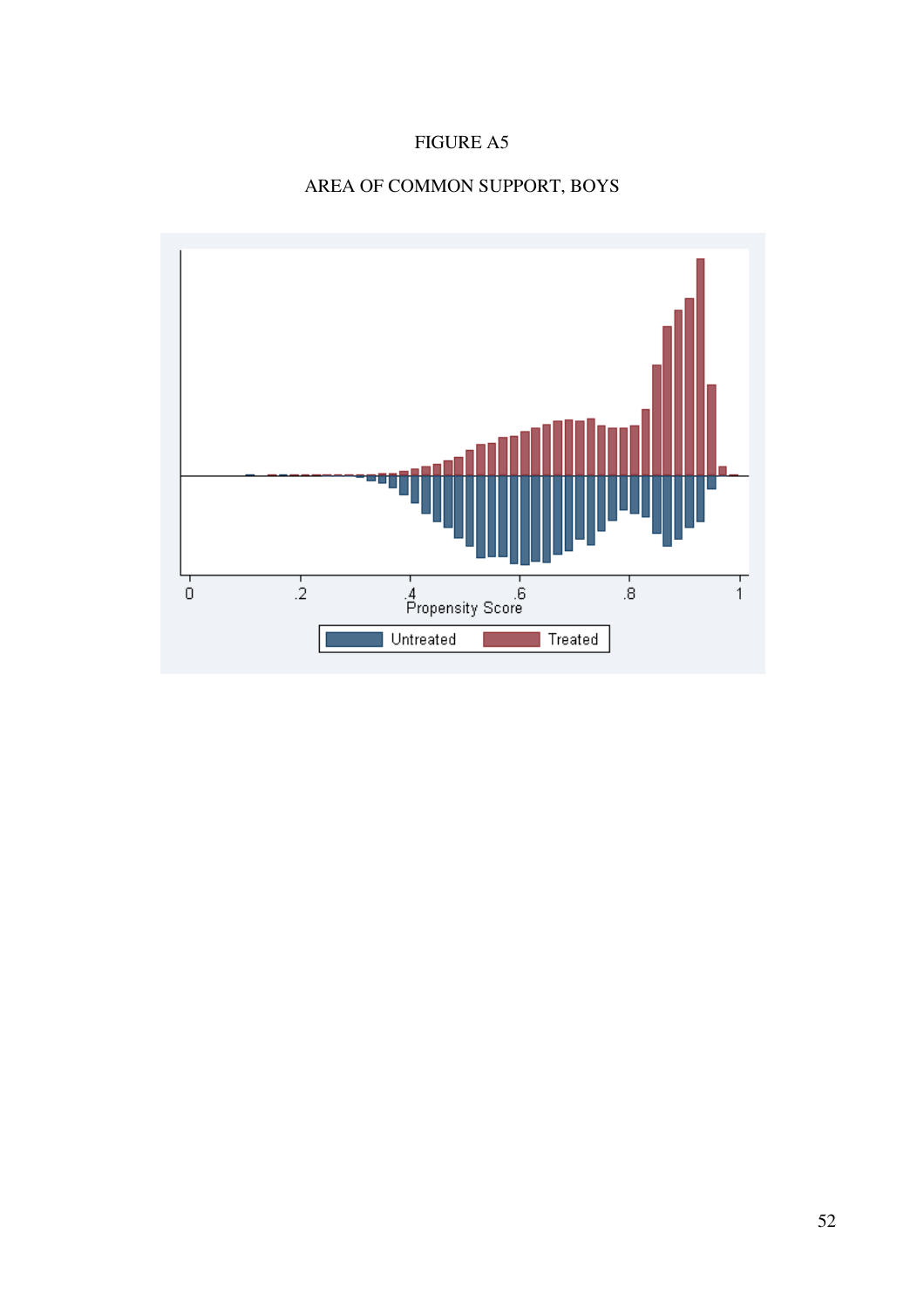FIGURE A5

AREA OF COMMON SUPPORT, BOYS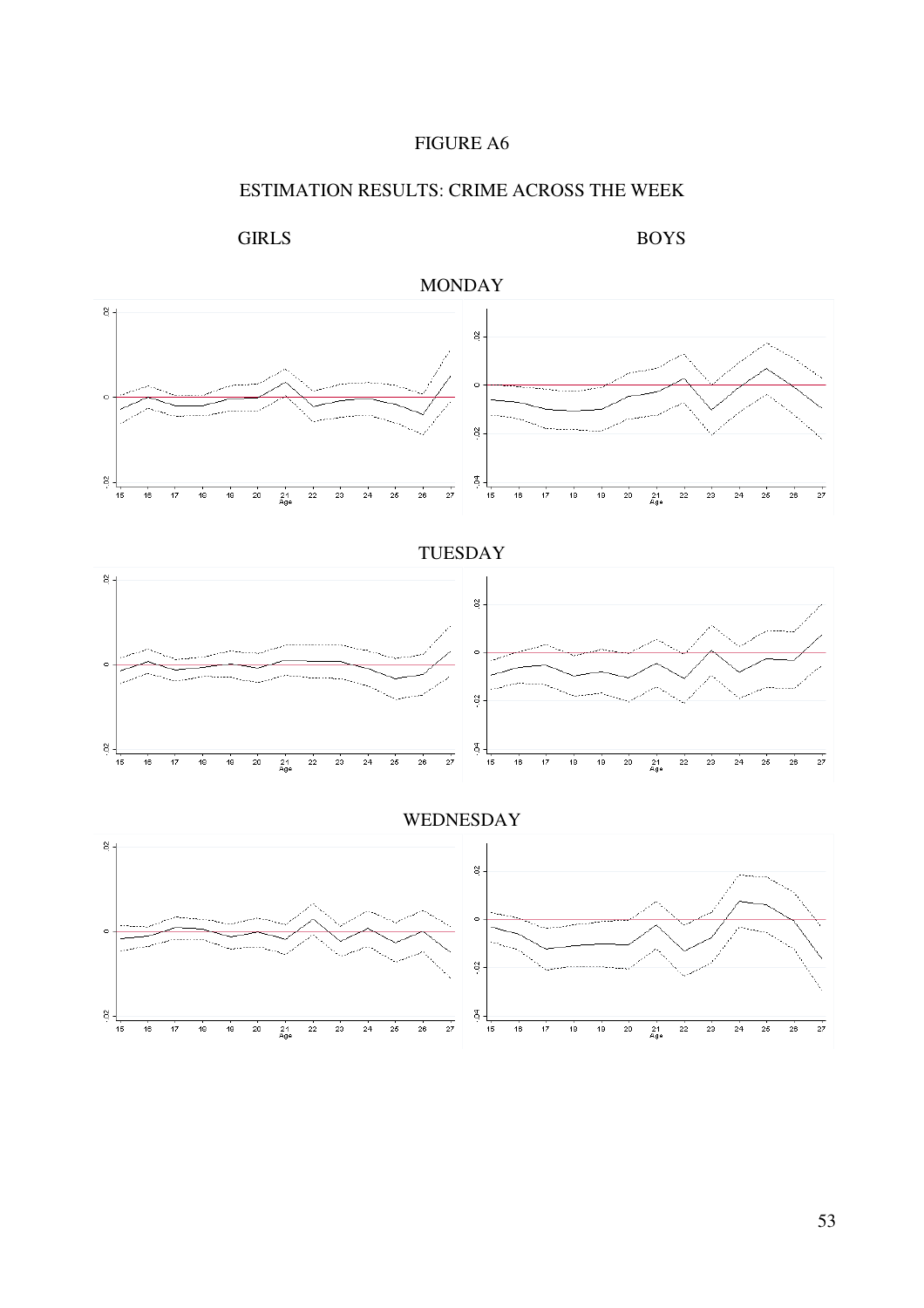FIGURE A6

ESTIMATION RESULTS: CRIME ACROSS THE WEEK

GIRLS BOYS

MONDAY

TUESDAY

WEDNESDAY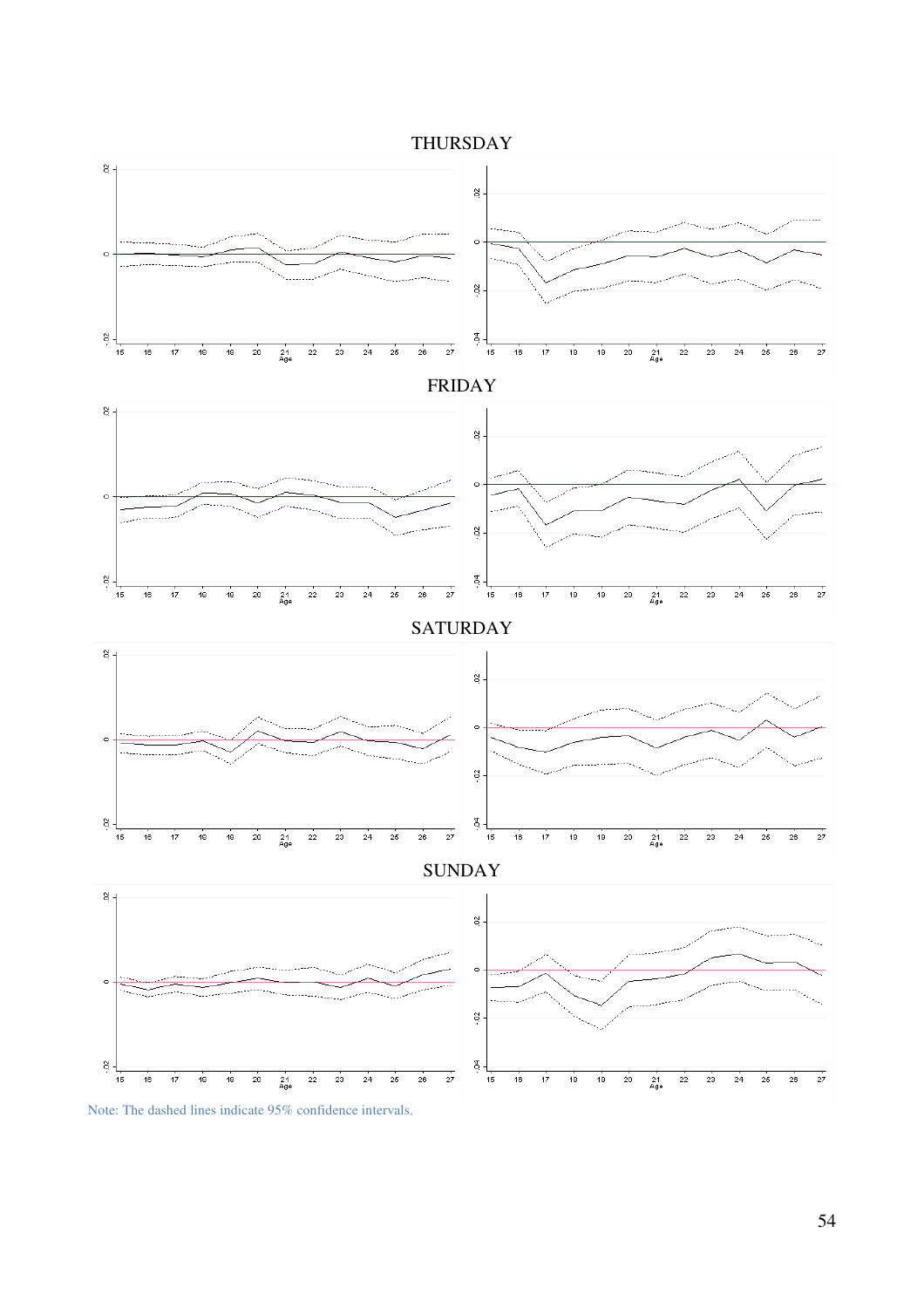THURSDAY

FRIDAY

SATURDAY

SUNDAY

Note: The dashed lines indicate 95% confidence intervals.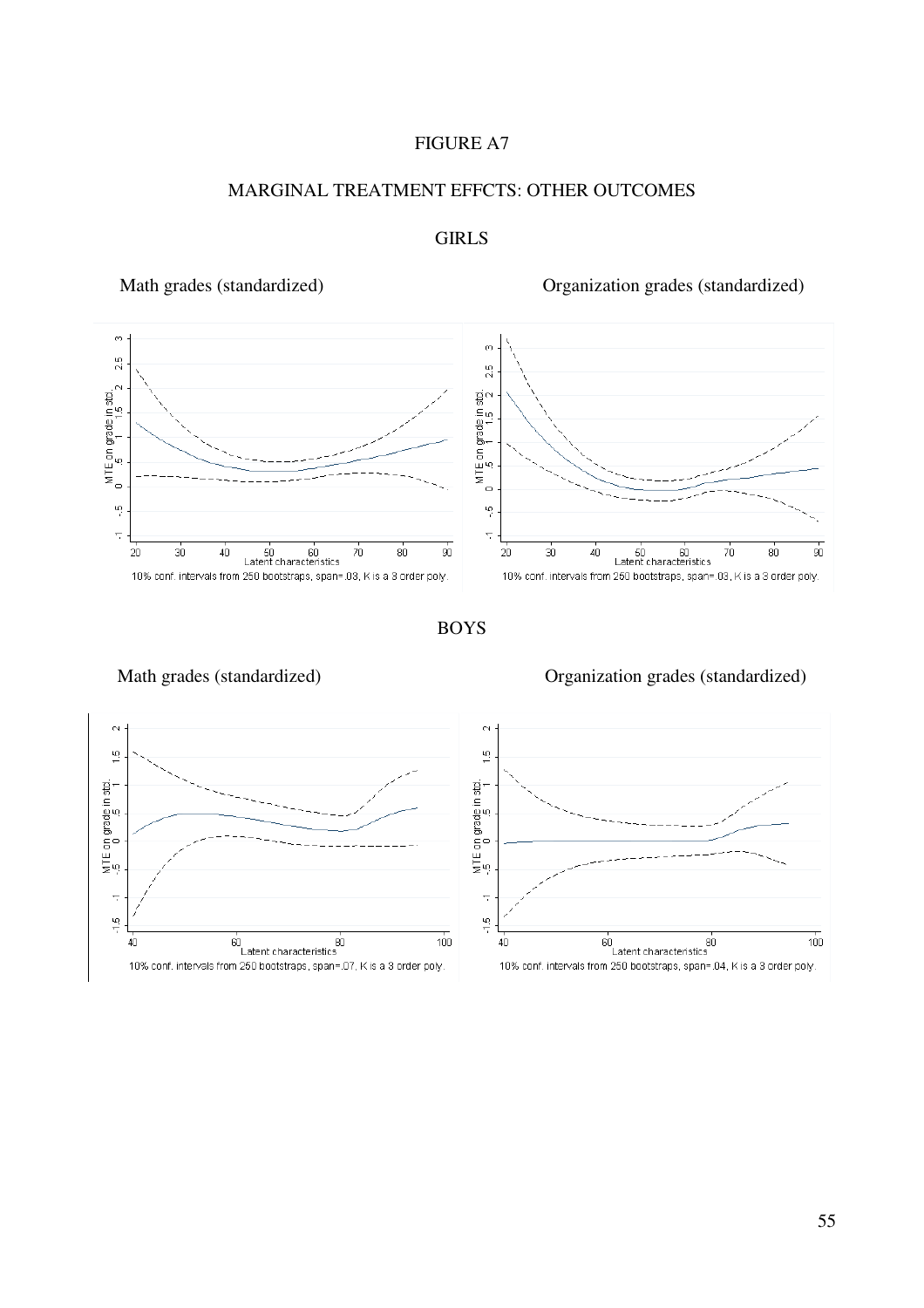FIGURE A7

MARGINAL TREATMENT EFFCTS: OTHER OUTCOMES

GIRLS

Math grades (standardized)

MTE on grade in std.

-1
-.5
0
.5
1
1.5
2
2.5
3

20 30 40 50 60 70 80 90

Latent characteristics

10% conf. intervals from 250 bootstraps, span=.03, K is a 3 order poly.

Organization grades (standardized)

MTE on grade in std.

-1
-.5
0
.5
1
1.5
2
2.5
3

20 30 40 50 60 70 80 90

Latent characteristics

10% conf. intervals from 250 bootstraps, span=.03, K is a 3 order poly.

BOYS

Math grades (standardized)

MTE on grade in std.

-1.5
-1
-.5
0
.5
1
1.5
2

40 60 80 100

Latent characteristics

10% conf. intervals from 250 bootstraps, span=.07, K is a 3 order poly.

Organization grades (standardized)

MTE on grade in std.

-1.5
-1
-.5
0
.5
1
1.5
2

40 60 80 100

Latent characteristics

10% conf. intervals from 250 bootstraps, span=.04, K is a 3 order poly.